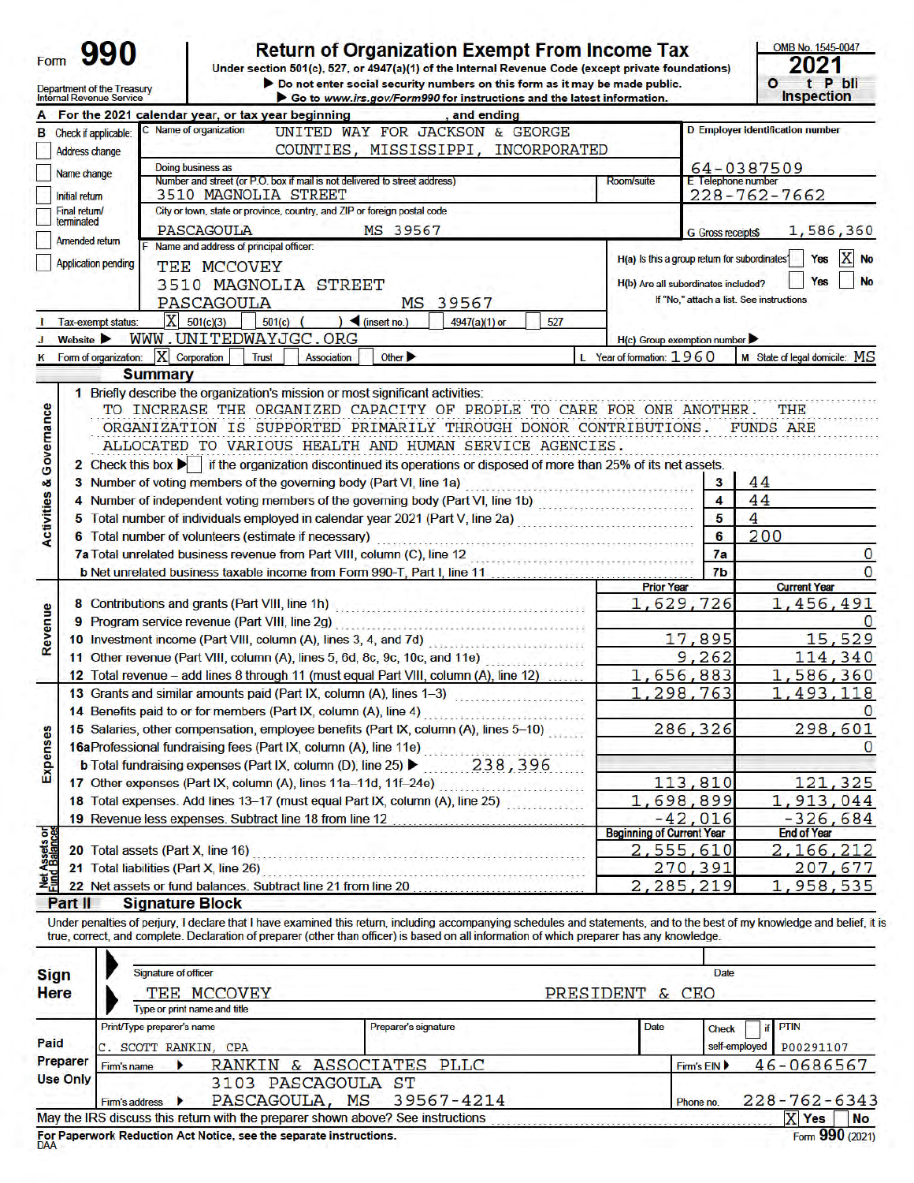Form **990**

# Return of Organization Exempt From Income Tax

Under section 501(c), 527, or 4947(a)(1) of the Internal Revenue Code (except private foundations)

▶ Do not enter social security numbers on this form as it may be made public.

▶ Go to www.irs.gov/Form990 for instructions and the latest information.

Department of the Treasury
Internal Revenue Service

OMB No. 1545-0047

**2021**

**Open to Public Inspection**

**A** For the 2021 calendar year, or tax year beginning , and ending

**B** Check if applicable:
- [ ] Address change
- [ ] Name change
- [ ] Initial return
- [ ] Final return/terminated
- [ ] Amended return
- [ ] Application pending

**C** Name of organization: UNITED WAY FOR JACKSON & GEORGE COUNTIES, MISSISSIPPI, INCORPORATED

Doing business as

Number and street (or P.O. box if mail is not delivered to street address): 3510 MAGNOLIA STREET — Room/suite

City or town, state or province, country, and ZIP or foreign postal code: PASCAGOULA MS 39567

**D** Employer identification number: 64-0387509

**E** Telephone number: 228-762-7662

**G** Gross receipts $ 1,586,360

**F** Name and address of principal officer: TEE MCCOVEY, 3510 MAGNOLIA STREET, PASCAGOULA MS 39567

H(a) Is this a group return for subordinates? [ ] Yes [X] No

H(b) Are all subordinates included? [ ] Yes [ ] No
If "No," attach a list. See instructions

**I** Tax-exempt status: [X] 501(c)(3) [ ] 501(c) ( ) ◀ (insert no.) [ ] 4947(a)(1) or [ ] 527

**J** Website ▶ WWW.UNITEDWAYJGC.ORG

H(c) Group exemption number ▶

**K** Form of organization: [X] Corporation [ ] Trust [ ] Association [ ] Other ▶

**L** Year of formation: 1960

**M** State of legal domicile: MS

## Part I Summary

### Activities & Governance

1 Briefly describe the organization's mission or most significant activities:
TO INCREASE THE ORGANIZED CAPACITY OF PEOPLE TO CARE FOR ONE ANOTHER. THE ORGANIZATION IS SUPPORTED PRIMARILY THROUGH DONOR CONTRIBUTIONS. FUNDS ARE ALLOCATED TO VARIOUS HEALTH AND HUMAN SERVICE AGENCIES.

2 Check this box ▶ [ ] if the organization discontinued its operations or disposed of more than 25% of its net assets.

| | | Line | |
|---|---|---|---|
| 3 | Number of voting members of the governing body (Part VI, line 1a) | 3 | 44 |
| 4 | Number of independent voting members of the governing body (Part VI, line 1b) | 4 | 44 |
| 5 | Total number of individuals employed in calendar year 2021 (Part V, line 2a) | 5 | 4 |
| 6 | Total number of volunteers (estimate if necessary) | 6 | 200 |
| 7a | Total unrelated business revenue from Part VIII, column (C), line 12 | 7a | 0 |
| b | Net unrelated business taxable income from Form 990-T, Part I, line 11 | 7b | 0 |

### Revenue / Expenses

| | | Prior Year | Current Year |
|---|---|---|---|
| 8 | Contributions and grants (Part VIII, line 1h) | 1,629,726 | 1,456,491 |
| 9 | Program service revenue (Part VIII, line 2g) | | 0 |
| 10 | Investment income (Part VIII, column (A), lines 3, 4, and 7d) | 17,895 | 15,529 |
| 11 | Other revenue (Part VIII, column (A), lines 5, 6d, 8c, 9c, 10c, and 11e) | 9,262 | 114,340 |
| 12 | Total revenue – add lines 8 through 11 (must equal Part VIII, column (A), line 12) | 1,656,883 | 1,586,360 |
| 13 | Grants and similar amounts paid (Part IX, column (A), lines 1–3) | 1,298,763 | 1,493,118 |
| 14 | Benefits paid to or for members (Part IX, column (A), line 4) | | 0 |
| 15 | Salaries, other compensation, employee benefits (Part IX, column (A), lines 5–10) | 286,326 | 298,601 |
| 16a | Professional fundraising fees (Part IX, column (A), line 11e) | | 0 |
| b | Total fundraising expenses (Part IX, column (D), line 25) ▶ 238,396 | | |
| 17 | Other expenses (Part IX, column (A), lines 11a–11d, 11f–24e) | 113,810 | 121,325 |
| 18 | Total expenses. Add lines 13–17 (must equal Part IX, column (A), line 25) | 1,698,899 | 1,913,044 |
| 19 | Revenue less expenses. Subtract line 18 from line 12 | -42,016 | -326,684 |

### Net Assets or Fund Balances

| | | Beginning of Current Year | End of Year |
|---|---|---|---|
| 20 | Total assets (Part X, line 16) | 2,555,610 | 2,166,212 |
| 21 | Total liabilities (Part X, line 26) | 270,391 | 207,677 |
| 22 | Net assets or fund balances. Subtract line 21 from line 20 | 2,285,219 | 1,958,535 |

## Part II Signature Block

Under penalties of perjury, I declare that I have examined this return, including accompanying schedules and statements, and to the best of my knowledge and belief, it is true, correct, and complete. Declaration of preparer (other than officer) is based on all information of which preparer has any knowledge.

**Sign Here**

Signature of officer — Date

TEE MCCOVEY — PRESIDENT & CEO
Type or print name and title

**Paid Preparer Use Only**

| Print/Type preparer's name | Preparer's signature | Date | Check [ ] if self-employed | PTIN |
|---|---|---|---|---|
| C. SCOTT RANKIN, CPA | | | | P00291107 |

Firm's name ▶ RANKIN & ASSOCIATES PLLC — Firm's EIN ▶ 46-0686567

Firm's address ▶ 3103 PASCAGOULA ST, PASCAGOULA, MS 39567-4214 — Phone no. 228-762-6343

May the IRS discuss this return with the preparer shown above? See instructions [X] Yes [ ] No

**For Paperwork Reduction Act Notice, see the separate instructions.**

DAA

Form **990** (2021)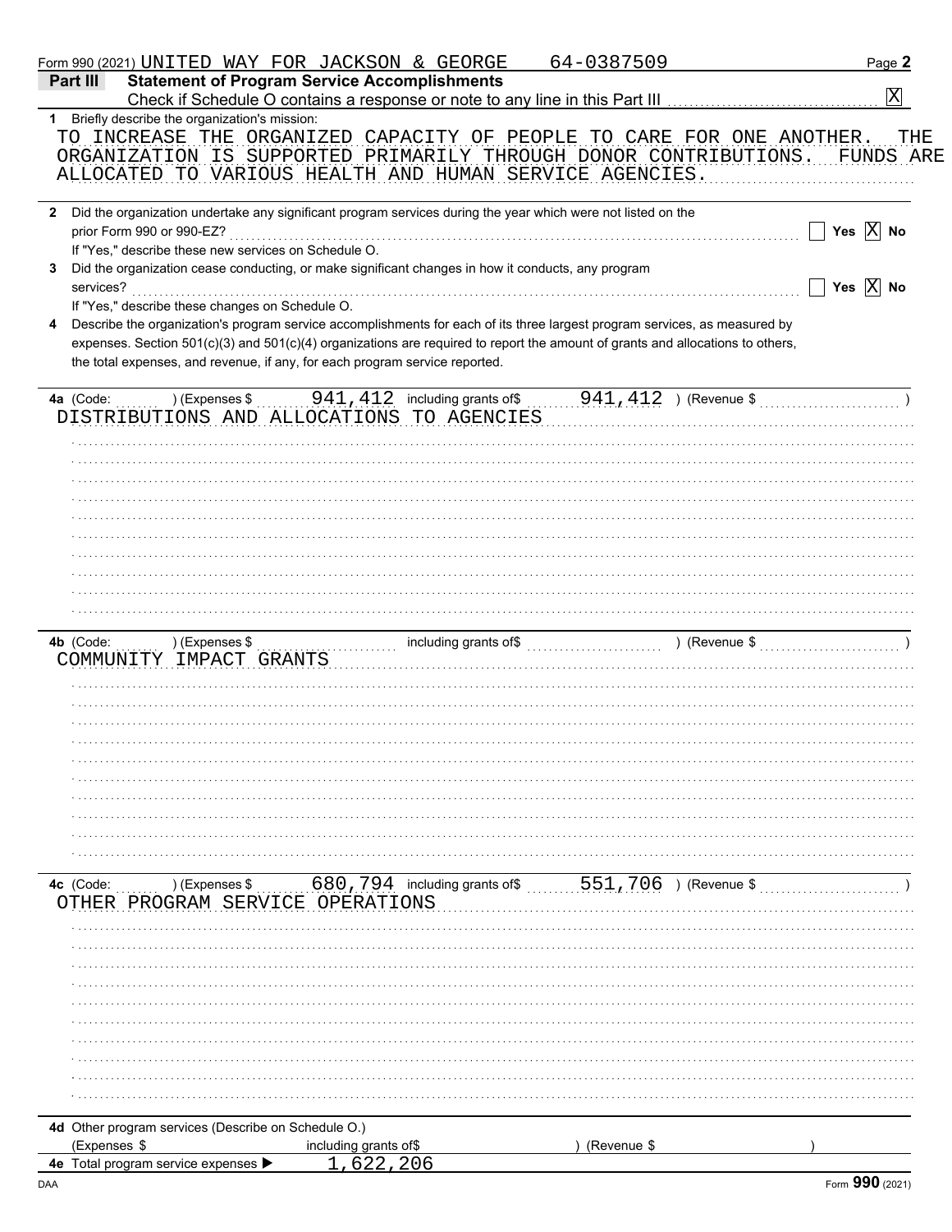Form 990 (2021) UNITED WAY FOR JACKSON & GEORGE 64-0387509 Page **2**

**Part III** **Statement of Program Service Accomplishments**

Check if Schedule O contains a response or note to any line in this Part III .................... [X]

**1** Briefly describe the organization's mission:

TO INCREASE THE ORGANIZED CAPACITY OF PEOPLE TO CARE FOR ONE ANOTHER. THE ORGANIZATION IS SUPPORTED PRIMARILY THROUGH DONOR CONTRIBUTIONS. FUNDS ARE ALLOCATED TO VARIOUS HEALTH AND HUMAN SERVICE AGENCIES.

**2** Did the organization undertake any significant program services during the year which were not listed on the prior Form 990 or 990-EZ? .................... [ ] **Yes** [X] **No**

If "Yes," describe these new services on Schedule O.

**3** Did the organization cease conducting, or make significant changes in how it conducts, any program services? .................... [ ] **Yes** [X] **No**

If "Yes," describe these changes on Schedule O.

**4** Describe the organization's program service accomplishments for each of its three largest program services, as measured by expenses. Section 501(c)(3) and 501(c)(4) organizations are required to report the amount of grants and allocations to others, the total expenses, and revenue, if any, for each program service reported.

**4a** (Code: ) (Expenses $ 941,412 including grants of $ 941,412 ) (Revenue $ )

DISTRIBUTIONS AND ALLOCATIONS TO AGENCIES

**4b** (Code: ) (Expenses $ including grants of $ ) (Revenue $ )

COMMUNITY IMPACT GRANTS

**4c** (Code: ) (Expenses $ 680,794 including grants of $ 551,706 ) (Revenue $ )

OTHER PROGRAM SERVICE OPERATIONS

**4d** Other program services (Describe on Schedule O.)

(Expenses $ including grants of $ ) (Revenue $ )

**4e** Total program service expenses ▶ 1,622,206

DAA Form **990** (2021)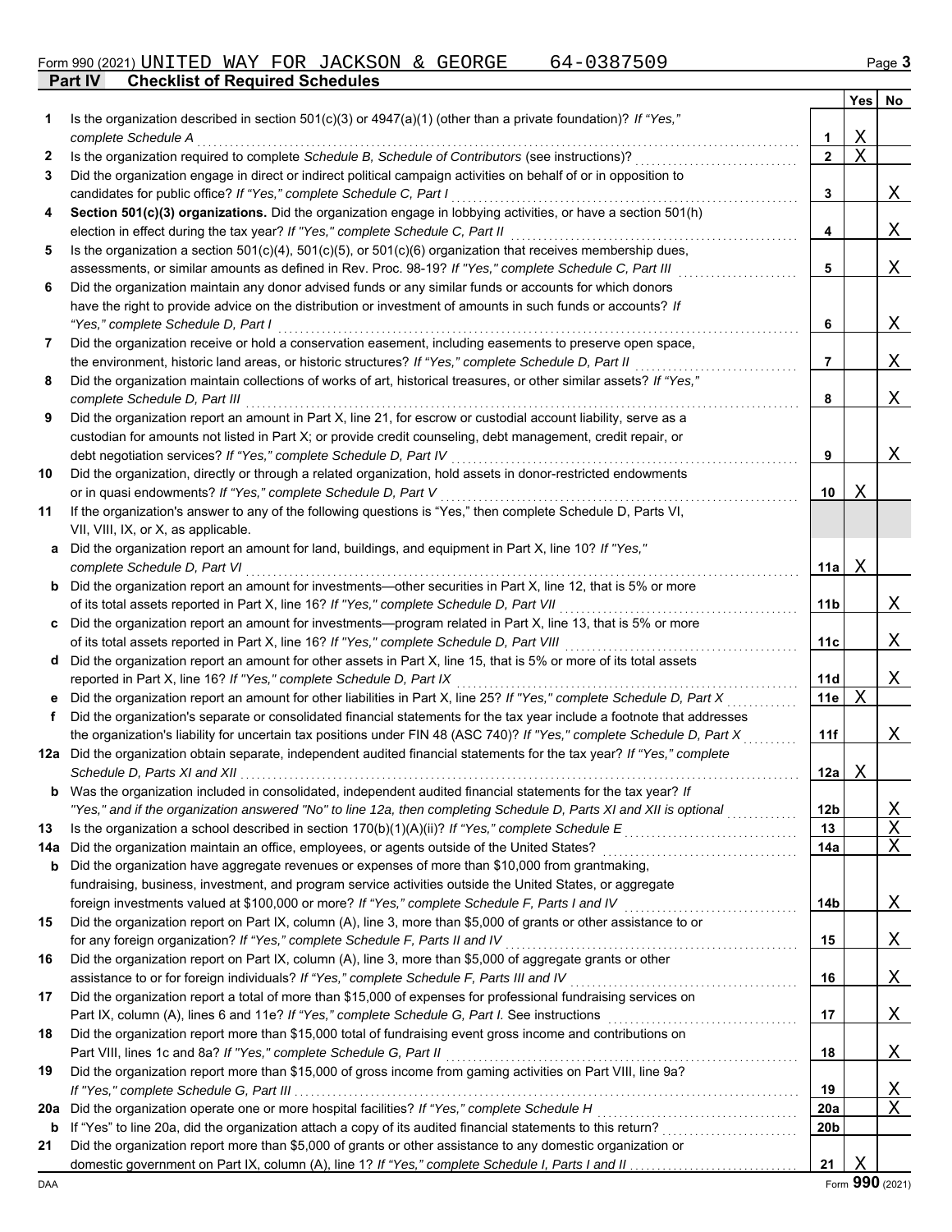Form 990 (2021) UNITED WAY FOR JACKSON & GEORGE 64-0387509 Page 3

## Part IV Checklist of Required Schedules

| | | | Yes | No |
|---|---|---|---|---|
| 1 | Is the organization described in section 501(c)(3) or 4947(a)(1) (other than a private foundation)? *If "Yes," complete Schedule A* | 1 | X | |
| 2 | Is the organization required to complete *Schedule B, Schedule of Contributors* (see instructions)? | 2 | X | |
| 3 | Did the organization engage in direct or indirect political campaign activities on behalf of or in opposition to candidates for public office? *If "Yes," complete Schedule C, Part I* | 3 | | X |
| 4 | **Section 501(c)(3) organizations.** Did the organization engage in lobbying activities, or have a section 501(h) election in effect during the tax year? *If "Yes," complete Schedule C, Part II* | 4 | | X |
| 5 | Is the organization a section 501(c)(4), 501(c)(5), or 501(c)(6) organization that receives membership dues, assessments, or similar amounts as defined in Rev. Proc. 98-19? *If "Yes," complete Schedule C, Part III* | 5 | | X |
| 6 | Did the organization maintain any donor advised funds or any similar funds or accounts for which donors have the right to provide advice on the distribution or investment of amounts in such funds or accounts? *If "Yes," complete Schedule D, Part I* | 6 | | X |
| 7 | Did the organization receive or hold a conservation easement, including easements to preserve open space, the environment, historic land areas, or historic structures? *If "Yes," complete Schedule D, Part II* | 7 | | X |
| 8 | Did the organization maintain collections of works of art, historical treasures, or other similar assets? *If "Yes," complete Schedule D, Part III* | 8 | | X |
| 9 | Did the organization report an amount in Part X, line 21, for escrow or custodial account liability, serve as a custodian for amounts not listed in Part X; or provide credit counseling, debt management, credit repair, or debt negotiation services? *If "Yes," complete Schedule D, Part IV* | 9 | | X |
| 10 | Did the organization, directly or through a related organization, hold assets in donor-restricted endowments or in quasi endowments? *If "Yes," complete Schedule D, Part V* | 10 | X | |
| 11 | If the organization's answer to any of the following questions is "Yes," then complete Schedule D, Parts VI, VII, VIII, IX, or X, as applicable. | | | |
| a | Did the organization report an amount for land, buildings, and equipment in Part X, line 10? *If "Yes," complete Schedule D, Part VI* | 11a | X | |
| b | Did the organization report an amount for investments—other securities in Part X, line 12, that is 5% or more of its total assets reported in Part X, line 16? *If "Yes," complete Schedule D, Part VII* | 11b | | X |
| c | Did the organization report an amount for investments—program related in Part X, line 13, that is 5% or more of its total assets reported in Part X, line 16? *If "Yes," complete Schedule D, Part VIII* | 11c | | X |
| d | Did the organization report an amount for other assets in Part X, line 15, that is 5% or more of its total assets reported in Part X, line 16? *If "Yes," complete Schedule D, Part IX* | 11d | | X |
| e | Did the organization report an amount for other liabilities in Part X, line 25? *If "Yes," complete Schedule D, Part X* | 11e | X | |
| f | Did the organization's separate or consolidated financial statements for the tax year include a footnote that addresses the organization's liability for uncertain tax positions under FIN 48 (ASC 740)? *If "Yes," complete Schedule D, Part X* | 11f | | X |
| 12a | Did the organization obtain separate, independent audited financial statements for the tax year? *If "Yes," complete Schedule D, Parts XI and XII* | 12a | X | |
| b | Was the organization included in consolidated, independent audited financial statements for the tax year? *If "Yes," and if the organization answered "No" to line 12a, then completing Schedule D, Parts XI and XII is optional* | 12b | | X |
| 13 | Is the organization a school described in section 170(b)(1)(A)(ii)? *If "Yes," complete Schedule E* | 13 | | X |
| 14a | Did the organization maintain an office, employees, or agents outside of the United States? | 14a | | X |
| b | Did the organization have aggregate revenues or expenses of more than $10,000 from grantmaking, fundraising, business, investment, and program service activities outside the United States, or aggregate foreign investments valued at $100,000 or more? *If "Yes," complete Schedule F, Parts I and IV* | 14b | | X |
| 15 | Did the organization report on Part IX, column (A), line 3, more than $5,000 of grants or other assistance to or for any foreign organization? *If "Yes," complete Schedule F, Parts II and IV* | 15 | | X |
| 16 | Did the organization report on Part IX, column (A), line 3, more than $5,000 of aggregate grants or other assistance to or for foreign individuals? *If "Yes," complete Schedule F, Parts III and IV* | 16 | | X |
| 17 | Did the organization report a total of more than $15,000 of expenses for professional fundraising services on Part IX, column (A), lines 6 and 11e? *If "Yes," complete Schedule G, Part I.* See instructions | 17 | | X |
| 18 | Did the organization report more than $15,000 total of fundraising event gross income and contributions on Part VIII, lines 1c and 8a? *If "Yes," complete Schedule G, Part II* | 18 | | X |
| 19 | Did the organization report more than $15,000 of gross income from gaming activities on Part VIII, line 9a? *If "Yes," complete Schedule G, Part III* | 19 | | X |
| 20a | Did the organization operate one or more hospital facilities? *If "Yes," complete Schedule H* | 20a | | X |
| b | If "Yes" to line 20a, did the organization attach a copy of its audited financial statements to this return? | 20b | | |
| 21 | Did the organization report more than $5,000 of grants or other assistance to any domestic organization or domestic government on Part IX, column (A), line 1? *If "Yes," complete Schedule I, Parts I and II* | 21 | X | |

DAA Form **990** (2021)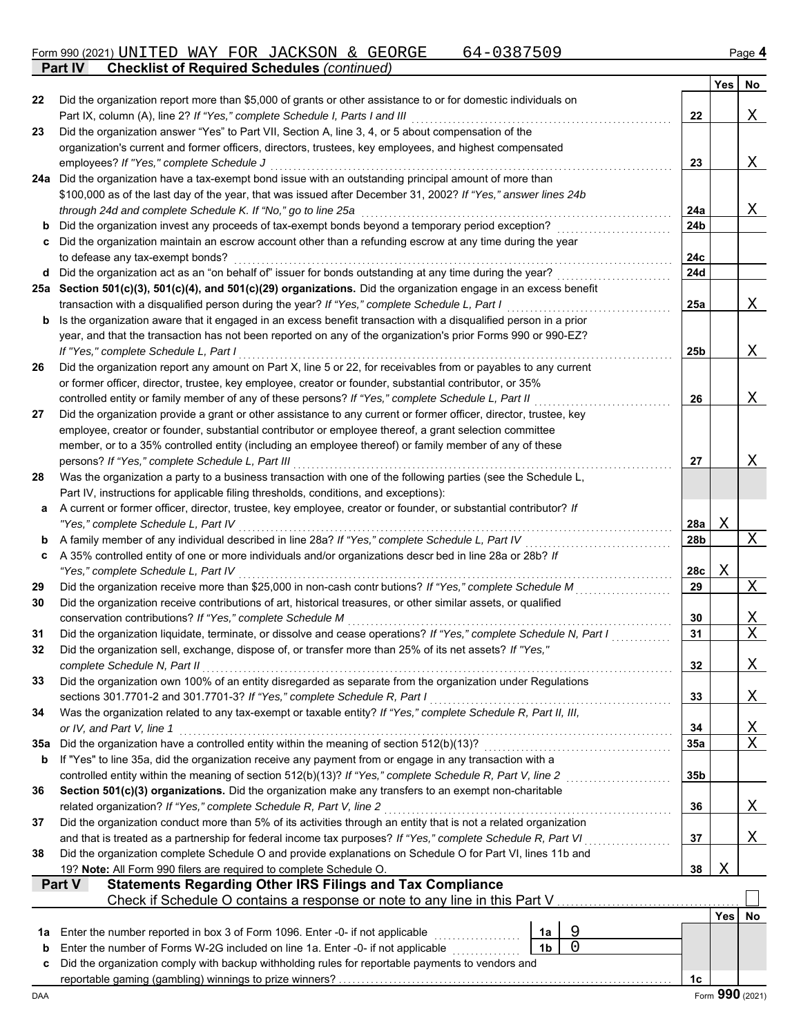Form 990 (2021) UNITED WAY FOR JACKSON & GEORGE 64-0387509 Page 4

**Part IV Checklist of Required Schedules** *(continued)*

| | | | Yes | No |
|---|---|---|---|---|
| 22 | Did the organization report more than $5,000 of grants or other assistance to or for domestic individuals on Part IX, column (A), line 2? *If "Yes," complete Schedule I, Parts I and III* | 22 | | X |
| 23 | Did the organization answer "Yes" to Part VII, Section A, line 3, 4, or 5 about compensation of the organization's current and former officers, directors, trustees, key employees, and highest compensated employees? *If "Yes," complete Schedule J* | 23 | | X |
| 24a | Did the organization have a tax-exempt bond issue with an outstanding principal amount of more than $100,000 as of the last day of the year, that was issued after December 31, 2002? *If "Yes," answer lines 24b through 24d and complete Schedule K. If "No," go to line 25a* | 24a | | X |
| b | Did the organization invest any proceeds of tax-exempt bonds beyond a temporary period exception? | 24b | | |
| c | Did the organization maintain an escrow account other than a refunding escrow at any time during the year to defease any tax-exempt bonds? | 24c | | |
| d | Did the organization act as an "on behalf of" issuer for bonds outstanding at any time during the year? | 24d | | |
| 25a | **Section 501(c)(3), 501(c)(4), and 501(c)(29) organizations.** Did the organization engage in an excess benefit transaction with a disqualified person during the year? *If "Yes," complete Schedule L, Part I* | 25a | | X |
| b | Is the organization aware that it engaged in an excess benefit transaction with a disqualified person in a prior year, and that the transaction has not been reported on any of the organization's prior Forms 990 or 990-EZ? *If "Yes," complete Schedule L, Part I* | 25b | | X |
| 26 | Did the organization report any amount on Part X, line 5 or 22, for receivables from or payables to any current or former officer, director, trustee, key employee, creator or founder, substantial contributor, or 35% controlled entity or family member of any of these persons? *If "Yes," complete Schedule L, Part II* | 26 | | X |
| 27 | Did the organization provide a grant or other assistance to any current or former officer, director, trustee, key employee, creator or founder, substantial contributor or employee thereof, a grant selection committee member, or to a 35% controlled entity (including an employee thereof) or family member of any of these persons? *If "Yes," complete Schedule L, Part III* | 27 | | X |
| 28 | Was the organization a party to a business transaction with one of the following parties (see the Schedule L, Part IV, instructions for applicable filing thresholds, conditions, and exceptions): | | | |
| a | A current or former officer, director, trustee, key employee, creator or founder, or substantial contributor? *If "Yes," complete Schedule L, Part IV* | 28a | X | |
| b | A family member of any individual described in line 28a? *If "Yes," complete Schedule L, Part IV* | 28b | | X |
| c | A 35% controlled entity of one or more individuals and/or organizations descr bed in line 28a or 28b? *If "Yes," complete Schedule L, Part IV* | 28c | X | |
| 29 | Did the organization receive more than $25,000 in non-cash contr butions? *If "Yes," complete Schedule M* | 29 | | X |
| 30 | Did the organization receive contributions of art, historical treasures, or other similar assets, or qualified conservation contributions? *If "Yes," complete Schedule M* | 30 | | X |
| 31 | Did the organization liquidate, terminate, or dissolve and cease operations? *If "Yes," complete Schedule N, Part I* | 31 | | X |
| 32 | Did the organization sell, exchange, dispose of, or transfer more than 25% of its net assets? *If "Yes," complete Schedule N, Part II* | 32 | | X |
| 33 | Did the organization own 100% of an entity disregarded as separate from the organization under Regulations sections 301.7701-2 and 301.7701-3? *If "Yes," complete Schedule R, Part I* | 33 | | X |
| 34 | Was the organization related to any tax-exempt or taxable entity? *If "Yes," complete Schedule R, Part II, III, or IV, and Part V, line 1* | 34 | | X |
| 35a | Did the organization have a controlled entity within the meaning of section 512(b)(13)? | 35a | | X |
| b | If "Yes" to line 35a, did the organization receive any payment from or engage in any transaction with a controlled entity within the meaning of section 512(b)(13)? *If "Yes," complete Schedule R, Part V, line 2* | 35b | | |
| 36 | **Section 501(c)(3) organizations.** Did the organization make any transfers to an exempt non-charitable related organization? *If "Yes," complete Schedule R, Part V, line 2* | 36 | | X |
| 37 | Did the organization conduct more than 5% of its activities through an entity that is not a related organization and that is treated as a partnership for federal income tax purposes? *If "Yes," complete Schedule R, Part VI* | 37 | | X |
| 38 | Did the organization complete Schedule O and provide explanations on Schedule O for Part VI, lines 11b and 19? **Note:** All Form 990 filers are required to complete Schedule O. | 38 | X | |

**Part V Statements Regarding Other IRS Filings and Tax Compliance**

Check if Schedule O contains a response or note to any line in this Part V ☐

| | | | | | Yes | No |
|---|---|---|---|---|---|---|
| 1a | Enter the number reported in box 3 of Form 1096. Enter -0- if not applicable | 1a | 9 | | | |
| b | Enter the number of Forms W-2G included on line 1a. Enter -0- if not applicable | 1b | 0 | | | |
| c | Did the organization comply with backup withholding rules for reportable payments to vendors and reportable gaming (gambling) winnings to prize winners? | | | 1c | | |

DAA Form **990** (2021)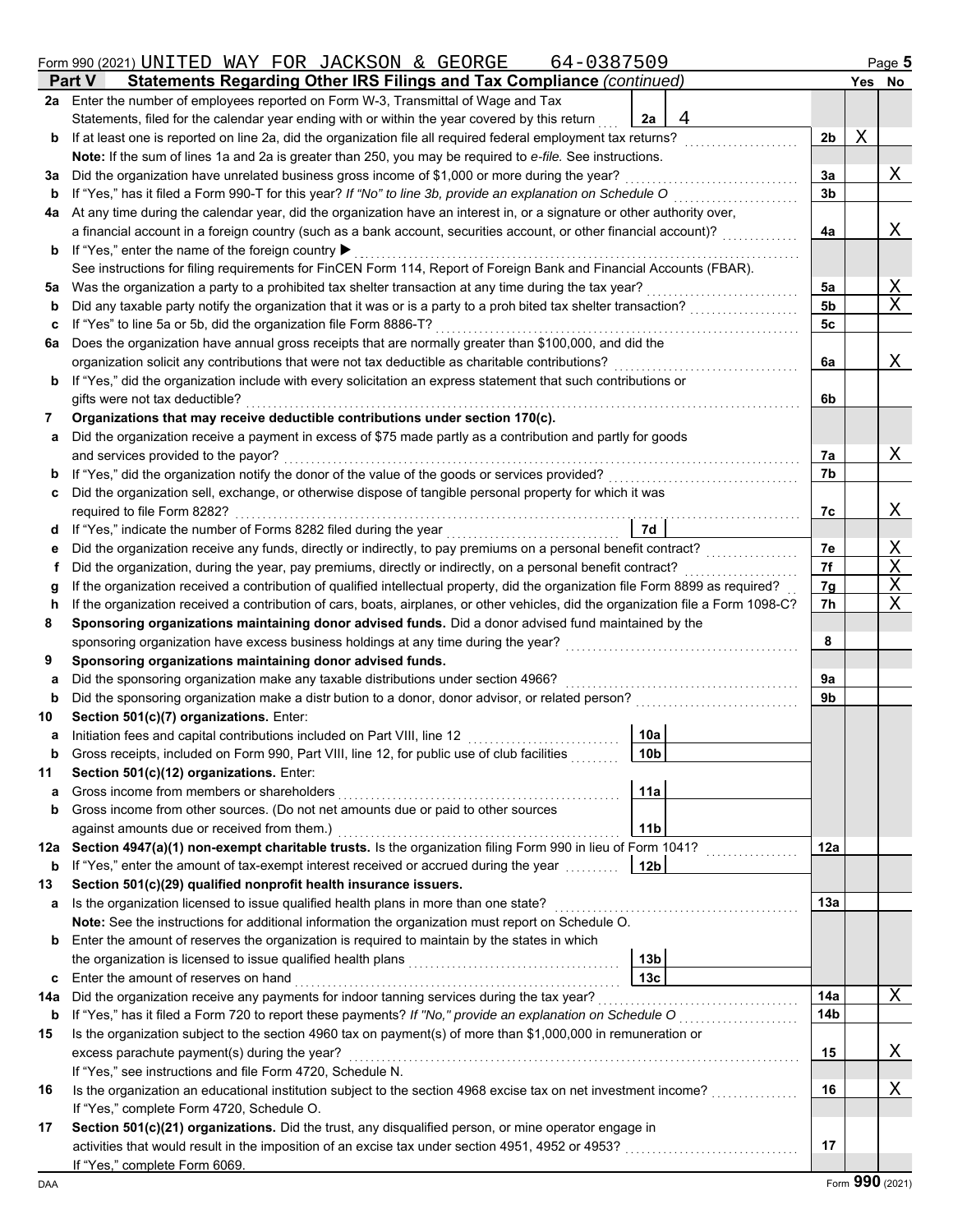Form 990 (2021) UNITED WAY FOR JACKSON & GEORGE 64-0387509 Page 5

## Part V Statements Regarding Other IRS Filings and Tax Compliance *(continued)*

| | | | | | Yes | No |
|---|---|---|---|---|---|---|
| **2a** | Enter the number of employees reported on Form W-3, Transmittal of Wage and Tax Statements, filed for the calendar year ending with or within the year covered by this return | 2a | 4 | | | |
| **b** | If at least one is reported on line 2a, did the organization file all required federal employment tax returns? | | | 2b | X | |
| | **Note:** If the sum of lines 1a and 2a is greater than 250, you may be required to *e-file.* See instructions. | | | | | |
| **3a** | Did the organization have unrelated business gross income of $1,000 or more during the year? | | | 3a | | X |
| **b** | If "Yes," has it filed a Form 990-T for this year? *If "No" to line 3b, provide an explanation on Schedule O* | | | 3b | | |
| **4a** | At any time during the calendar year, did the organization have an interest in, or a signature or other authority over, a financial account in a foreign country (such as a bank account, securities account, or other financial account)? | | | 4a | | X |
| **b** | If "Yes," enter the name of the foreign country ▶ | | | | | |
| | See instructions for filing requirements for FinCEN Form 114, Report of Foreign Bank and Financial Accounts (FBAR). | | | | | |
| **5a** | Was the organization a party to a prohibited tax shelter transaction at any time during the tax year? | | | 5a | | X |
| **b** | Did any taxable party notify the organization that it was or is a party to a prohibited tax shelter transaction? | | | 5b | | X |
| **c** | If "Yes" to line 5a or 5b, did the organization file Form 8886-T? | | | 5c | | |
| **6a** | Does the organization have annual gross receipts that are normally greater than $100,000, and did the organization solicit any contributions that were not tax deductible as charitable contributions? | | | 6a | | X |
| **b** | If "Yes," did the organization include with every solicitation an express statement that such contributions or gifts were not tax deductible? | | | 6b | | |
| **7** | **Organizations that may receive deductible contributions under section 170(c).** | | | | | |
| **a** | Did the organization receive a payment in excess of $75 made partly as a contribution and partly for goods and services provided to the payor? | | | 7a | | X |
| **b** | If "Yes," did the organization notify the donor of the value of the goods or services provided? | | | 7b | | |
| **c** | Did the organization sell, exchange, or otherwise dispose of tangible personal property for which it was required to file Form 8282? | | | 7c | | X |
| **d** | If "Yes," indicate the number of Forms 8282 filed during the year | 7d | | | | |
| **e** | Did the organization receive any funds, directly or indirectly, to pay premiums on a personal benefit contract? | | | 7e | | X |
| **f** | Did the organization, during the year, pay premiums, directly or indirectly, on a personal benefit contract? | | | 7f | | X |
| **g** | If the organization received a contribution of qualified intellectual property, did the organization file Form 8899 as required? | | | 7g | | X |
| **h** | If the organization received a contribution of cars, boats, airplanes, or other vehicles, did the organization file a Form 1098-C? | | | 7h | | X |
| **8** | **Sponsoring organizations maintaining donor advised funds.** Did a donor advised fund maintained by the sponsoring organization have excess business holdings at any time during the year? | | | 8 | | |
| **9** | **Sponsoring organizations maintaining donor advised funds.** | | | | | |
| **a** | Did the sponsoring organization make any taxable distributions under section 4966? | | | 9a | | |
| **b** | Did the sponsoring organization make a distribution to a donor, donor advisor, or related person? | | | 9b | | |
| **10** | **Section 501(c)(7) organizations.** Enter: | | | | | |
| **a** | Initiation fees and capital contributions included on Part VIII, line 12 | 10a | | | | |
| **b** | Gross receipts, included on Form 990, Part VIII, line 12, for public use of club facilities | 10b | | | | |
| **11** | **Section 501(c)(12) organizations.** Enter: | | | | | |
| **a** | Gross income from members or shareholders | 11a | | | | |
| **b** | Gross income from other sources. (Do not net amounts due or paid to other sources against amounts due or received from them.) | 11b | | | | |
| **12a** | **Section 4947(a)(1) non-exempt charitable trusts.** Is the organization filing Form 990 in lieu of Form 1041? | | | 12a | | |
| **b** | If "Yes," enter the amount of tax-exempt interest received or accrued during the year | 12b | | | | |
| **13** | **Section 501(c)(29) qualified nonprofit health insurance issuers.** | | | | | |
| **a** | Is the organization licensed to issue qualified health plans in more than one state? | | | 13a | | |
| | **Note:** See the instructions for additional information the organization must report on Schedule O. | | | | | |
| **b** | Enter the amount of reserves the organization is required to maintain by the states in which the organization is licensed to issue qualified health plans | 13b | | | | |
| **c** | Enter the amount of reserves on hand | 13c | | | | |
| **14a** | Did the organization receive any payments for indoor tanning services during the tax year? | | | 14a | | X |
| **b** | If "Yes," has it filed a Form 720 to report these payments? *If "No," provide an explanation on Schedule O* | | | 14b | | |
| **15** | Is the organization subject to the section 4960 tax on payment(s) of more than $1,000,000 in remuneration or excess parachute payment(s) during the year? | | | 15 | | X |
| | If "Yes," see instructions and file Form 4720, Schedule N. | | | | | |
| **16** | Is the organization an educational institution subject to the section 4968 excise tax on net investment income? | | | 16 | | X |
| | If "Yes," complete Form 4720, Schedule O. | | | | | |
| **17** | **Section 501(c)(21) organizations.** Did the trust, any disqualified person, or mine operator engage in activities that would result in the imposition of an excise tax under section 4951, 4952 or 4953? | | | 17 | | |
| | If "Yes," complete Form 6069. | | | | | |

DAA Form **990** (2021)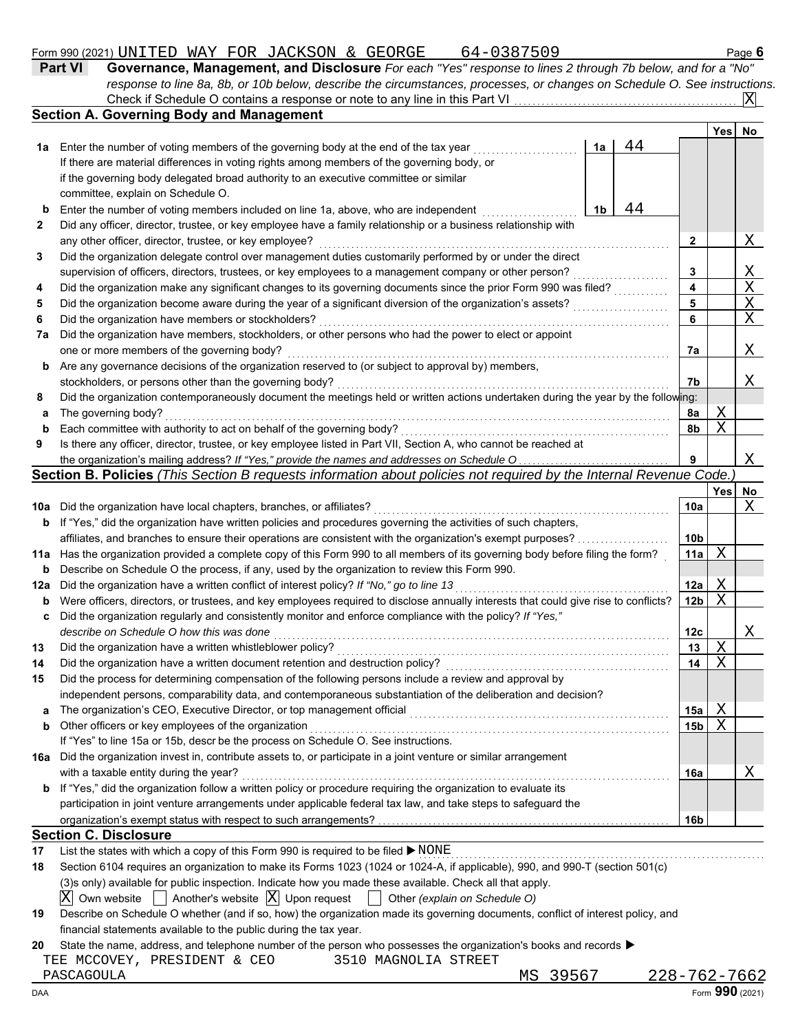Form 990 (2021) UNITED WAY FOR JACKSON & GEORGE 64-0387509

## Part VI Governance, Management, and Disclosure

*For each "Yes" response to lines 2 through 7b below, and for a "No" response to line 8a, 8b, or 10b below, describe the circumstances, processes, or changes on Schedule O. See instructions.*

Check if Schedule O contains a response or note to any line in this Part VI ... [X]

### Section A. Governing Body and Management

| | | | Yes | No |
|---|---|---|---|---|
| **1a** | Enter the number of voting members of the governing body at the end of the tax year ... **1a** 44 | | | |
| | If there are material differences in voting rights among members of the governing body, or if the governing body delegated broad authority to an executive committee or similar committee, explain on Schedule O. | | | |
| **b** | Enter the number of voting members included on line 1a, above, who are independent ... **1b** 44 | | | |
| **2** | Did any officer, director, trustee, or key employee have a family relationship or a business relationship with any other officer, director, trustee, or key employee? | 2 | | X |
| **3** | Did the organization delegate control over management duties customarily performed by or under the direct supervision of officers, directors, trustees, or key employees to a management company or other person? | 3 | | X |
| **4** | Did the organization make any significant changes to its governing documents since the prior Form 990 was filed? | 4 | | X |
| **5** | Did the organization become aware during the year of a significant diversion of the organization's assets? | 5 | | X |
| **6** | Did the organization have members or stockholders? | 6 | | X |
| **7a** | Did the organization have members, stockholders, or other persons who had the power to elect or appoint one or more members of the governing body? | 7a | | X |
| **b** | Are any governance decisions of the organization reserved to (or subject to approval by) members, stockholders, or persons other than the governing body? | 7b | | X |
| **8** | Did the organization contemporaneously document the meetings held or written actions undertaken during the year by the following: | | | |
| **a** | The governing body? | 8a | X | |
| **b** | Each committee with authority to act on behalf of the governing body? | 8b | X | |
| **9** | Is there any officer, director, trustee, or key employee listed in Part VII, Section A, who cannot be reached at the organization's mailing address? *If "Yes," provide the names and addresses on Schedule O* | 9 | | X |

### Section B. Policies *(This Section B requests information about policies not required by the Internal Revenue Code.)*

| | | | Yes | No |
|---|---|---|---|---|
| **10a** | Did the organization have local chapters, branches, or affiliates? | 10a | | X |
| **b** | If "Yes," did the organization have written policies and procedures governing the activities of such chapters, affiliates, and branches to ensure their operations are consistent with the organization's exempt purposes? | 10b | | |
| **11a** | Has the organization provided a complete copy of this Form 990 to all members of its governing body before filing the form? | 11a | X | |
| **b** | Describe on Schedule O the process, if any, used by the organization to review this Form 990. | | | |
| **12a** | Did the organization have a written conflict of interest policy? *If "No," go to line 13* | 12a | X | |
| **b** | Were officers, directors, or trustees, and key employees required to disclose annually interests that could give rise to conflicts? | 12b | X | |
| **c** | Did the organization regularly and consistently monitor and enforce compliance with the policy? *If "Yes," describe on Schedule O how this was done* | 12c | | X |
| **13** | Did the organization have a written whistleblower policy? | 13 | X | |
| **14** | Did the organization have a written document retention and destruction policy? | 14 | X | |
| **15** | Did the process for determining compensation of the following persons include a review and approval by independent persons, comparability data, and contemporaneous substantiation of the deliberation and decision? | | | |
| **a** | The organization's CEO, Executive Director, or top management official | 15a | X | |
| **b** | Other officers or key employees of the organization | 15b | X | |
| | If "Yes" to line 15a or 15b, describe the process on Schedule O. See instructions. | | | |
| **16a** | Did the organization invest in, contribute assets to, or participate in a joint venture or similar arrangement with a taxable entity during the year? | 16a | | X |
| **b** | If "Yes," did the organization follow a written policy or procedure requiring the organization to evaluate its participation in joint venture arrangements under applicable federal tax law, and take steps to safeguard the organization's exempt status with respect to such arrangements? | 16b | | |

### Section C. Disclosure

**17** List the states with which a copy of this Form 990 is required to be filed ▶ NONE

**18** Section 6104 requires an organization to make its Forms 1023 (1024 or 1024-A, if applicable), 990, and 990-T (section 501(c)(3)s only) available for public inspection. Indicate how you made these available. Check all that apply.

[X] Own website [ ] Another's website [X] Upon request [ ] Other *(explain on Schedule O)*

**19** Describe on Schedule O whether (and if so, how) the organization made its governing documents, conflict of interest policy, and financial statements available to the public during the tax year.

**20** State the name, address, and telephone number of the person who possesses the organization's books and records ▶

TEE MCCOVEY, PRESIDENT & CEO 3510 MAGNOLIA STREET
PASCAGOULA MS 39567 228-762-7662

DAA Form **990** (2021)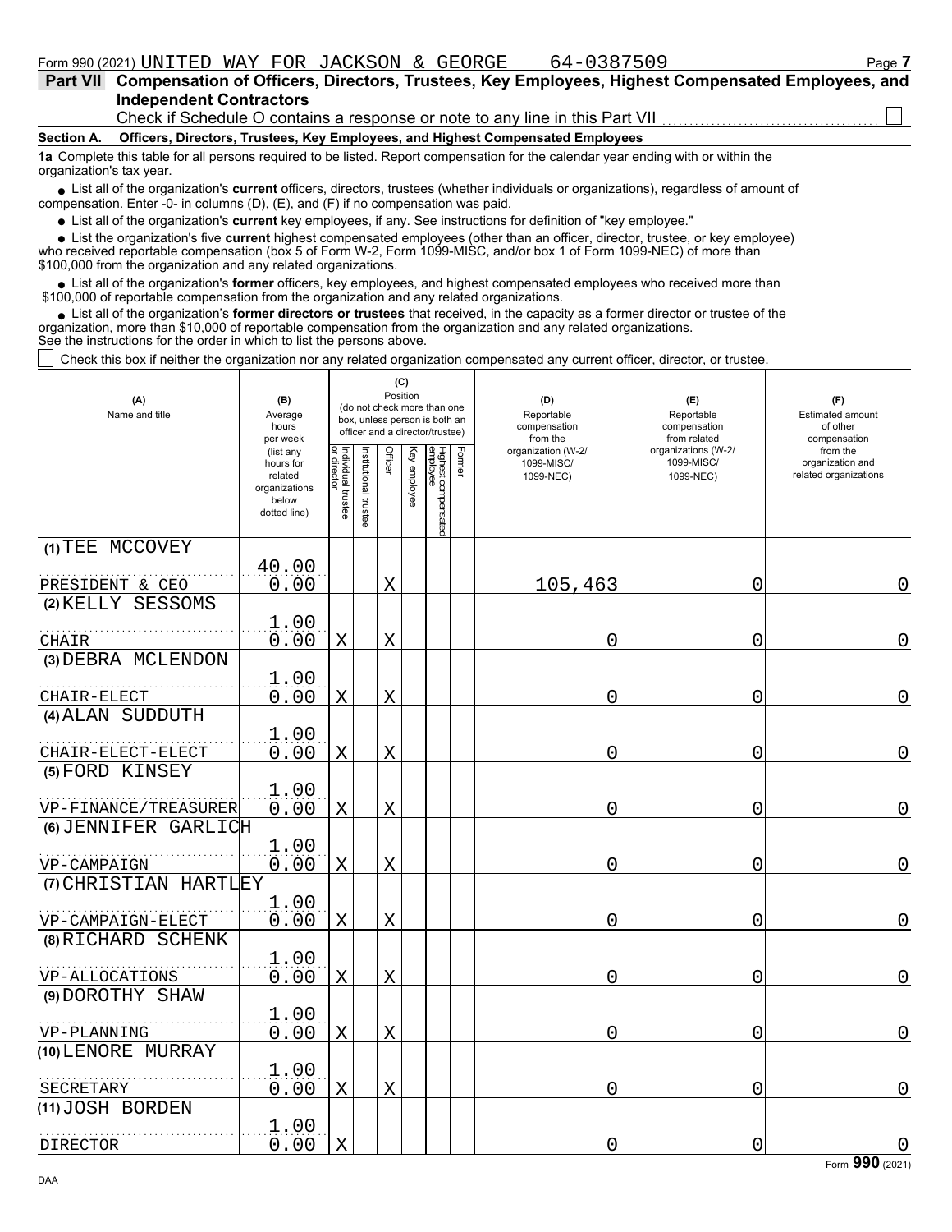Form 990 (2021) UNITED WAY FOR JACKSON & GEORGE 64-0387509

## Part VII Compensation of Officers, Directors, Trustees, Key Employees, Highest Compensated Employees, and Independent Contractors

Check if Schedule O contains a response or note to any line in this Part VII ☐

### Section A. Officers, Directors, Trustees, Key Employees, and Highest Compensated Employees

**1a** Complete this table for all persons required to be listed. Report compensation for the calendar year ending with or within the organization's tax year.

- List all of the organization's **current** officers, directors, trustees (whether individuals or organizations), regardless of amount of compensation. Enter -0- in columns (D), (E), and (F) if no compensation was paid.
- List all of the organization's **current** key employees, if any. See instructions for definition of "key employee."
- List the organization's five **current** highest compensated employees (other than an officer, director, trustee, or key employee) who received reportable compensation (box 5 of Form W-2, Form 1099-MISC, and/or box 1 of Form 1099-NEC) of more than $100,000 from the organization and any related organizations.
- List all of the organization's **former** officers, key employees, and highest compensated employees who received more than $100,000 of reportable compensation from the organization and any related organizations.
- List all of the organization's **former directors or trustees** that received, in the capacity as a former director or trustee of the organization, more than $10,000 of reportable compensation from the organization and any related organizations.

See the instructions for the order in which to list the persons above.

☐ Check this box if neither the organization nor any related organization compensated any current officer, director, or trustee.

| (A) Name and title | (B) Average hours per week (list any hours for related organizations below dotted line) | (C) Position: Individual trustee or director | Institutional trustee | Officer | Key employee | Highest compensated employee | Former | (D) Reportable compensation from the organization (W-2/1099-MISC/1099-NEC) | (E) Reportable compensation from related organizations (W-2/1099-MISC/1099-NEC) | (F) Estimated amount of other compensation from the organization and related organizations |
|---|---|---|---|---|---|---|---|---|---|---|
| (1) TEE MCCOVEY<br>PRESIDENT & CEO | 40.00<br>0.00 | | | X | | | | 105,463 | 0 | 0 |
| (2) KELLY SESSOMS<br>CHAIR | 1.00<br>0.00 | X | | X | | | | 0 | 0 | 0 |
| (3) DEBRA MCLENDON<br>CHAIR-ELECT | 1.00<br>0.00 | X | | X | | | | 0 | 0 | 0 |
| (4) ALAN SUDDUTH<br>CHAIR-ELECT-ELECT | 1.00<br>0.00 | X | | X | | | | 0 | 0 | 0 |
| (5) FORD KINSEY<br>VP-FINANCE/TREASURER | 1.00<br>0.00 | X | | X | | | | 0 | 0 | 0 |
| (6) JENNIFER GARLICH<br>VP-CAMPAIGN | 1.00<br>0.00 | X | | X | | | | 0 | 0 | 0 |
| (7) CHRISTIAN HARTLEY<br>VP-CAMPAIGN-ELECT | 1.00<br>0.00 | X | | X | | | | 0 | 0 | 0 |
| (8) RICHARD SCHENK<br>VP-ALLOCATIONS | 1.00<br>0.00 | X | | X | | | | 0 | 0 | 0 |
| (9) DOROTHY SHAW<br>VP-PLANNING | 1.00<br>0.00 | X | | X | | | | 0 | 0 | 0 |
| (10) LENORE MURRAY<br>SECRETARY | 1.00<br>0.00 | X | | X | | | | 0 | 0 | 0 |
| (11) JOSH BORDEN<br>DIRECTOR | 1.00<br>0.00 | X | | | | | | 0 | 0 | 0 |

Form 990 (2021)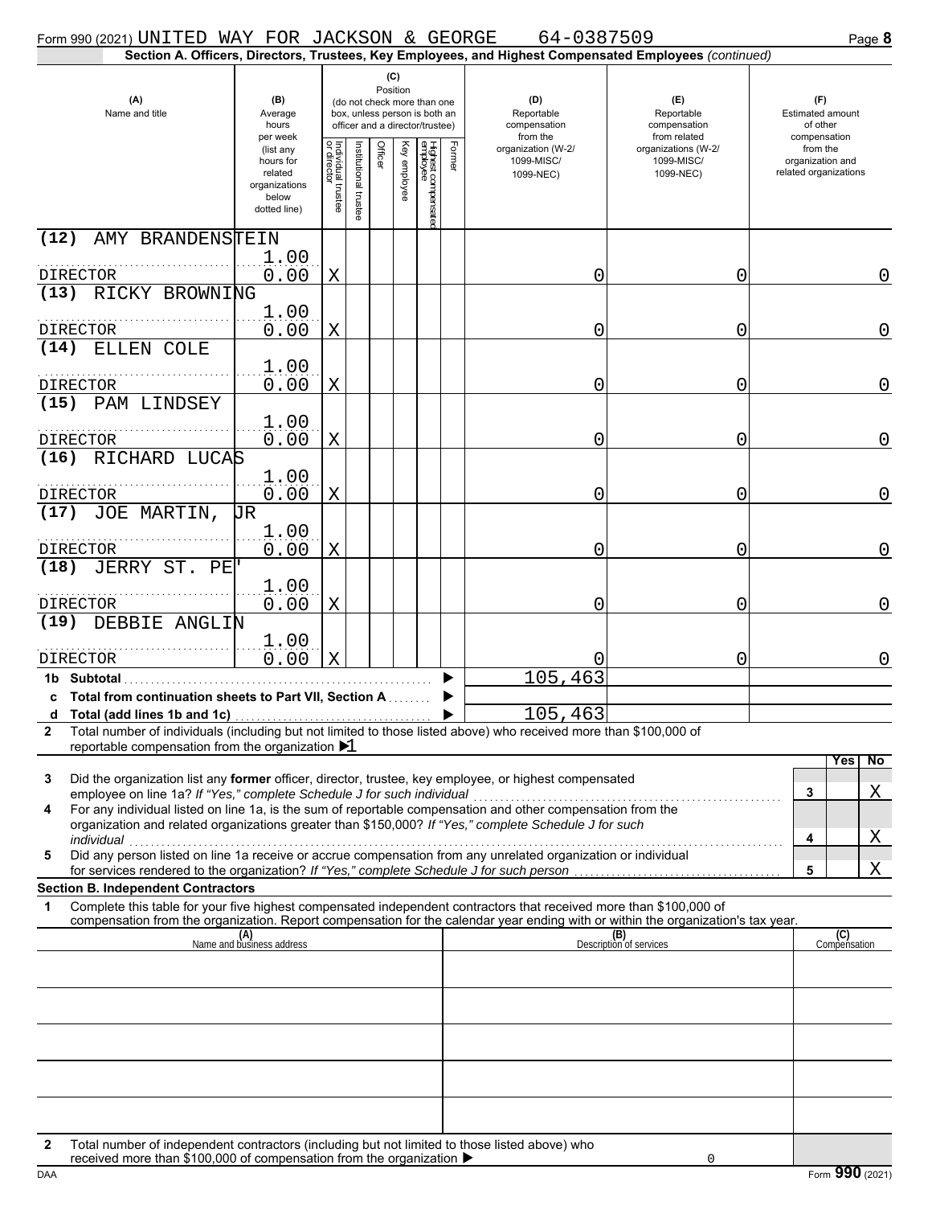Form 990 (2021) UNITED WAY FOR JACKSON & GEORGE 64-0387509

**Section A. Officers, Directors, Trustees, Key Employees, and Highest Compensated Employees** *(continued)*

| (A) Name and title | (B) Average hours per week (list any hours for related organizations below dotted line) | (C) Position: Individual trustee or director | Institutional trustee | Officer | Key employee | Highest compensated employee | Former | (D) Reportable compensation from the organization (W-2/ 1099-MISC/ 1099-NEC) | (E) Reportable compensation from related organizations (W-2/ 1099-MISC/ 1099-NEC) | (F) Estimated amount of other compensation from the organization and related organizations |
|---|---|---|---|---|---|---|---|---|---|---|
| (12) AMY BRANDENSTEIN<br>DIRECTOR | 1.00<br>0.00 | X | | | | | | 0 | 0 | 0 |
| (13) RICKY BROWNING<br>DIRECTOR | 1.00<br>0.00 | X | | | | | | 0 | 0 | 0 |
| (14) ELLEN COLE<br>DIRECTOR | 1.00<br>0.00 | X | | | | | | 0 | 0 | 0 |
| (15) PAM LINDSEY<br>DIRECTOR | 1.00<br>0.00 | X | | | | | | 0 | 0 | 0 |
| (16) RICHARD LUCAS<br>DIRECTOR | 1.00<br>0.00 | X | | | | | | 0 | 0 | 0 |
| (17) JOE MARTIN, JR<br>DIRECTOR | 1.00<br>0.00 | X | | | | | | 0 | 0 | 0 |
| (18) JERRY ST. PE'<br>DIRECTOR | 1.00<br>0.00 | X | | | | | | 0 | 0 | 0 |
| (19) DEBBIE ANGLIN<br>DIRECTOR | 1.00<br>0.00 | X | | | | | | 0 | 0 | 0 |
| **1b Subtotal** | | | | | | | | 105,463 | | |
| **c Total from continuation sheets to Part VII, Section A** | | | | | | | | | | |
| **d Total (add lines 1b and 1c)** | | | | | | | | 105,463 | | |

**2** Total number of individuals (including but not limited to those listed above) who received more than $100,000 of reportable compensation from the organization ▶ 1

| | | Yes | No |
|---|---|---|---|
| **3** Did the organization list any **former** officer, director, trustee, key employee, or highest compensated employee on line 1a? *If "Yes," complete Schedule J for such individual* | 3 | | X |
| **4** For any individual listed on line 1a, is the sum of reportable compensation and other compensation from the organization and related organizations greater than $150,000? *If "Yes," complete Schedule J for such individual* | 4 | | X |
| **5** Did any person listed on line 1a receive or accrue compensation from any unrelated organization or individual for services rendered to the organization? *If "Yes," complete Schedule J for such person* | 5 | | X |

**Section B. Independent Contractors**

**1** Complete this table for your five highest compensated independent contractors that received more than $100,000 of compensation from the organization. Report compensation for the calendar year ending with or within the organization's tax year.

| (A) Name and business address | (B) Description of services | (C) Compensation |
|---|---|---|
| | | |
| | | |
| | | |
| | | |
| | | |

**2** Total number of independent contractors (including but not limited to those listed above) who received more than $100,000 of compensation from the organization ▶ 0

Form **990** (2021)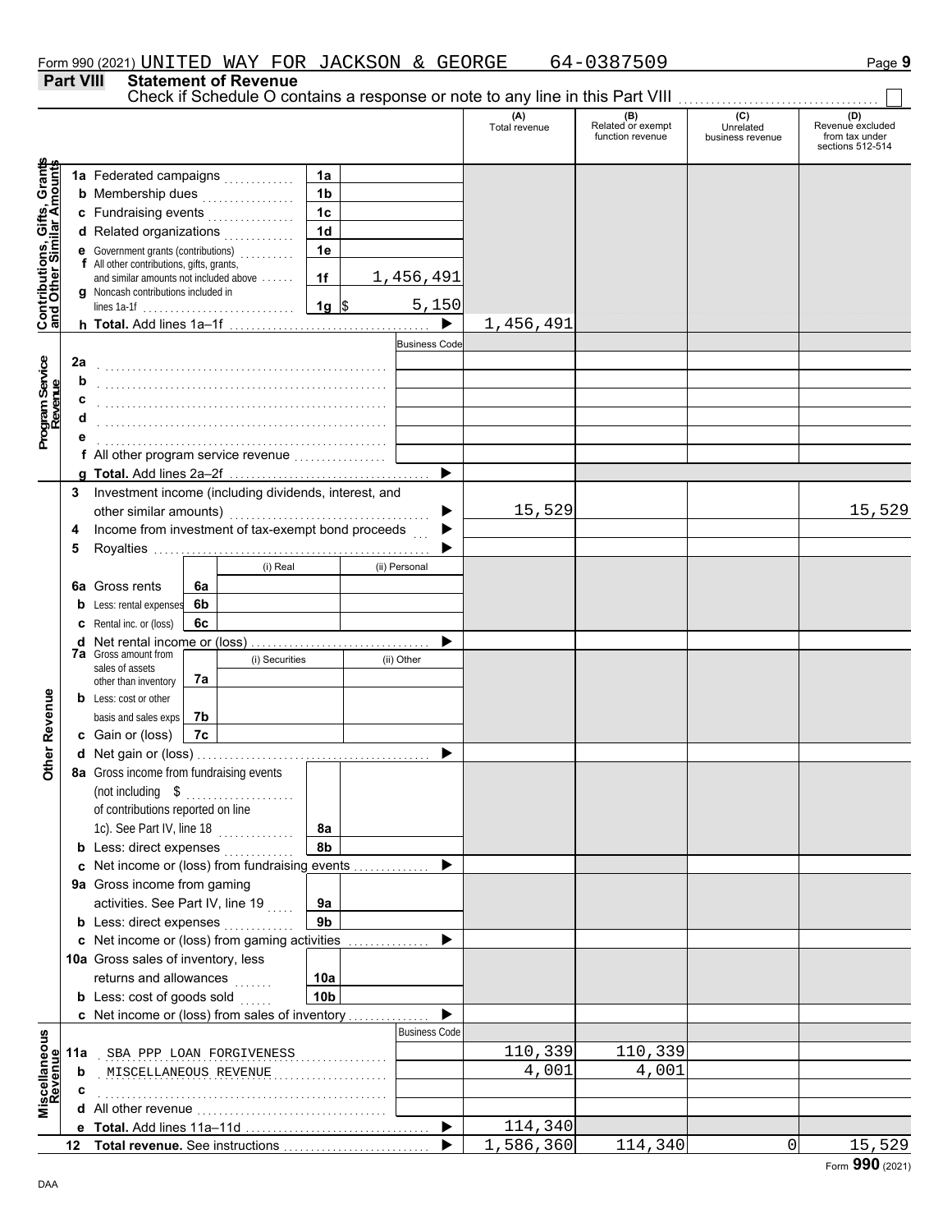Form 990 (2021) UNITED WAY FOR JACKSON & GEORGE 64-0387509 Page 9

## Part VIII Statement of Revenue

Check if Schedule O contains a response or note to any line in this Part VIII ☐

| | | | | (A) Total revenue | (B) Related or exempt function revenue | (C) Unrelated business revenue | (D) Revenue excluded from tax under sections 512-514 |
|---|---|---|---|---|---|---|---|
| **Contributions, Gifts, Grants and Other Similar Amounts** | 1a Federated campaigns | 1a | | | | | |
| | b Membership dues | 1b | | | | | |
| | c Fundraising events | 1c | | | | | |
| | d Related organizations | 1d | | | | | |
| | e Government grants (contributions) | 1e | | | | | |
| | f All other contributions, gifts, grants, and similar amounts not included above | 1f | 1,456,491 | | | | |
| | g Noncash contributions included in lines 1a-1f | 1g | $ 5,150 | | | | |
| | h **Total.** Add lines 1a–1f | | ▶ | 1,456,491 | | | |
| **Program Service Revenue** | | | Business Code | | | | |
| | 2a | | | | | | |
| | b | | | | | | |
| | c | | | | | | |
| | d | | | | | | |
| | e | | | | | | |
| | f All other program service revenue | | | | | | |
| | g **Total.** Add lines 2a–2f | | ▶ | | | | |
| **Other Revenue** | 3 Investment income (including dividends, interest, and other similar amounts) | | ▶ | 15,529 | | | 15,529 |
| | 4 Income from investment of tax-exempt bond proceeds | | ▶ | | | | |
| | 5 Royalties | | ▶ | | | | |
| | | (i) Real | (ii) Personal | | | | |
| | 6a Gross rents (6a) | | | | | | |
| | b Less: rental expenses (6b) | | | | | | |
| | c Rental inc. or (loss) (6c) | | | | | | |
| | d Net rental income or (loss) | | ▶ | | | | |
| | 7a Gross amount from sales of assets other than inventory | (i) Securities | (ii) Other | | | | |
| | (7a) | | | | | | |
| | b Less: cost or other basis and sales exps (7b) | | | | | | |
| | c Gain or (loss) (7c) | | | | | | |
| | d Net gain or (loss) | | ▶ | | | | |
| | 8a Gross income from fundraising events (not including $ of contributions reported on line 1c). See Part IV, line 18 | 8a | | | | | |
| | b Less: direct expenses | 8b | | | | | |
| | c Net income or (loss) from fundraising events | | ▶ | | | | |
| | 9a Gross income from gaming activities. See Part IV, line 19 | 9a | | | | | |
| | b Less: direct expenses | 9b | | | | | |
| | c Net income or (loss) from gaming activities | | ▶ | | | | |
| | 10a Gross sales of inventory, less returns and allowances | 10a | | | | | |
| | b Less: cost of goods sold | 10b | | | | | |
| | c Net income or (loss) from sales of inventory | | ▶ | | | | |
| **Miscellaneous Revenue** | | | Business Code | | | | |
| | 11a SBA PPP LOAN FORGIVENESS | | | 110,339 | 110,339 | | |
| | b MISCELLANEOUS REVENUE | | | 4,001 | 4,001 | | |
| | c | | | | | | |
| | d All other revenue | | | | | | |
| | e **Total.** Add lines 11a–11d | | ▶ | 114,340 | | | |
| | 12 **Total revenue.** See instructions | | ▶ | 1,586,360 | 114,340 | 0 | 15,529 |

Form **990** (2021)

DAA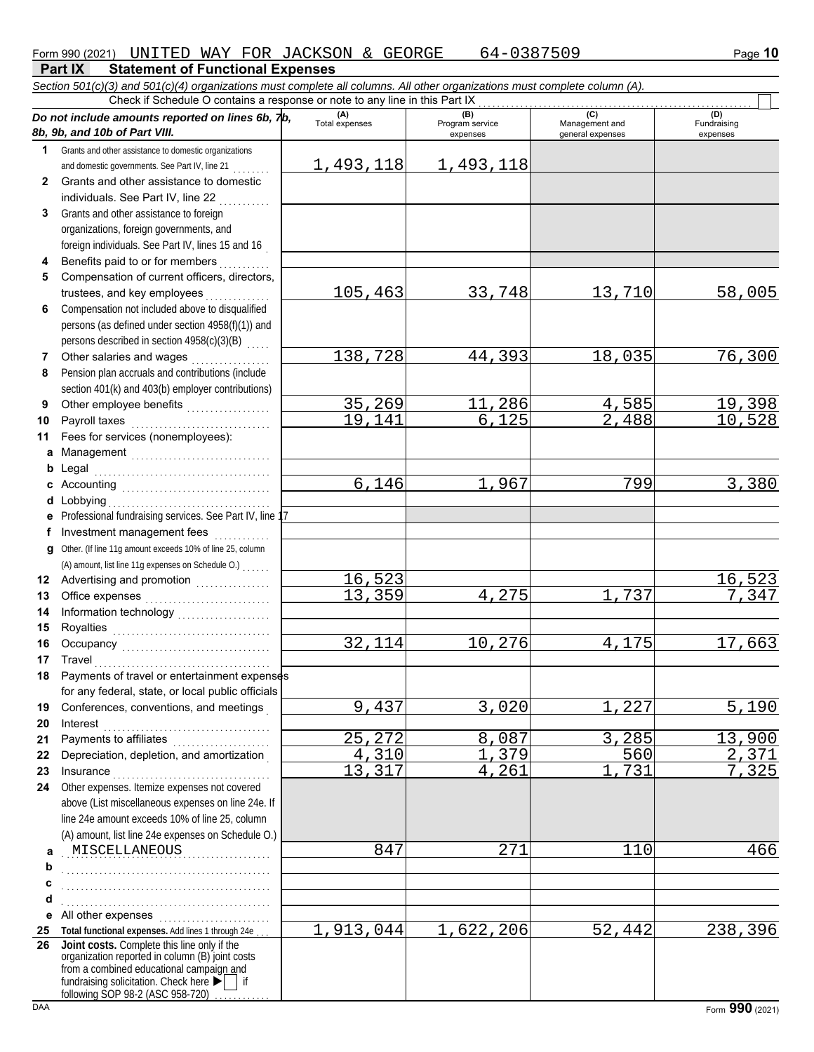Form 990 (2021) UNITED WAY FOR JACKSON & GEORGE 64-0387509 Page **10**

## Part IX Statement of Functional Expenses

*Section 501(c)(3) and 501(c)(4) organizations must complete all columns. All other organizations must complete column (A).*

Check if Schedule O contains a response or note to any line in this Part IX ☐

| *Do not include amounts reported on lines 6b, 7b, 8b, 9b, and 10b of Part VIII.* | (A) Total expenses | (B) Program service expenses | (C) Management and general expenses | (D) Fundraising expenses |
|---|---|---|---|---|
| **1** Grants and other assistance to domestic organizations and domestic governments. See Part IV, line 21 | 1,493,118 | 1,493,118 | | |
| **2** Grants and other assistance to domestic individuals. See Part IV, line 22 | | | | |
| **3** Grants and other assistance to foreign organizations, foreign governments, and foreign individuals. See Part IV, lines 15 and 16 | | | | |
| **4** Benefits paid to or for members | | | | |
| **5** Compensation of current officers, directors, trustees, and key employees | 105,463 | 33,748 | 13,710 | 58,005 |
| **6** Compensation not included above to disqualified persons (as defined under section 4958(f)(1)) and persons described in section 4958(c)(3)(B) | | | | |
| **7** Other salaries and wages | 138,728 | 44,393 | 18,035 | 76,300 |
| **8** Pension plan accruals and contributions (include section 401(k) and 403(b) employer contributions) | | | | |
| **9** Other employee benefits | 35,269 | 11,286 | 4,585 | 19,398 |
| **10** Payroll taxes | 19,141 | 6,125 | 2,488 | 10,528 |
| **11** Fees for services (nonemployees): | | | | |
| **a** Management | | | | |
| **b** Legal | | | | |
| **c** Accounting | 6,146 | 1,967 | 799 | 3,380 |
| **d** Lobbying | | | | |
| **e** Professional fundraising services. See Part IV, line 17 | | | | |
| **f** Investment management fees | | | | |
| **g** Other. (If line 11g amount exceeds 10% of line 25, column (A) amount, list line 11g expenses on Schedule O.) | | | | |
| **12** Advertising and promotion | 16,523 | | | 16,523 |
| **13** Office expenses | 13,359 | 4,275 | 1,737 | 7,347 |
| **14** Information technology | | | | |
| **15** Royalties | | | | |
| **16** Occupancy | 32,114 | 10,276 | 4,175 | 17,663 |
| **17** Travel | | | | |
| **18** Payments of travel or entertainment expenses for any federal, state, or local public officials | | | | |
| **19** Conferences, conventions, and meetings | 9,437 | 3,020 | 1,227 | 5,190 |
| **20** Interest | | | | |
| **21** Payments to affiliates | 25,272 | 8,087 | 3,285 | 13,900 |
| **22** Depreciation, depletion, and amortization | 4,310 | 1,379 | 560 | 2,371 |
| **23** Insurance | 13,317 | 4,261 | 1,731 | 7,325 |
| **24** Other expenses. Itemize expenses not covered above (List miscellaneous expenses on line 24e. If line 24e amount exceeds 10% of line 25, column (A) amount, list line 24e expenses on Schedule O.) | | | | |
| **a** MISCELLANEOUS | 847 | 271 | 110 | 466 |
| **b** | | | | |
| **c** | | | | |
| **d** | | | | |
| **e** All other expenses | | | | |
| **25 Total functional expenses.** Add lines 1 through 24e | 1,913,044 | 1,622,206 | 52,442 | 238,396 |
| **26 Joint costs.** Complete this line only if the organization reported in column (B) joint costs from a combined educational campaign and fundraising solicitation. Check here ▶ ☐ if following SOP 98-2 (ASC 958-720) | | | | |

DAA Form **990** (2021)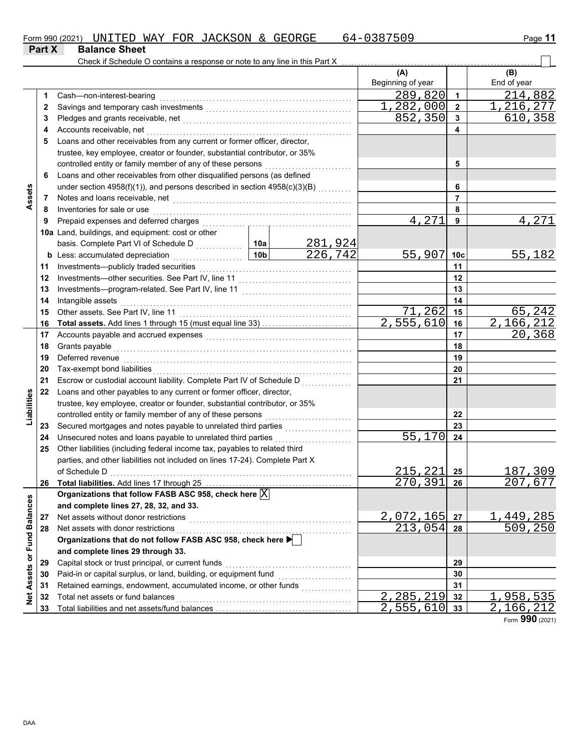Form 990 (2021) UNITED WAY FOR JACKSON & GEORGE 64-0387509

## Part X Balance Sheet

Check if Schedule O contains a response or note to any line in this Part X ☐

| | | Description | | | (A) Beginning of year | | (B) End of year |
|---|---|---|---|---|---|---|---|
| Assets | 1 | Cash—non-interest-bearing | | | 289,820 | 1 | 214,882 |
| | 2 | Savings and temporary cash investments | | | 1,282,000 | 2 | 1,216,277 |
| | 3 | Pledges and grants receivable, net | | | 852,350 | 3 | 610,358 |
| | 4 | Accounts receivable, net | | | | 4 | |
| | 5 | Loans and other receivables from any current or former officer, director, trustee, key employee, creator or founder, substantial contributor, or 35% controlled entity or family member of any of these persons | | | | 5 | |
| | 6 | Loans and other receivables from other disqualified persons (as defined under section 4958(f)(1)), and persons described in section 4958(c)(3)(B) | | | | 6 | |
| | 7 | Notes and loans receivable, net | | | | 7 | |
| | 8 | Inventories for sale or use | | | | 8 | |
| | 9 | Prepaid expenses and deferred charges | | | 4,271 | 9 | 4,271 |
| | 10a | Land, buildings, and equipment: cost or other basis. Complete Part VI of Schedule D | 10a | 281,924 | | | |
| | b | Less: accumulated depreciation | 10b | 226,742 | 55,907 | 10c | 55,182 |
| | 11 | Investments—publicly traded securities | | | | 11 | |
| | 12 | Investments—other securities. See Part IV, line 11 | | | | 12 | |
| | 13 | Investments—program-related. See Part IV, line 11 | | | | 13 | |
| | 14 | Intangible assets | | | | 14 | |
| | 15 | Other assets. See Part IV, line 11 | | | 71,262 | 15 | 65,242 |
| | 16 | **Total assets.** Add lines 1 through 15 (must equal line 33) | | | 2,555,610 | 16 | 2,166,212 |
| Liabilities | 17 | Accounts payable and accrued expenses | | | | 17 | 20,368 |
| | 18 | Grants payable | | | | 18 | |
| | 19 | Deferred revenue | | | | 19 | |
| | 20 | Tax-exempt bond liabilities | | | | 20 | |
| | 21 | Escrow or custodial account liability. Complete Part IV of Schedule D | | | | 21 | |
| | 22 | Loans and other payables to any current or former officer, director, trustee, key employee, creator or founder, substantial contributor, or 35% controlled entity or family member of any of these persons | | | | 22 | |
| | 23 | Secured mortgages and notes payable to unrelated third parties | | | | 23 | |
| | 24 | Unsecured notes and loans payable to unrelated third parties | | | 55,170 | 24 | |
| | 25 | Other liabilities (including federal income tax, payables to related third parties, and other liabilities not included on lines 17-24). Complete Part X of Schedule D | | | 215,221 | 25 | 187,309 |
| | 26 | **Total liabilities.** Add lines 17 through 25 | | | 270,391 | 26 | 207,677 |
| Net Assets or Fund Balances | | **Organizations that follow FASB ASC 958, check here** ☒ **and complete lines 27, 28, 32, and 33.** | | | | | |
| | 27 | Net assets without donor restrictions | | | 2,072,165 | 27 | 1,449,285 |
| | 28 | Net assets with donor restrictions | | | 213,054 | 28 | 509,250 |
| | | **Organizations that do not follow FASB ASC 958, check here** ☐ **and complete lines 29 through 33.** | | | | | |
| | 29 | Capital stock or trust principal, or current funds | | | | 29 | |
| | 30 | Paid-in or capital surplus, or land, building, or equipment fund | | | | 30 | |
| | 31 | Retained earnings, endowment, accumulated income, or other funds | | | | 31 | |
| | 32 | Total net assets or fund balances | | | 2,285,219 | 32 | 1,958,535 |
| | 33 | Total liabilities and net assets/fund balances | | | 2,555,610 | 33 | 2,166,212 |

Form **990** (2021)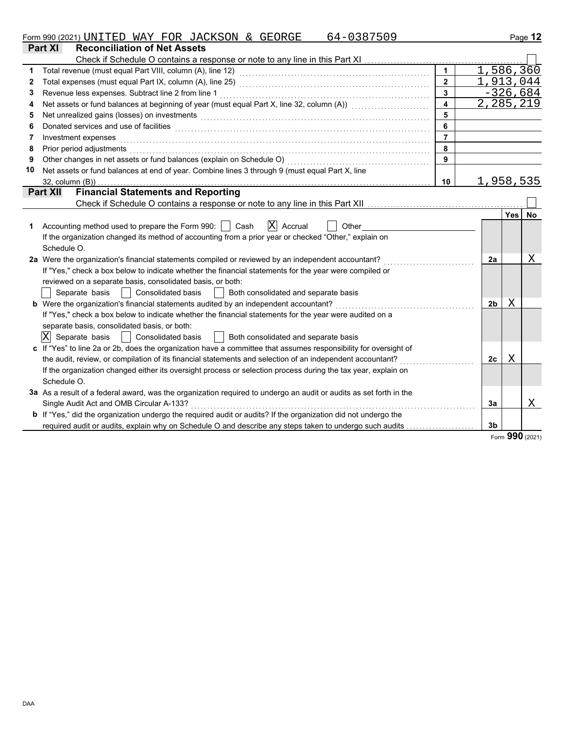Form 990 (2021) UNITED WAY FOR JACKSON & GEORGE 64-0387509 Page **12**

## Part XI Reconciliation of Net Assets

Check if Schedule O contains a response or note to any line in this Part XI ☐

| | | | |
|---|---|---|---|
| 1 | Total revenue (must equal Part VIII, column (A), line 12) | 1 | 1,586,360 |
| 2 | Total expenses (must equal Part IX, column (A), line 25) | 2 | 1,913,044 |
| 3 | Revenue less expenses. Subtract line 2 from line 1 | 3 | -326,684 |
| 4 | Net assets or fund balances at beginning of year (must equal Part X, line 32, column (A)) | 4 | 2,285,219 |
| 5 | Net unrealized gains (losses) on investments | 5 | |
| 6 | Donated services and use of facilities | 6 | |
| 7 | Investment expenses | 7 | |
| 8 | Prior period adjustments | 8 | |
| 9 | Other changes in net assets or fund balances (explain on Schedule O) | 9 | |
| 10 | Net assets or fund balances at end of year. Combine lines 3 through 9 (must equal Part X, line 32, column (B)) | 10 | 1,958,535 |

## Part XII Financial Statements and Reporting

Check if Schedule O contains a response or note to any line in this Part XII ☐

| | | | Yes | No |
|---|---|---|---|---|
| 1 | Accounting method used to prepare the Form 990: ☐ Cash ☒ Accrual ☐ Other<br>If the organization changed its method of accounting from a prior year or checked "Other," explain on Schedule O. | | | |
| 2a | Were the organization's financial statements compiled or reviewed by an independent accountant?<br>If "Yes," check a box below to indicate whether the financial statements for the year were compiled or reviewed on a separate basis, consolidated basis, or both:<br>☐ Separate basis ☐ Consolidated basis ☐ Both consolidated and separate basis | 2a | | X |
| b | Were the organization's financial statements audited by an independent accountant?<br>If "Yes," check a box below to indicate whether the financial statements for the year were audited on a separate basis, consolidated basis, or both:<br>☒ Separate basis ☐ Consolidated basis ☐ Both consolidated and separate basis | 2b | X | |
| c | If "Yes" to line 2a or 2b, does the organization have a committee that assumes responsibility for oversight of the audit, review, or compilation of its financial statements and selection of an independent accountant?<br>If the organization changed either its oversight process or selection process during the tax year, explain on Schedule O. | 2c | X | |
| 3a | As a result of a federal award, was the organization required to undergo an audit or audits as set forth in the Single Audit Act and OMB Circular A-133? | 3a | | X |
| b | If "Yes," did the organization undergo the required audit or audits? If the organization did not undergo the required audit or audits, explain why on Schedule O and describe any steps taken to undergo such audits | 3b | | |

Form **990** (2021)

DAA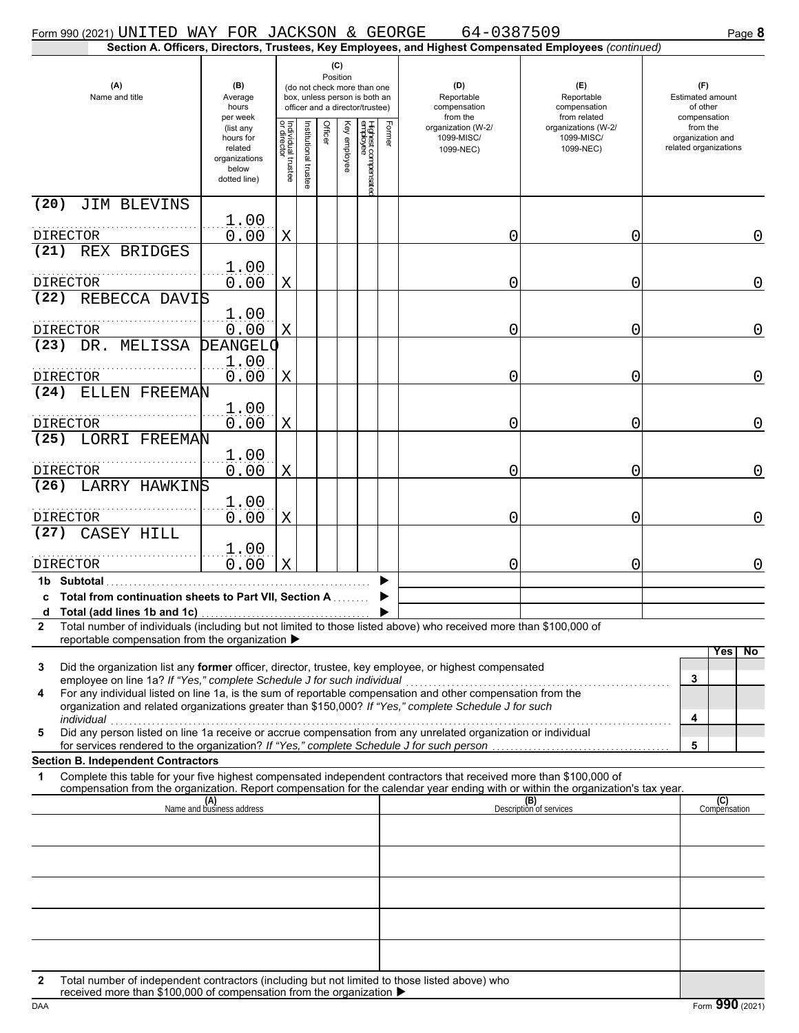Form 990 (2021) UNITED WAY FOR JACKSON & GEORGE 64-0387509 Page **8**

**Section A. Officers, Directors, Trustees, Key Employees, and Highest Compensated Employees** *(continued)*

| (A) Name and title | (B) Average hours per week (list any hours for related organizations below dotted line) | (C) Position: Individual trustee or director | Institutional trustee | Officer | Key employee | Highest compensated employee | Former | (D) Reportable compensation from the organization (W-2/ 1099-MISC/ 1099-NEC) | (E) Reportable compensation from related organizations (W-2/ 1099-MISC/ 1099-NEC) | (F) Estimated amount of other compensation from the organization and related organizations |
|---|---|---|---|---|---|---|---|---|---|---|
| (20) JIM BLEVINS<br>DIRECTOR | 1.00<br>0.00 | X | | | | | | 0 | 0 | 0 |
| (21) REX BRIDGES<br>DIRECTOR | 1.00<br>0.00 | X | | | | | | 0 | 0 | 0 |
| (22) REBECCA DAVIS<br>DIRECTOR | 1.00<br>0.00 | X | | | | | | 0 | 0 | 0 |
| (23) DR. MELISSA DEANGELO<br>DIRECTOR | 1.00<br>0.00 | X | | | | | | 0 | 0 | 0 |
| (24) ELLEN FREEMAN<br>DIRECTOR | 1.00<br>0.00 | X | | | | | | 0 | 0 | 0 |
| (25) LORRI FREEMAN<br>DIRECTOR | 1.00<br>0.00 | X | | | | | | 0 | 0 | 0 |
| (26) LARRY HAWKINS<br>DIRECTOR | 1.00<br>0.00 | X | | | | | | 0 | 0 | 0 |
| (27) CASEY HILL<br>DIRECTOR | 1.00<br>0.00 | X | | | | | | 0 | 0 | 0 |
| **1b Subtotal** | | | | | | | | | | |
| **c Total from continuation sheets to Part VII, Section A** | | | | | | | | | | |
| **d Total (add lines 1b and 1c)** | | | | | | | | | | |

**2** Total number of individuals (including but not limited to those listed above) who received more than $100,000 of reportable compensation from the organization ▶

| | | Yes | No |
|---|---|---|---|
| **3** Did the organization list any **former** officer, director, trustee, key employee, or highest compensated employee on line 1a? *If "Yes," complete Schedule J for such individual* | 3 | | |
| **4** For any individual listed on line 1a, is the sum of reportable compensation and other compensation from the organization and related organizations greater than $150,000? *If "Yes," complete Schedule J for such individual* | 4 | | |
| **5** Did any person listed on line 1a receive or accrue compensation from any unrelated organization or individual for services rendered to the organization? *If "Yes," complete Schedule J for such person* | 5 | | |

**Section B. Independent Contractors**

**1** Complete this table for your five highest compensated independent contractors that received more than $100,000 of compensation from the organization. Report compensation for the calendar year ending with or within the organization's tax year.

| (A) Name and business address | (B) Description of services | (C) Compensation |
|---|---|---|
| | | |
| | | |
| | | |
| | | |
| | | |

**2** Total number of independent contractors (including but not limited to those listed above) who received more than $100,000 of compensation from the organization ▶

DAA Form **990** (2021)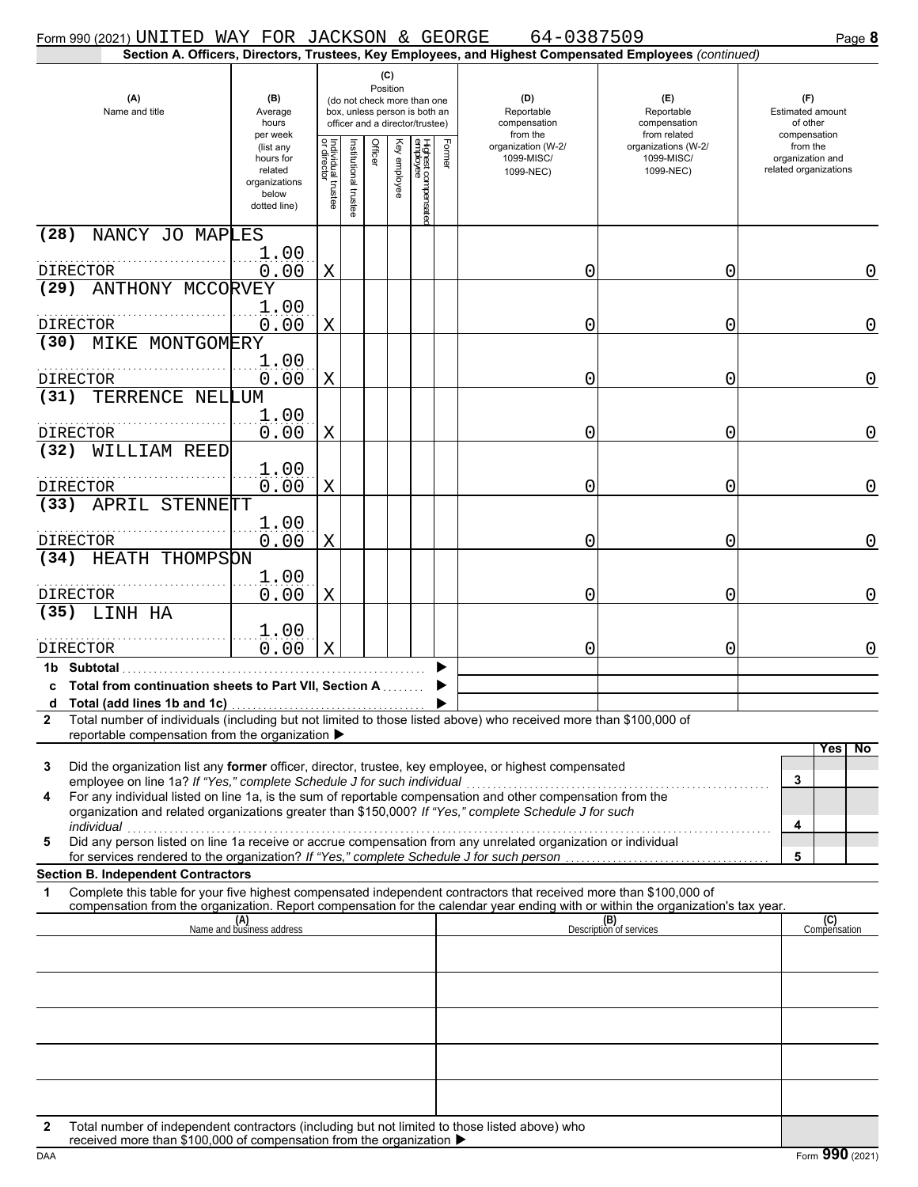Form 990 (2021) UNITED WAY FOR JACKSON & GEORGE 64-0387509 Page **8**

**Section A. Officers, Directors, Trustees, Key Employees, and Highest Compensated Employees** *(continued)*

| (A) Name and title | (B) Average hours per week (list any hours for related organizations below dotted line) | (C) Position: Individual trustee or director | Institutional trustee | Officer | Key employee | Highest compensated employee | Former | (D) Reportable compensation from the organization (W-2/ 1099-MISC/ 1099-NEC) | (E) Reportable compensation from related organizations (W-2/ 1099-MISC/ 1099-NEC) | (F) Estimated amount of other compensation from the organization and related organizations |
|---|---|---|---|---|---|---|---|---|---|---|
| (28) NANCY JO MAPLES<br>DIRECTOR | 1.00<br>0.00 | X | | | | | | 0 | 0 | 0 |
| (29) ANTHONY MCCORVEY<br>DIRECTOR | 1.00<br>0.00 | X | | | | | | 0 | 0 | 0 |
| (30) MIKE MONTGOMERY<br>DIRECTOR | 1.00<br>0.00 | X | | | | | | 0 | 0 | 0 |
| (31) TERRENCE NELLUM<br>DIRECTOR | 1.00<br>0.00 | X | | | | | | 0 | 0 | 0 |
| (32) WILLIAM REED<br>DIRECTOR | 1.00<br>0.00 | X | | | | | | 0 | 0 | 0 |
| (33) APRIL STENNETT<br>DIRECTOR | 1.00<br>0.00 | X | | | | | | 0 | 0 | 0 |
| (34) HEATH THOMPSON<br>DIRECTOR | 1.00<br>0.00 | X | | | | | | 0 | 0 | 0 |
| (35) LINH HA<br>DIRECTOR | 1.00<br>0.00 | X | | | | | | 0 | 0 | 0 |
| **1b Subtotal** | | | | | | | | | | |
| **c Total from continuation sheets to Part VII, Section A** | | | | | | | | | | |
| **d Total (add lines 1b and 1c)** | | | | | | | | | | |

**2** Total number of individuals (including but not limited to those listed above) who received more than $100,000 of reportable compensation from the organization ▶

| | | Yes | No |
|---|---|---|---|
| **3** Did the organization list any **former** officer, director, trustee, key employee, or highest compensated employee on line 1a? *If "Yes," complete Schedule J for such individual* | 3 | | |
| **4** For any individual listed on line 1a, is the sum of reportable compensation and other compensation from the organization and related organizations greater than $150,000? *If "Yes," complete Schedule J for such individual* | 4 | | |
| **5** Did any person listed on line 1a receive or accrue compensation from any unrelated organization or individual for services rendered to the organization? *If "Yes," complete Schedule J for such person* | 5 | | |

**Section B. Independent Contractors**

**1** Complete this table for your five highest compensated independent contractors that received more than $100,000 of compensation from the organization. Report compensation for the calendar year ending with or within the organization's tax year.

| (A) Name and business address | (B) Description of services | (C) Compensation |
|---|---|---|
| | | |
| | | |
| | | |
| | | |
| | | |

**2** Total number of independent contractors (including but not limited to those listed above) who received more than $100,000 of compensation from the organization ▶

DAA Form **990** (2021)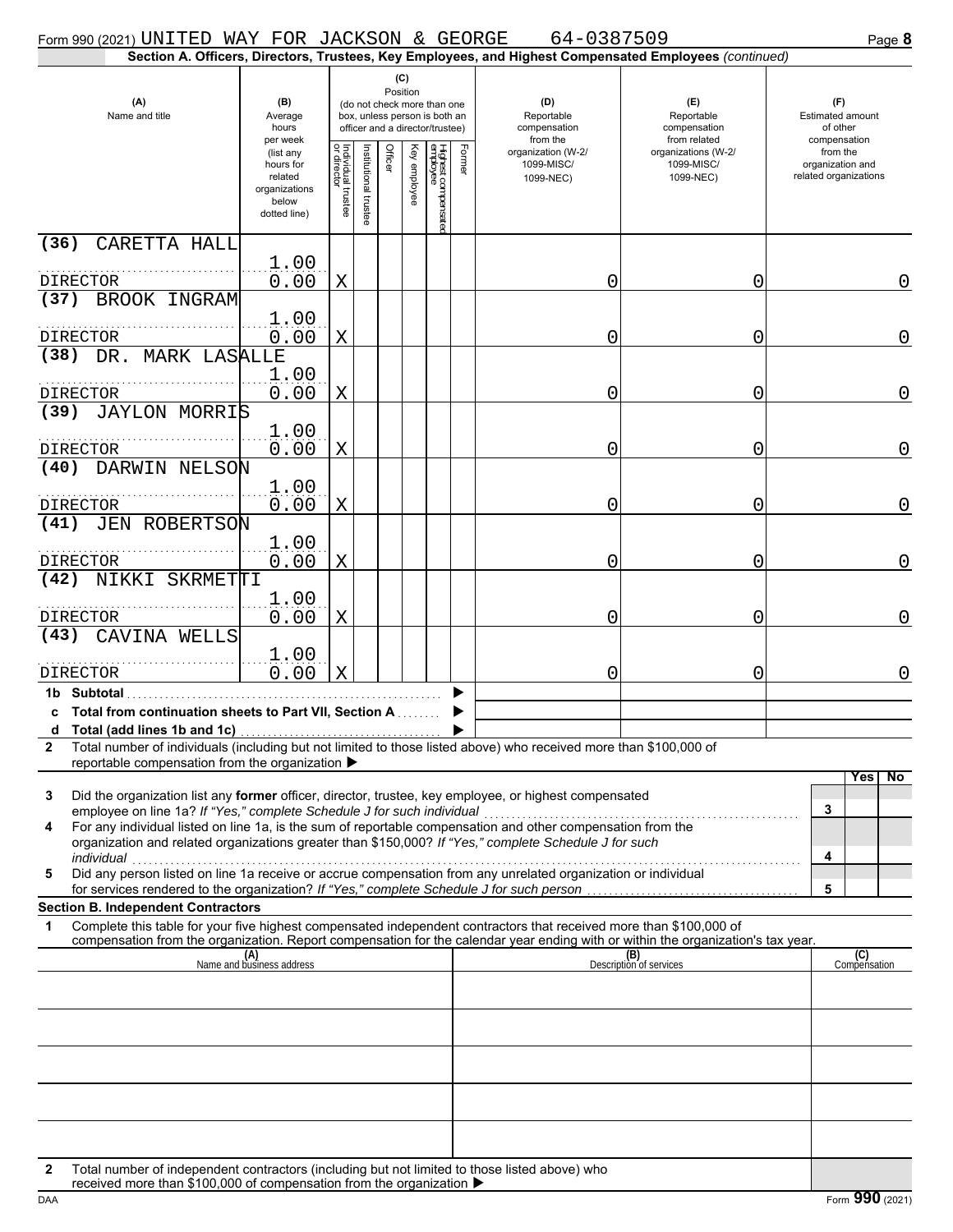Form 990 (2021) UNITED WAY FOR JACKSON & GEORGE 64-0387509 Page **8**

**Section A. Officers, Directors, Trustees, Key Employees, and Highest Compensated Employees** *(continued)*

| (A) Name and title | (B) Average hours per week (list any hours for related organizations below dotted line) | (C) Position: Individual trustee or director | Institutional trustee | Officer | Key employee | Highest compensated employee | Former | (D) Reportable compensation from the organization (W-2/1099-MISC/1099-NEC) | (E) Reportable compensation from related organizations (W-2/1099-MISC/1099-NEC) | (F) Estimated amount of other compensation from the organization and related organizations |
|---|---|---|---|---|---|---|---|---|---|---|
| (36) CARETTA HALL<br>DIRECTOR | 1.00<br>0.00 | X | | | | | | 0 | 0 | 0 |
| (37) BROOK INGRAM<br>DIRECTOR | 1.00<br>0.00 | X | | | | | | 0 | 0 | 0 |
| (38) DR. MARK LASALLE<br>DIRECTOR | 1.00<br>0.00 | X | | | | | | 0 | 0 | 0 |
| (39) JAYLON MORRIS<br>DIRECTOR | 1.00<br>0.00 | X | | | | | | 0 | 0 | 0 |
| (40) DARWIN NELSON<br>DIRECTOR | 1.00<br>0.00 | X | | | | | | 0 | 0 | 0 |
| (41) JEN ROBERTSON<br>DIRECTOR | 1.00<br>0.00 | X | | | | | | 0 | 0 | 0 |
| (42) NIKKI SKRMETTI<br>DIRECTOR | 1.00<br>0.00 | X | | | | | | 0 | 0 | 0 |
| (43) CAVINA WELLS<br>DIRECTOR | 1.00<br>0.00 | X | | | | | | 0 | 0 | 0 |
| 1b Subtotal | | | | | | | | | | |
| c Total from continuation sheets to Part VII, Section A | | | | | | | | | | |
| d Total (add lines 1b and 1c) | | | | | | | | | | |

**2** Total number of individuals (including but not limited to those listed above) who received more than $100,000 of reportable compensation from the organization ▶

| | | Yes | No |
|---|---|---|---|
| **3** Did the organization list any **former** officer, director, trustee, key employee, or highest compensated employee on line 1a? *If "Yes," complete Schedule J for such individual* | 3 | | |
| **4** For any individual listed on line 1a, is the sum of reportable compensation and other compensation from the organization and related organizations greater than $150,000? *If "Yes," complete Schedule J for such individual* | 4 | | |
| **5** Did any person listed on line 1a receive or accrue compensation from any unrelated organization or individual for services rendered to the organization? *If "Yes," complete Schedule J for such person* | 5 | | |

**Section B. Independent Contractors**

**1** Complete this table for your five highest compensated independent contractors that received more than $100,000 of compensation from the organization. Report compensation for the calendar year ending with or within the organization's tax year.

| (A) Name and business address | (B) Description of services | (C) Compensation |
|---|---|---|
| | | |
| | | |
| | | |
| | | |
| | | |

**2** Total number of independent contractors (including but not limited to those listed above) who received more than $100,000 of compensation from the organization ▶

DAA Form **990** (2021)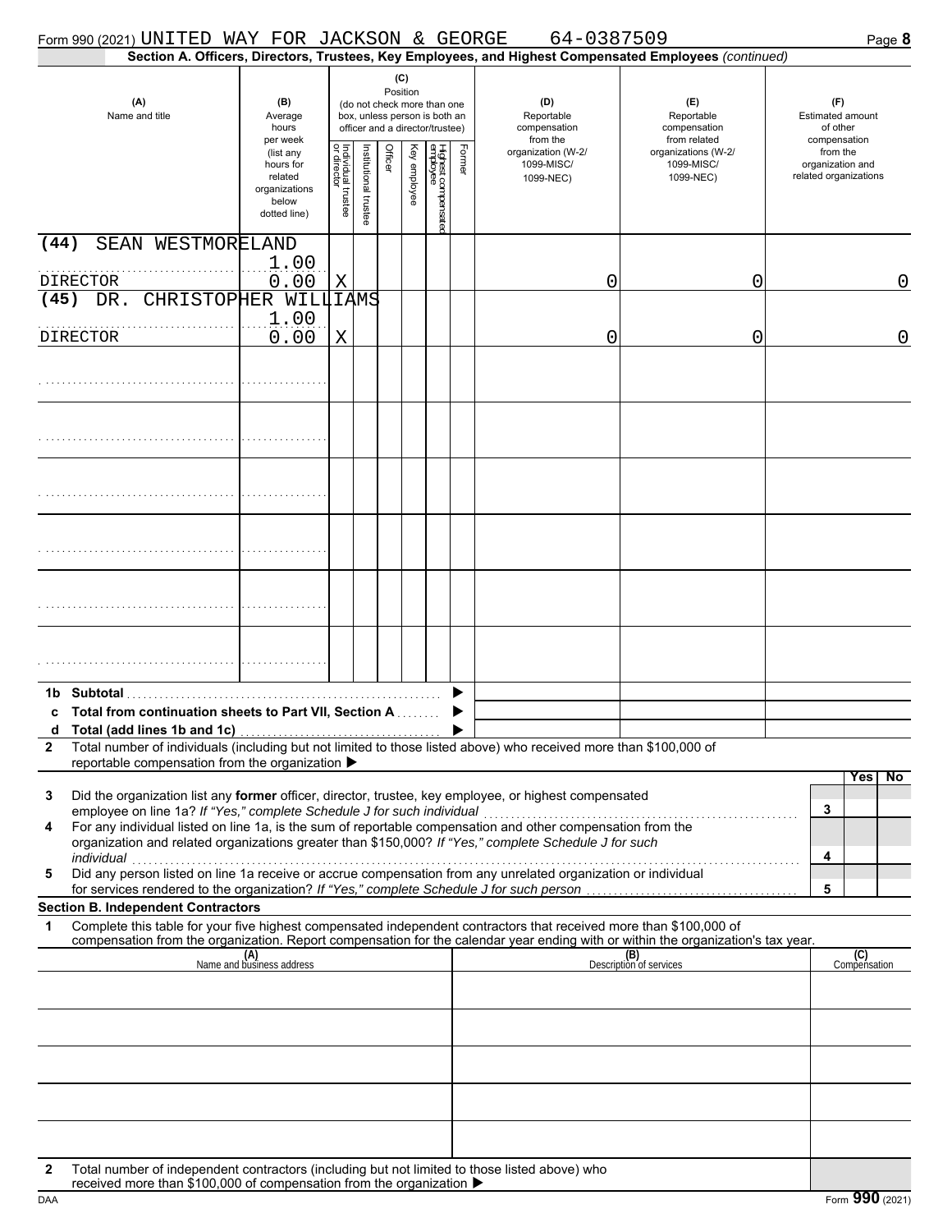Form 990 (2021) UNITED WAY FOR JACKSON & GEORGE 64-0387509 Page **8**

**Section A. Officers, Directors, Trustees, Key Employees, and Highest Compensated Employees** *(continued)*

| (A) Name and title | (B) Average hours per week (list any hours for related organizations below dotted line) | (C) Position: Individual trustee or director | Institutional trustee | Officer | Key employee | Highest compensated employee | Former | (D) Reportable compensation from the organization (W-2/ 1099-MISC/ 1099-NEC) | (E) Reportable compensation from related organizations (W-2/ 1099-MISC/ 1099-NEC) | (F) Estimated amount of other compensation from the organization and related organizations |
|---|---|---|---|---|---|---|---|---|---|---|
| (44) SEAN WESTMORELAND<br>DIRECTOR | 1.00<br>0.00 | X | | | | | | 0 | 0 | 0 |
| (45) DR. CHRISTOPHER WILLIAMS<br>DIRECTOR | 1.00<br>0.00 | X | | | | | | 0 | 0 | 0 |
| | | | | | | | | | | |
| | | | | | | | | | | |
| | | | | | | | | | | |
| | | | | | | | | | | |
| | | | | | | | | | | |
| | | | | | | | | | | |

1b Subtotal ▶

c Total from continuation sheets to Part VII, Section A ▶

d Total (add lines 1b and 1c) ▶

2 Total number of individuals (including but not limited to those listed above) who received more than $100,000 of reportable compensation from the organization ▶

| | | Yes | No |
|---|---|---|---|
| 3 Did the organization list any **former** officer, director, trustee, key employee, or highest compensated employee on line 1a? *If "Yes," complete Schedule J for such individual* | 3 | | |
| 4 For any individual listed on line 1a, is the sum of reportable compensation and other compensation from the organization and related organizations greater than $150,000? *If "Yes," complete Schedule J for such individual* | 4 | | |
| 5 Did any person listed on line 1a receive or accrue compensation from any unrelated organization or individual for services rendered to the organization? *If "Yes," complete Schedule J for such person* | 5 | | |

**Section B. Independent Contractors**

1 Complete this table for your five highest compensated independent contractors that received more than $100,000 of compensation from the organization. Report compensation for the calendar year ending with or within the organization's tax year.

| (A) Name and business address | (B) Description of services | (C) Compensation |
|---|---|---|
| | | |
| | | |
| | | |
| | | |
| | | |

2 Total number of independent contractors (including but not limited to those listed above) who received more than $100,000 of compensation from the organization ▶

DAA Form **990** (2021)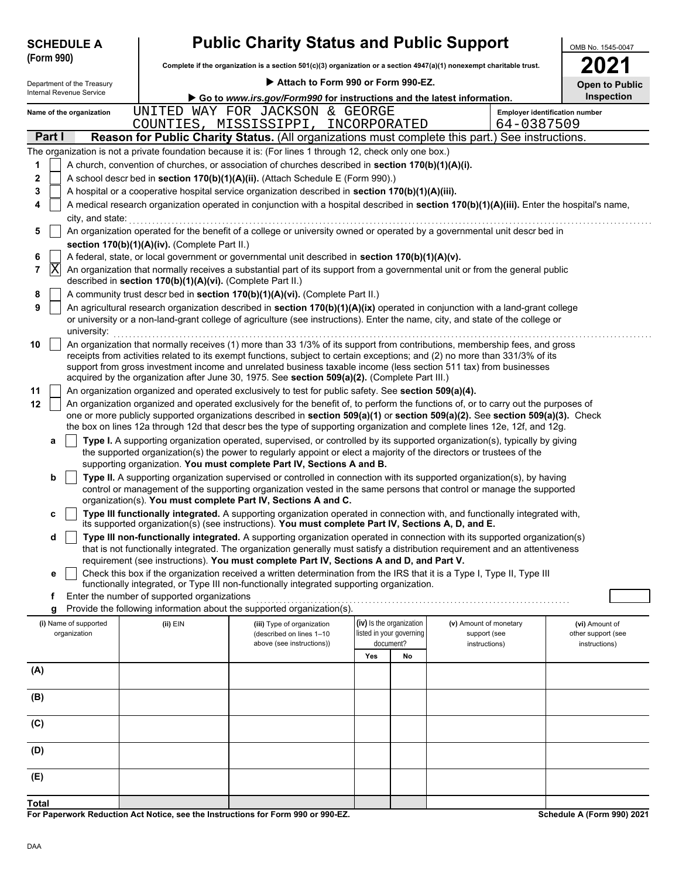**SCHEDULE A (Form 990)**

Department of the Treasury
Internal Revenue Service

# Public Charity Status and Public Support

**Complete if the organization is a section 501(c)(3) organization or a section 4947(a)(1) nonexempt charitable trust.**

▶ **Attach to Form 990 or Form 990-EZ.**

▶ **Go to *www.irs.gov/Form990* for instructions and the latest information.**

OMB No. 1545-0047

**2021**

**Open to Public Inspection**

Name of the organization: UNITED WAY FOR JACKSON & GEORGE COUNTIES, MISSISSIPPI, INCORPORATED

Employer identification number: 64-0387509

## Part I Reason for Public Charity Status. (All organizations must complete this part.) See instructions.

The organization is not a private foundation because it is: (For lines 1 through 12, check only one box.)

1. [ ] A church, convention of churches, or association of churches described in **section 170(b)(1)(A)(i).**
2. [ ] A school described in **section 170(b)(1)(A)(ii).** (Attach Schedule E (Form 990).)
3. [ ] A hospital or a cooperative hospital service organization described in **section 170(b)(1)(A)(iii).**
4. [ ] A medical research organization operated in conjunction with a hospital described in **section 170(b)(1)(A)(iii).** Enter the hospital's name, city, and state:
5. [ ] An organization operated for the benefit of a college or university owned or operated by a governmental unit described in **section 170(b)(1)(A)(iv).** (Complete Part II.)
6. [ ] A federal, state, or local government or governmental unit described in **section 170(b)(1)(A)(v).**
7. [X] An organization that normally receives a substantial part of its support from a governmental unit or from the general public described in **section 170(b)(1)(A)(vi).** (Complete Part II.)
8. [ ] A community trust described in **section 170(b)(1)(A)(vi).** (Complete Part II.)
9. [ ] An agricultural research organization described in **section 170(b)(1)(A)(ix)** operated in conjunction with a land-grant college or university or a non-land-grant college of agriculture (see instructions). Enter the name, city, and state of the college or university:
10. [ ] An organization that normally receives (1) more than 33 1/3% of its support from contributions, membership fees, and gross receipts from activities related to its exempt functions, subject to certain exceptions; and (2) no more than 331/3% of its support from gross investment income and unrelated business taxable income (less section 511 tax) from businesses acquired by the organization after June 30, 1975. See **section 509(a)(2).** (Complete Part III.)
11. [ ] An organization organized and operated exclusively to test for public safety. See **section 509(a)(4).**
12. [ ] An organization organized and operated exclusively for the benefit of, to perform the functions of, or to carry out the purposes of one or more publicly supported organizations described in **section 509(a)(1)** or **section 509(a)(2).** See **section 509(a)(3).** Check the box on lines 12a through 12d that describes the type of supporting organization and complete lines 12e, 12f, and 12g.
   - **a** [ ] **Type I.** A supporting organization operated, supervised, or controlled by its supported organization(s), typically by giving the supported organization(s) the power to regularly appoint or elect a majority of the directors or trustees of the supporting organization. **You must complete Part IV, Sections A and B.**
   - **b** [ ] **Type II.** A supporting organization supervised or controlled in connection with its supported organization(s), by having control or management of the supporting organization vested in the same persons that control or manage the supported organization(s). **You must complete Part IV, Sections A and C.**
   - **c** [ ] **Type III functionally integrated.** A supporting organization operated in connection with, and functionally integrated with, its supported organization(s) (see instructions). **You must complete Part IV, Sections A, D, and E.**
   - **d** [ ] **Type III non-functionally integrated.** A supporting organization operated in connection with its supported organization(s) that is not functionally integrated. The organization generally must satisfy a distribution requirement and an attentiveness requirement (see instructions). **You must complete Part IV, Sections A and D, and Part V.**
   - **e** [ ] Check this box if the organization received a written determination from the IRS that it is a Type I, Type II, Type III functionally integrated, or Type III non-functionally integrated supporting organization.
   - **f** Enter the number of supported organizations
   - **g** Provide the following information about the supported organization(s).

| (i) Name of supported organization | (ii) EIN | (iii) Type of organization (described on lines 1–10 above (see instructions)) | (iv) Is the organization listed in your governing document? Yes | No | (v) Amount of monetary support (see instructions) | (vi) Amount of other support (see instructions) |
|---|---|---|---|---|---|---|
| (A) | | | | | | |
| (B) | | | | | | |
| (C) | | | | | | |
| (D) | | | | | | |
| (E) | | | | | | |
| **Total** | | | | | | |

**For Paperwork Reduction Act Notice, see the Instructions for Form 990 or 990-EZ.** **Schedule A (Form 990) 2021**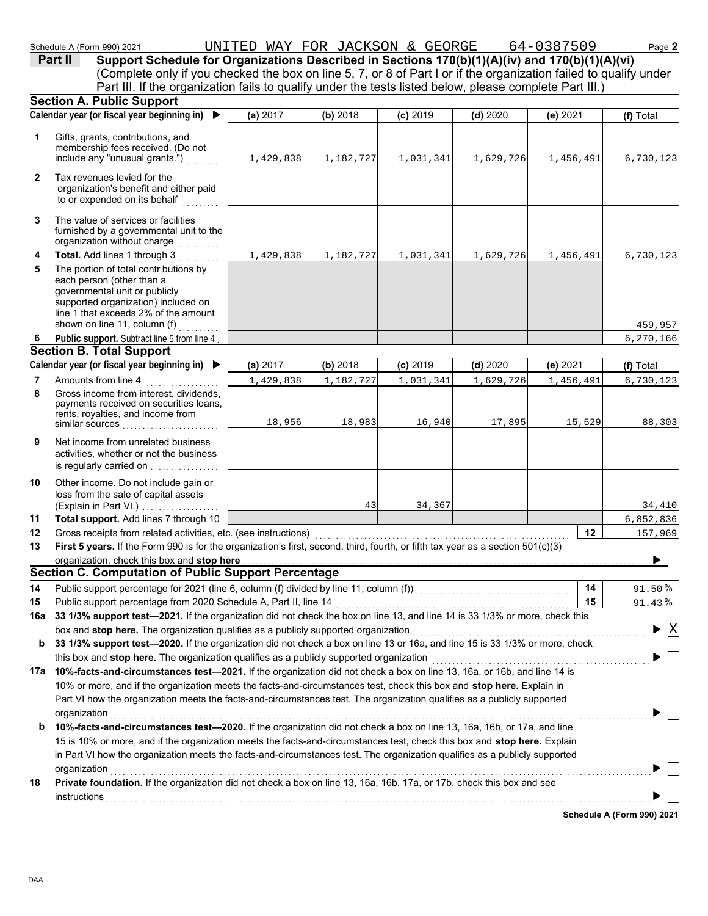Schedule A (Form 990) 2021 UNITED WAY FOR JACKSON & GEORGE 64-0387509 Page **2**

## Part II Support Schedule for Organizations Described in Sections 170(b)(1)(A)(iv) and 170(b)(1)(A)(vi)

(Complete only if you checked the box on line 5, 7, or 8 of Part I or if the organization failed to qualify under Part III. If the organization fails to qualify under the tests listed below, please complete Part III.)

### Section A. Public Support

| Calendar year (or fiscal year beginning in) ▶ | (a) 2017 | (b) 2018 | (c) 2019 | (d) 2020 | (e) 2021 | (f) Total |
|---|---|---|---|---|---|---|
| **1** Gifts, grants, contributions, and membership fees received. (Do not include any "unusual grants.") | 1,429,838 | 1,182,727 | 1,031,341 | 1,629,726 | 1,456,491 | 6,730,123 |
| **2** Tax revenues levied for the organization's benefit and either paid to or expended on its behalf | | | | | | |
| **3** The value of services or facilities furnished by a governmental unit to the organization without charge | | | | | | |
| **4** **Total.** Add lines 1 through 3 | 1,429,838 | 1,182,727 | 1,031,341 | 1,629,726 | 1,456,491 | 6,730,123 |
| **5** The portion of total contributions by each person (other than a governmental unit or publicly supported organization) included on line 1 that exceeds 2% of the amount shown on line 11, column (f) | | | | | | 459,957 |
| **6** **Public support.** Subtract line 5 from line 4 | | | | | | 6,270,166 |

### Section B. Total Support

| Calendar year (or fiscal year beginning in) ▶ | (a) 2017 | (b) 2018 | (c) 2019 | (d) 2020 | (e) 2021 | (f) Total |
|---|---|---|---|---|---|---|
| **7** Amounts from line 4 | 1,429,838 | 1,182,727 | 1,031,341 | 1,629,726 | 1,456,491 | 6,730,123 |
| **8** Gross income from interest, dividends, payments received on securities loans, rents, royalties, and income from similar sources | 18,956 | 18,983 | 16,940 | 17,895 | 15,529 | 88,303 |
| **9** Net income from unrelated business activities, whether or not the business is regularly carried on | | | | | | |
| **10** Other income. Do not include gain or loss from the sale of capital assets (Explain in Part VI.) | | 43 | 34,367 | | | 34,410 |
| **11** **Total support.** Add lines 7 through 10 | | | | | | 6,852,836 |

**12** Gross receipts from related activities, etc. (see instructions) — **12** — 157,969

**13** **First 5 years.** If the Form 990 is for the organization's first, second, third, fourth, or fifth tax year as a section 501(c)(3) organization, check this box and **stop here** ▶ ☐

### Section C. Computation of Public Support Percentage

**14** Public support percentage for 2021 (line 6, column (f) divided by line 11, column (f)) — **14** — 91.50 %

**15** Public support percentage from 2020 Schedule A, Part II, line 14 — **15** — 91.43 %

**16a** **33 1/3% support test—2021.** If the organization did not check the box on line 13, and line 14 is 33 1/3% or more, check this box and **stop here.** The organization qualifies as a publicly supported organization ▶ ☒

**b** **33 1/3% support test—2020.** If the organization did not check a box on line 13 or 16a, and line 15 is 33 1/3% or more, check this box and **stop here.** The organization qualifies as a publicly supported organization ▶ ☐

**17a** **10%-facts-and-circumstances test—2021.** If the organization did not check a box on line 13, 16a, or 16b, and line 14 is 10% or more, and if the organization meets the facts-and-circumstances test, check this box and **stop here.** Explain in Part VI how the organization meets the facts-and-circumstances test. The organization qualifies as a publicly supported organization ▶ ☐

**b** **10%-facts-and-circumstances test—2020.** If the organization did not check a box on line 13, 16a, 16b, or 17a, and line 15 is 10% or more, and if the organization meets the facts-and-circumstances test, check this box and **stop here.** Explain in Part VI how the organization meets the facts-and-circumstances test. The organization qualifies as a publicly supported organization ▶ ☐

**18** **Private foundation.** If the organization did not check a box on line 13, 16a, 16b, 17a, or 17b, check this box and see instructions ▶ ☐

**Schedule A (Form 990) 2021**

DAA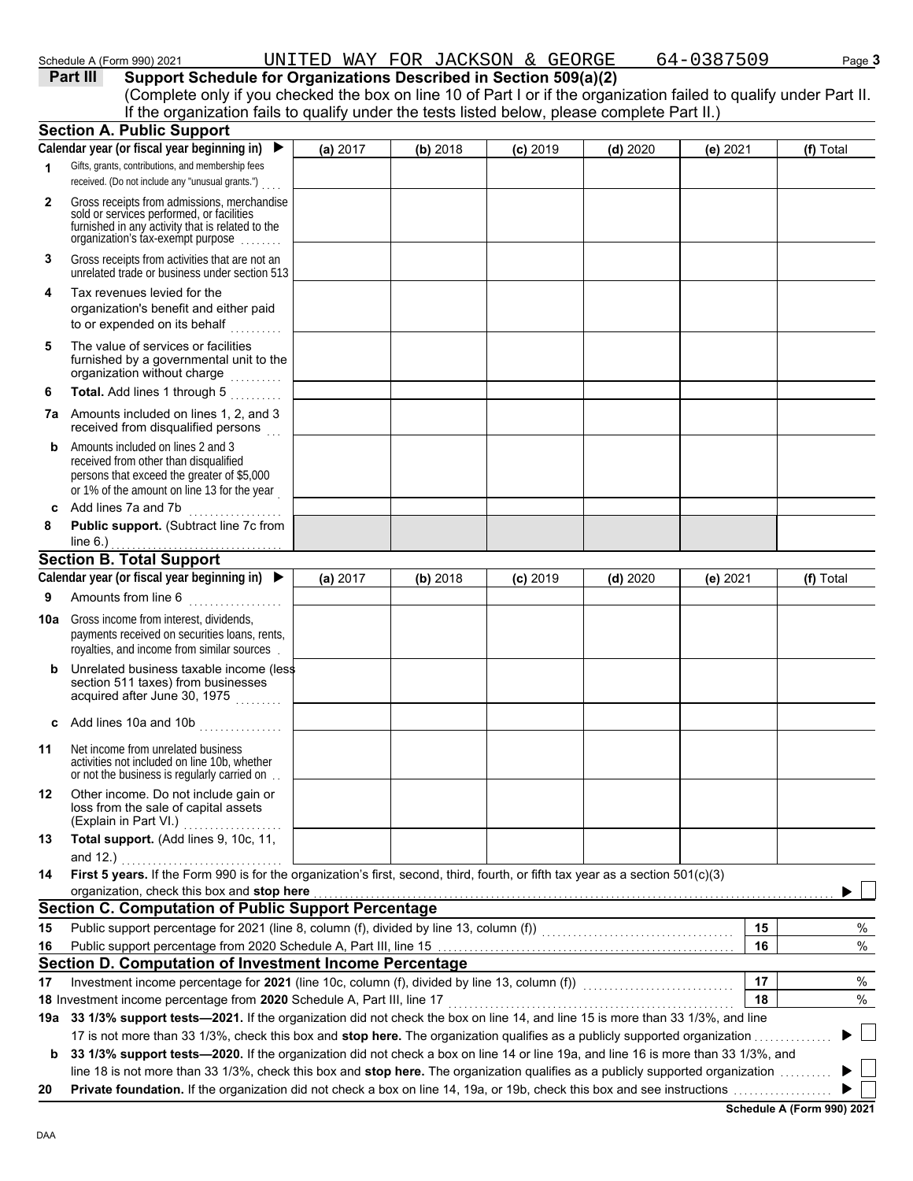Schedule A (Form 990) 2021 UNITED WAY FOR JACKSON & GEORGE 64-0387509

## Part III Support Schedule for Organizations Described in Section 509(a)(2)

(Complete only if you checked the box on line 10 of Part I or if the organization failed to qualify under Part II. If the organization fails to qualify under the tests listed below, please complete Part II.)

### Section A. Public Support

| Calendar year (or fiscal year beginning in) ▶ | (a) 2017 | (b) 2018 | (c) 2019 | (d) 2020 | (e) 2021 | (f) Total |
|---|---|---|---|---|---|---|
| **1** Gifts, grants, contributions, and membership fees received. (Do not include any "unusual grants.") | | | | | | |
| **2** Gross receipts from admissions, merchandise sold or services performed, or facilities furnished in any activity that is related to the organization's tax-exempt purpose | | | | | | |
| **3** Gross receipts from activities that are not an unrelated trade or business under section 513 | | | | | | |
| **4** Tax revenues levied for the organization's benefit and either paid to or expended on its behalf | | | | | | |
| **5** The value of services or facilities furnished by a governmental unit to the organization without charge | | | | | | |
| **6** **Total.** Add lines 1 through 5 | | | | | | |
| **7a** Amounts included on lines 1, 2, and 3 received from disqualified persons | | | | | | |
| **b** Amounts included on lines 2 and 3 received from other than disqualified persons that exceed the greater of $5,000 or 1% of the amount on line 13 for the year | | | | | | |
| **c** Add lines 7a and 7b | | | | | | |
| **8** **Public support.** (Subtract line 7c from line 6.) | | | | | | |

### Section B. Total Support

| Calendar year (or fiscal year beginning in) ▶ | (a) 2017 | (b) 2018 | (c) 2019 | (d) 2020 | (e) 2021 | (f) Total |
|---|---|---|---|---|---|---|
| **9** Amounts from line 6 | | | | | | |
| **10a** Gross income from interest, dividends, payments received on securities loans, rents, royalties, and income from similar sources | | | | | | |
| **b** Unrelated business taxable income (less section 511 taxes) from businesses acquired after June 30, 1975 | | | | | | |
| **c** Add lines 10a and 10b | | | | | | |
| **11** Net income from unrelated business activities not included on line 10b, whether or not the business is regularly carried on | | | | | | |
| **12** Other income. Do not include gain or loss from the sale of capital assets (Explain in Part VI.) | | | | | | |
| **13** **Total support.** (Add lines 9, 10c, 11, and 12.) | | | | | | |

**14** **First 5 years.** If the Form 990 is for the organization's first, second, third, fourth, or fifth tax year as a section 501(c)(3) organization, check this box and **stop here** ▶ ☐

### Section C. Computation of Public Support Percentage

| | | | |
|---|---|---|---|
| **15** | Public support percentage for 2021 (line 8, column (f), divided by line 13, column (f)) | 15 | % |
| **16** | Public support percentage from 2020 Schedule A, Part III, line 15 | 16 | % |

### Section D. Computation of Investment Income Percentage

| | | | |
|---|---|---|---|
| **17** | Investment income percentage for **2021** (line 10c, column (f), divided by line 13, column (f)) | 17 | % |
| **18** | Investment income percentage from **2020** Schedule A, Part III, line 17 | 18 | % |

**19a** **33 1/3% support tests—2021.** If the organization did not check the box on line 14, and line 15 is more than 33 1/3%, and line 17 is not more than 33 1/3%, check this box and **stop here.** The organization qualifies as a publicly supported organization ▶ ☐

**b** **33 1/3% support tests—2020.** If the organization did not check a box on line 14 or line 19a, and line 16 is more than 33 1/3%, and line 18 is not more than 33 1/3%, check this box and **stop here.** The organization qualifies as a publicly supported organization ▶ ☐

**20** **Private foundation.** If the organization did not check a box on line 14, 19a, or 19b, check this box and see instructions ▶ ☐

Schedule A (Form 990) 2021

DAA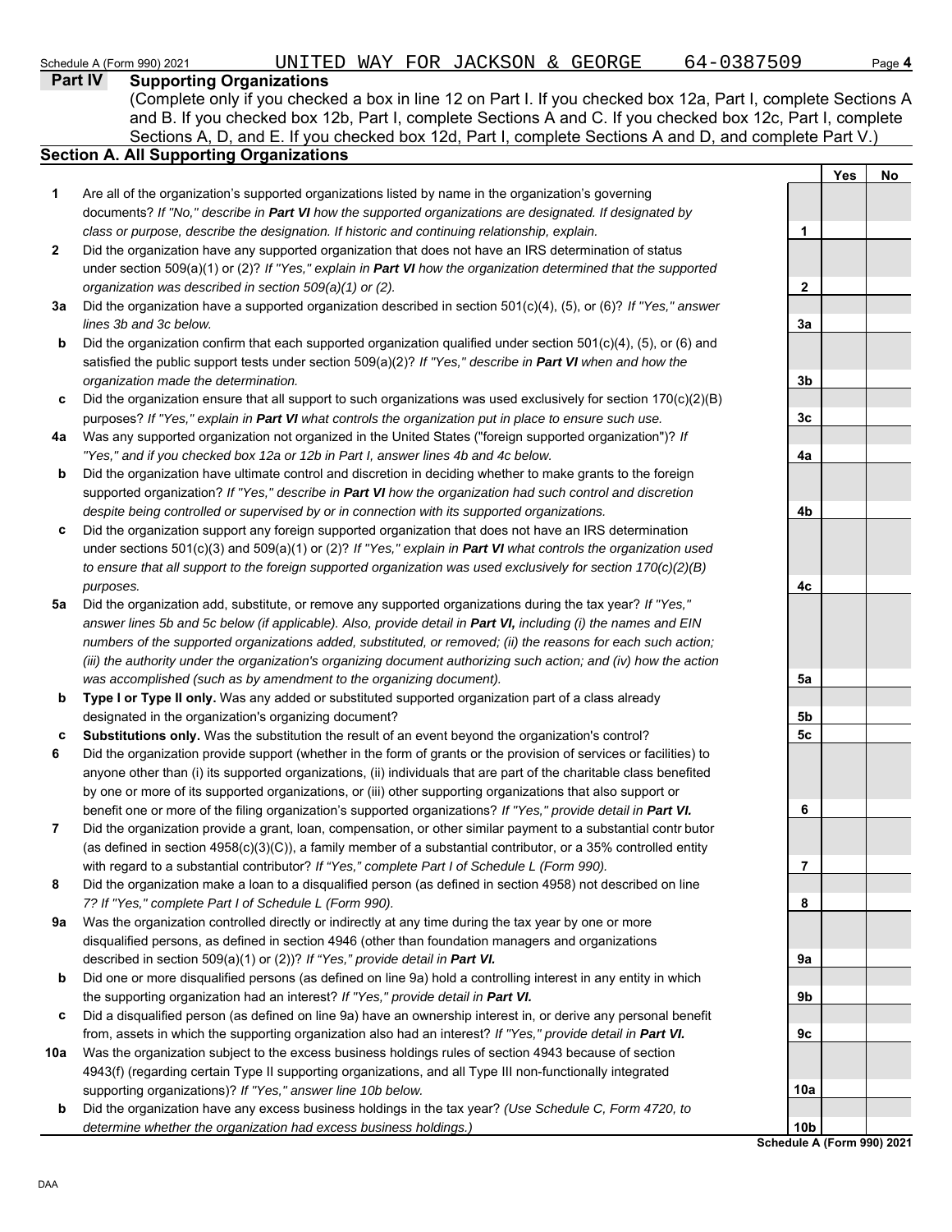Schedule A (Form 990) 2021 UNITED WAY FOR JACKSON & GEORGE 64-0387509 Page **4**

## Part IV Supporting Organizations

(Complete only if you checked a box in line 12 on Part I. If you checked box 12a, Part I, complete Sections A and B. If you checked box 12b, Part I, complete Sections A and C. If you checked box 12c, Part I, complete Sections A, D, and E. If you checked box 12d, Part I, complete Sections A and D, and complete Part V.)

### Section A. All Supporting Organizations

| | | | Yes | No |
|---|---|---|---|---|
| **1** | Are all of the organization's supported organizations listed by name in the organization's governing documents? *If "No," describe in **Part VI** how the supported organizations are designated. If designated by class or purpose, describe the designation. If historic and continuing relationship, explain.* | **1** | | |
| **2** | Did the organization have any supported organization that does not have an IRS determination of status under section 509(a)(1) or (2)? *If "Yes," explain in **Part VI** how the organization determined that the supported organization was described in section 509(a)(1) or (2).* | **2** | | |
| **3a** | Did the organization have a supported organization described in section 501(c)(4), (5), or (6)? *If "Yes," answer lines 3b and 3c below.* | **3a** | | |
| **b** | Did the organization confirm that each supported organization qualified under section 501(c)(4), (5), or (6) and satisfied the public support tests under section 509(a)(2)? *If "Yes," describe in **Part VI** when and how the organization made the determination.* | **3b** | | |
| **c** | Did the organization ensure that all support to such organizations was used exclusively for section 170(c)(2)(B) purposes? *If "Yes," explain in **Part VI** what controls the organization put in place to ensure such use.* | **3c** | | |
| **4a** | Was any supported organization not organized in the United States ("foreign supported organization")? *If "Yes," and if you checked box 12a or 12b in Part I, answer lines 4b and 4c below.* | **4a** | | |
| **b** | Did the organization have ultimate control and discretion in deciding whether to make grants to the foreign supported organization? *If "Yes," describe in **Part VI** how the organization had such control and discretion despite being controlled or supervised by or in connection with its supported organizations.* | **4b** | | |
| **c** | Did the organization support any foreign supported organization that does not have an IRS determination under sections 501(c)(3) and 509(a)(1) or (2)? *If "Yes," explain in **Part VI** what controls the organization used to ensure that all support to the foreign supported organization was used exclusively for section 170(c)(2)(B) purposes.* | **4c** | | |
| **5a** | Did the organization add, substitute, or remove any supported organizations during the tax year? *If "Yes," answer lines 5b and 5c below (if applicable). Also, provide detail in **Part VI,** including (i) the names and EIN numbers of the supported organizations added, substituted, or removed; (ii) the reasons for each such action; (iii) the authority under the organization's organizing document authorizing such action; and (iv) how the action was accomplished (such as by amendment to the organizing document).* | **5a** | | |
| **b** | **Type I or Type II only.** Was any added or substituted supported organization part of a class already designated in the organization's organizing document? | **5b** | | |
| **c** | **Substitutions only.** Was the substitution the result of an event beyond the organization's control? | **5c** | | |
| **6** | Did the organization provide support (whether in the form of grants or the provision of services or facilities) to anyone other than (i) its supported organizations, (ii) individuals that are part of the charitable class benefited by one or more of its supported organizations, or (iii) other supporting organizations that also support or benefit one or more of the filing organization's supported organizations? *If "Yes," provide detail in **Part VI.*** | **6** | | |
| **7** | Did the organization provide a grant, loan, compensation, or other similar payment to a substantial contr butor (as defined in section 4958(c)(3)(C)), a family member of a substantial contributor, or a 35% controlled entity with regard to a substantial contributor? *If "Yes," complete Part I of Schedule L (Form 990).* | **7** | | |
| **8** | Did the organization make a loan to a disqualified person (as defined in section 4958) not described on line 7? *If "Yes," complete Part I of Schedule L (Form 990).* | **8** | | |
| **9a** | Was the organization controlled directly or indirectly at any time during the tax year by one or more disqualified persons, as defined in section 4946 (other than foundation managers and organizations described in section 509(a)(1) or (2))? *If "Yes," provide detail in **Part VI.*** | **9a** | | |
| **b** | Did one or more disqualified persons (as defined on line 9a) hold a controlling interest in any entity in which the supporting organization had an interest? *If "Yes," provide detail in **Part VI.*** | **9b** | | |
| **c** | Did a disqualified person (as defined on line 9a) have an ownership interest in, or derive any personal benefit from, assets in which the supporting organization also had an interest? *If "Yes," provide detail in **Part VI.*** | **9c** | | |
| **10a** | Was the organization subject to the excess business holdings rules of section 4943 because of section 4943(f) (regarding certain Type II supporting organizations, and all Type III non-functionally integrated supporting organizations)? *If "Yes," answer line 10b below.* | **10a** | | |
| **b** | Did the organization have any excess business holdings in the tax year? *(Use Schedule C, Form 4720, to determine whether the organization had excess business holdings.)* | **10b** | | |

**Schedule A (Form 990) 2021**

DAA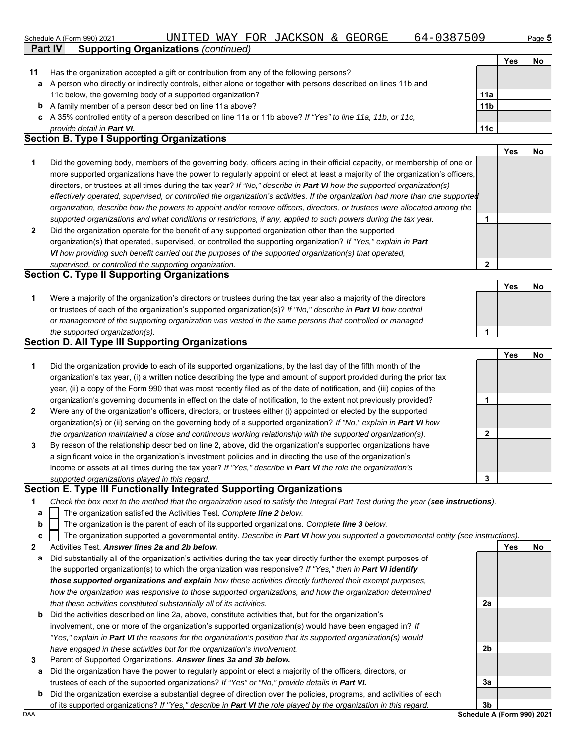Schedule A (Form 990) 2021 UNITED WAY FOR JACKSON & GEORGE 64-0387509 Page **5**

## Part IV Supporting Organizations *(continued)*

| | | | Yes | No |
|---|---|---|---|---|
| **11** | Has the organization accepted a gift or contribution from any of the following persons? | | | |
| **a** | A person who directly or indirectly controls, either alone or together with persons described on lines 11b and 11c below, the governing body of a supported organization? | **11a** | | |
| **b** | A family member of a person described on line 11a above? | **11b** | | |
| **c** | A 35% controlled entity of a person described on line 11a or 11b above? *If "Yes" to line 11a, 11b, or 11c, provide detail in **Part VI.*** | **11c** | | |

### Section B. Type I Supporting Organizations

| | | | Yes | No |
|---|---|---|---|---|
| **1** | Did the governing body, members of the governing body, officers acting in their official capacity, or membership of one or more supported organizations have the power to regularly appoint or elect at least a majority of the organization's officers, directors, or trustees at all times during the tax year? *If "No," describe in **Part VI** how the supported organization(s) effectively operated, supervised, or controlled the organization's activities. If the organization had more than one supported organization, describe how the powers to appoint and/or remove officers, directors, or trustees were allocated among the supported organizations and what conditions or restrictions, if any, applied to such powers during the tax year.* | **1** | | |
| **2** | Did the organization operate for the benefit of any supported organization other than the supported organization(s) that operated, supervised, or controlled the supporting organization? *If "Yes," explain in **Part VI** how providing such benefit carried out the purposes of the supported organization(s) that operated, supervised, or controlled the supporting organization.* | **2** | | |

### Section C. Type II Supporting Organizations

| | | | Yes | No |
|---|---|---|---|---|
| **1** | Were a majority of the organization's directors or trustees during the tax year also a majority of the directors or trustees of each of the organization's supported organization(s)? *If "No," describe in **Part VI** how control or management of the supporting organization was vested in the same persons that controlled or managed the supported organization(s).* | **1** | | |

### Section D. All Type III Supporting Organizations

| | | | Yes | No |
|---|---|---|---|---|
| **1** | Did the organization provide to each of its supported organizations, by the last day of the fifth month of the organization's tax year, (i) a written notice describing the type and amount of support provided during the prior tax year, (ii) a copy of the Form 990 that was most recently filed as of the date of notification, and (iii) copies of the organization's governing documents in effect on the date of notification, to the extent not previously provided? | **1** | | |
| **2** | Were any of the organization's officers, directors, or trustees either (i) appointed or elected by the supported organization(s) or (ii) serving on the governing body of a supported organization? *If "No," explain in **Part VI** how the organization maintained a close and continuous working relationship with the supported organization(s).* | **2** | | |
| **3** | By reason of the relationship described on line 2, above, did the organization's supported organizations have a significant voice in the organization's investment policies and in directing the use of the organization's income or assets at all times during the tax year? *If "Yes," describe in **Part VI** the role the organization's supported organizations played in this regard.* | **3** | | |

### Section E. Type III Functionally Integrated Supporting Organizations

**1** *Check the box next to the method that the organization used to satisfy the Integral Part Test during the year (**see instructions**).*

- **a** ☐ The organization satisfied the Activities Test. *Complete **line 2** below.*
- **b** ☐ The organization is the parent of each of its supported organizations. *Complete **line 3** below.*
- **c** ☐ The organization supported a governmental entity. *Describe in **Part VI** how you supported a governmental entity (see instructions).*

| | | | Yes | No |
|---|---|---|---|---|
| **2** | Activities Test. ***Answer lines 2a and 2b below.*** | | | |
| **a** | Did substantially all of the organization's activities during the tax year directly further the exempt purposes of the supported organization(s) to which the organization was responsive? *If "Yes," then in **Part VI identify those supported organizations and explain** how these activities directly furthered their exempt purposes, how the organization was responsive to those supported organizations, and how the organization determined that these activities constituted substantially all of its activities.* | **2a** | | |
| **b** | Did the activities described on line 2a, above, constitute activities that, but for the organization's involvement, one or more of the organization's supported organization(s) would have been engaged in? *If "Yes," explain in **Part VI** the reasons for the organization's position that its supported organization(s) would have engaged in these activities but for the organization's involvement.* | **2b** | | |
| **3** | Parent of Supported Organizations. ***Answer lines 3a and 3b below.*** | | | |
| **a** | Did the organization have the power to regularly appoint or elect a majority of the officers, directors, or trustees of each of the supported organizations? *If "Yes" or "No," provide details in **Part VI.*** | **3a** | | |
| **b** | Did the organization exercise a substantial degree of direction over the policies, programs, and activities of each of its supported organizations? *If "Yes," describe in **Part VI** the role played by the organization in this regard.* | **3b** | | |

DAA **Schedule A (Form 990) 2021**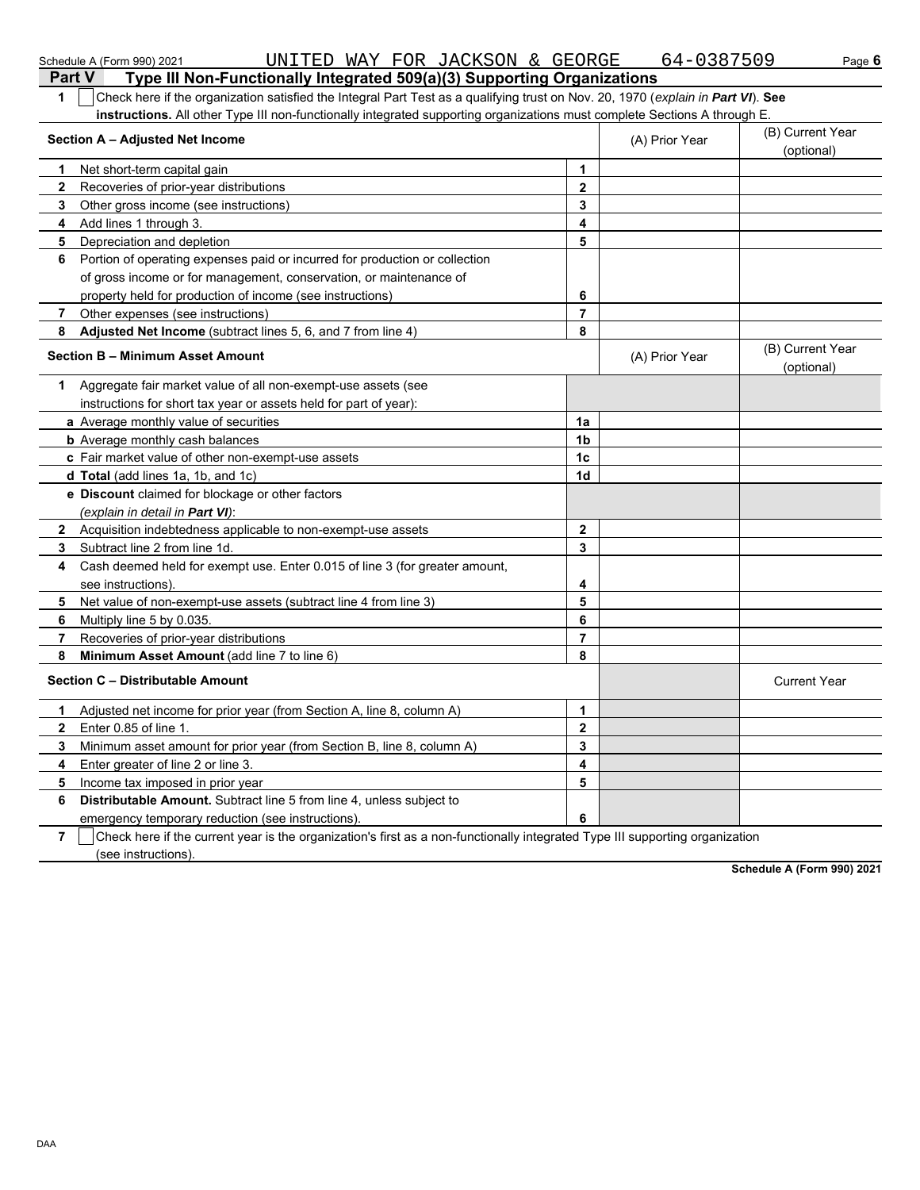Schedule A (Form 990) 2021 UNITED WAY FOR JACKSON & GEORGE 64-0387509

## Part V Type III Non-Functionally Integrated 509(a)(3) Supporting Organizations

**1** ☐ Check here if the organization satisfied the Integral Part Test as a qualifying trust on Nov. 20, 1970 (*explain in **Part VI***). **See instructions.** All other Type III non-functionally integrated supporting organizations must complete Sections A through E.

| **Section A – Adjusted Net Income** | | (A) Prior Year | (B) Current Year (optional) |
|---|---|---|---|
| **1** Net short-term capital gain | **1** | | |
| **2** Recoveries of prior-year distributions | **2** | | |
| **3** Other gross income (see instructions) | **3** | | |
| **4** Add lines 1 through 3. | **4** | | |
| **5** Depreciation and depletion | **5** | | |
| **6** Portion of operating expenses paid or incurred for production or collection of gross income or for management, conservation, or maintenance of property held for production of income (see instructions) | **6** | | |
| **7** Other expenses (see instructions) | **7** | | |
| **8** **Adjusted Net Income** (subtract lines 5, 6, and 7 from line 4) | **8** | | |

| **Section B – Minimum Asset Amount** | | (A) Prior Year | (B) Current Year (optional) |
|---|---|---|---|
| **1** Aggregate fair market value of all non-exempt-use assets (see instructions for short tax year or assets held for part of year): | | | |
| **a** Average monthly value of securities | **1a** | | |
| **b** Average monthly cash balances | **1b** | | |
| **c** Fair market value of other non-exempt-use assets | **1c** | | |
| **d Total** (add lines 1a, 1b, and 1c) | **1d** | | |
| **e Discount** claimed for blockage or other factors (*explain in detail in **Part VI***): | | | |
| **2** Acquisition indebtedness applicable to non-exempt-use assets | **2** | | |
| **3** Subtract line 2 from line 1d. | **3** | | |
| **4** Cash deemed held for exempt use. Enter 0.015 of line 3 (for greater amount, see instructions). | **4** | | |
| **5** Net value of non-exempt-use assets (subtract line 4 from line 3) | **5** | | |
| **6** Multiply line 5 by 0.035. | **6** | | |
| **7** Recoveries of prior-year distributions | **7** | | |
| **8** **Minimum Asset Amount** (add line 7 to line 6) | **8** | | |

| **Section C – Distributable Amount** | | | Current Year |
|---|---|---|---|
| **1** Adjusted net income for prior year (from Section A, line 8, column A) | **1** | | |
| **2** Enter 0.85 of line 1. | **2** | | |
| **3** Minimum asset amount for prior year (from Section B, line 8, column A) | **3** | | |
| **4** Enter greater of line 2 or line 3. | **4** | | |
| **5** Income tax imposed in prior year | **5** | | |
| **6** **Distributable Amount.** Subtract line 5 from line 4, unless subject to emergency temporary reduction (see instructions). | **6** | | |

**7** ☐ Check here if the current year is the organization's first as a non-functionally integrated Type III supporting organization (see instructions).

**Schedule A (Form 990) 2021**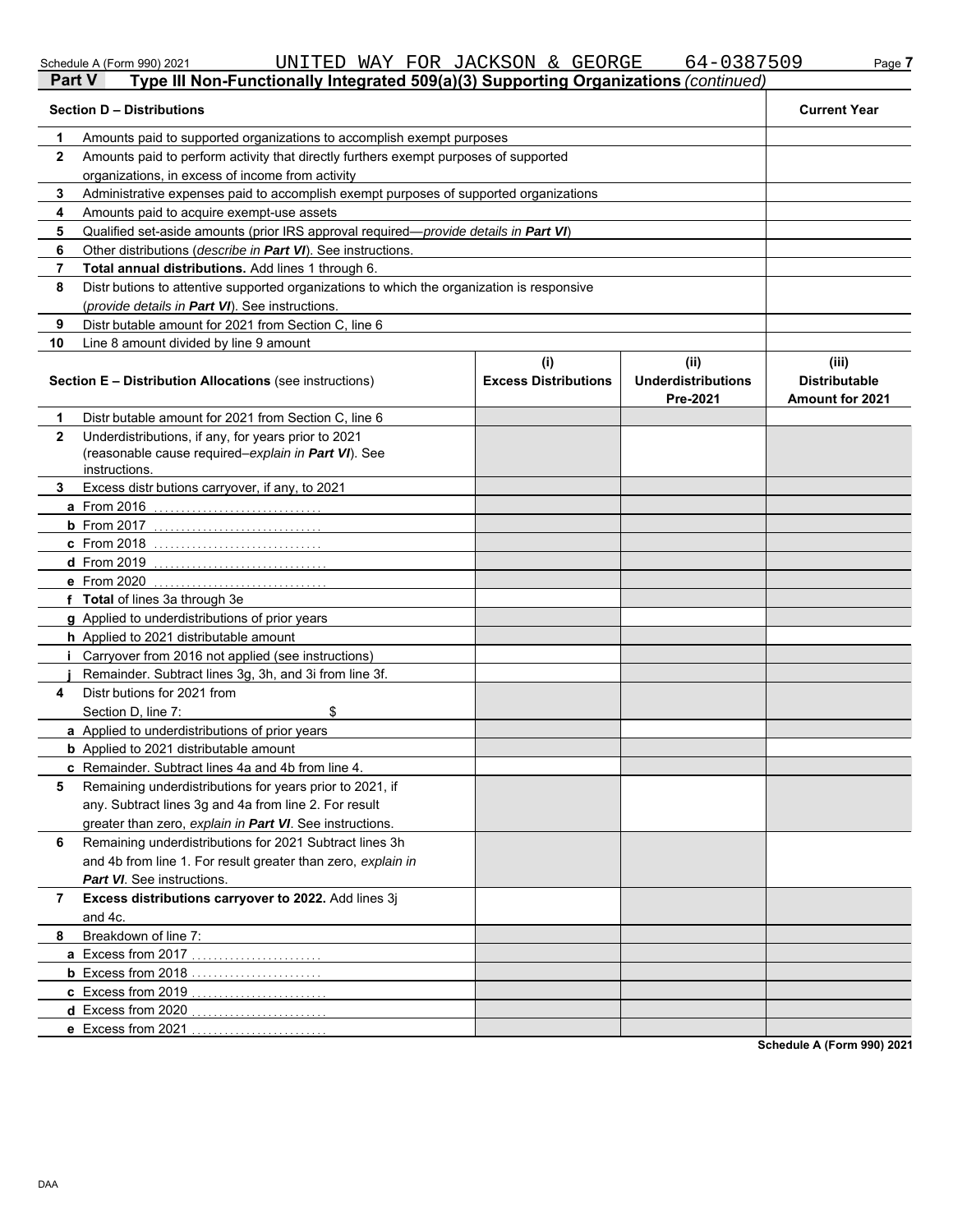Schedule A (Form 990) 2021 UNITED WAY FOR JACKSON & GEORGE 64-0387509

**Part V** **Type III Non-Functionally Integrated 509(a)(3) Supporting Organizations** *(continued)*

| **Section D – Distributions** | | **Current Year** |
|---|---|---|
| **1** | Amounts paid to supported organizations to accomplish exempt purposes | |
| **2** | Amounts paid to perform activity that directly furthers exempt purposes of supported organizations, in excess of income from activity | |
| **3** | Administrative expenses paid to accomplish exempt purposes of supported organizations | |
| **4** | Amounts paid to acquire exempt-use assets | |
| **5** | Qualified set-aside amounts (prior IRS approval required—*provide details in **Part VI***) | |
| **6** | Other distributions (*describe in **Part VI***). See instructions. | |
| **7** | **Total annual distributions.** Add lines 1 through 6. | |
| **8** | Distributions to attentive supported organizations to which the organization is responsive (*provide details in **Part VI***). See instructions. | |
| **9** | Distributable amount for 2021 from Section C, line 6 | |
| **10** | Line 8 amount divided by line 9 amount | |

| | **Section E – Distribution Allocations** (see instructions) | **(i) Excess Distributions** | **(ii) Underdistributions Pre-2021** | **(iii) Distributable Amount for 2021** |
|---|---|---|---|---|
| **1** | Distributable amount for 2021 from Section C, line 6 | | | |
| **2** | Underdistributions, if any, for years prior to 2021 (reasonable cause required–*explain in **Part VI***). See instructions. | | | |
| **3** | Excess distributions carryover, if any, to 2021 | | | |
| **a** | From 2016 | | | |
| **b** | From 2017 | | | |
| **c** | From 2018 | | | |
| **d** | From 2019 | | | |
| **e** | From 2020 | | | |
| **f** | **Total** of lines 3a through 3e | | | |
| **g** | Applied to underdistributions of prior years | | | |
| **h** | Applied to 2021 distributable amount | | | |
| **i** | Carryover from 2016 not applied (see instructions) | | | |
| **j** | Remainder. Subtract lines 3g, 3h, and 3i from line 3f. | | | |
| **4** | Distributions for 2021 from Section D, line 7: $ | | | |
| **a** | Applied to underdistributions of prior years | | | |
| **b** | Applied to 2021 distributable amount | | | |
| **c** | Remainder. Subtract lines 4a and 4b from line 4. | | | |
| **5** | Remaining underdistributions for years prior to 2021, if any. Subtract lines 3g and 4a from line 2. For result greater than zero, *explain in **Part VI***. See instructions. | | | |
| **6** | Remaining underdistributions for 2021 Subtract lines 3h and 4b from line 1. For result greater than zero, *explain in **Part VI***. See instructions. | | | |
| **7** | **Excess distributions carryover to 2022.** Add lines 3j and 4c. | | | |
| **8** | Breakdown of line 7: | | | |
| **a** | Excess from 2017 | | | |
| **b** | Excess from 2018 | | | |
| **c** | Excess from 2019 | | | |
| **d** | Excess from 2020 | | | |
| **e** | Excess from 2021 | | | |

**Schedule A (Form 990) 2021**

DAA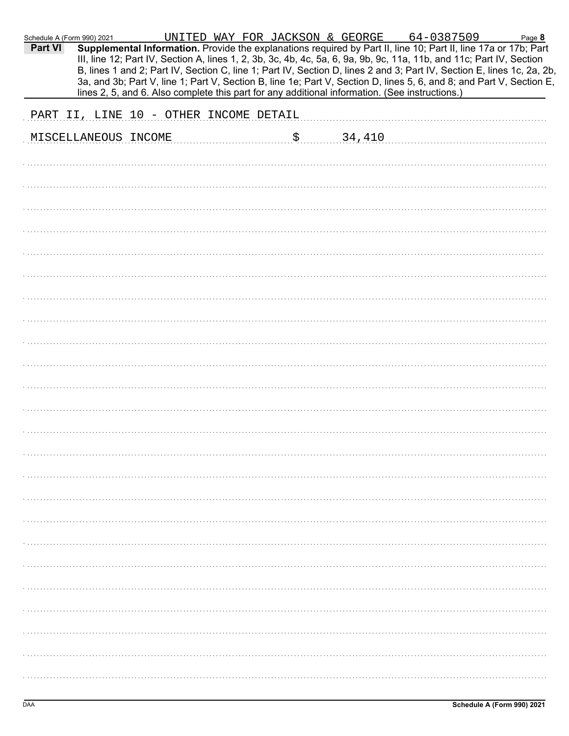Schedule A (Form 990) 2021 UNITED WAY FOR JACKSON & GEORGE 64-0387509

**Part VI** **Supplemental Information.** Provide the explanations required by Part II, line 10; Part II, line 17a or 17b; Part III, line 12; Part IV, Section A, lines 1, 2, 3b, 3c, 4b, 4c, 5a, 6, 9a, 9b, 9c, 11a, 11b, and 11c; Part IV, Section B, lines 1 and 2; Part IV, Section C, line 1; Part IV, Section D, lines 2 and 3; Part IV, Section E, lines 1c, 2a, 2b, 3a, and 3b; Part V, line 1; Part V, Section B, line 1e; Part V, Section D, lines 5, 6, and 8; and Part V, Section E, lines 2, 5, and 6. Also complete this part for any additional information. (See instructions.)

PART II, LINE 10 - OTHER INCOME DETAIL

MISCELLANEOUS INCOME $ 34,410

Schedule A (Form 990) 2021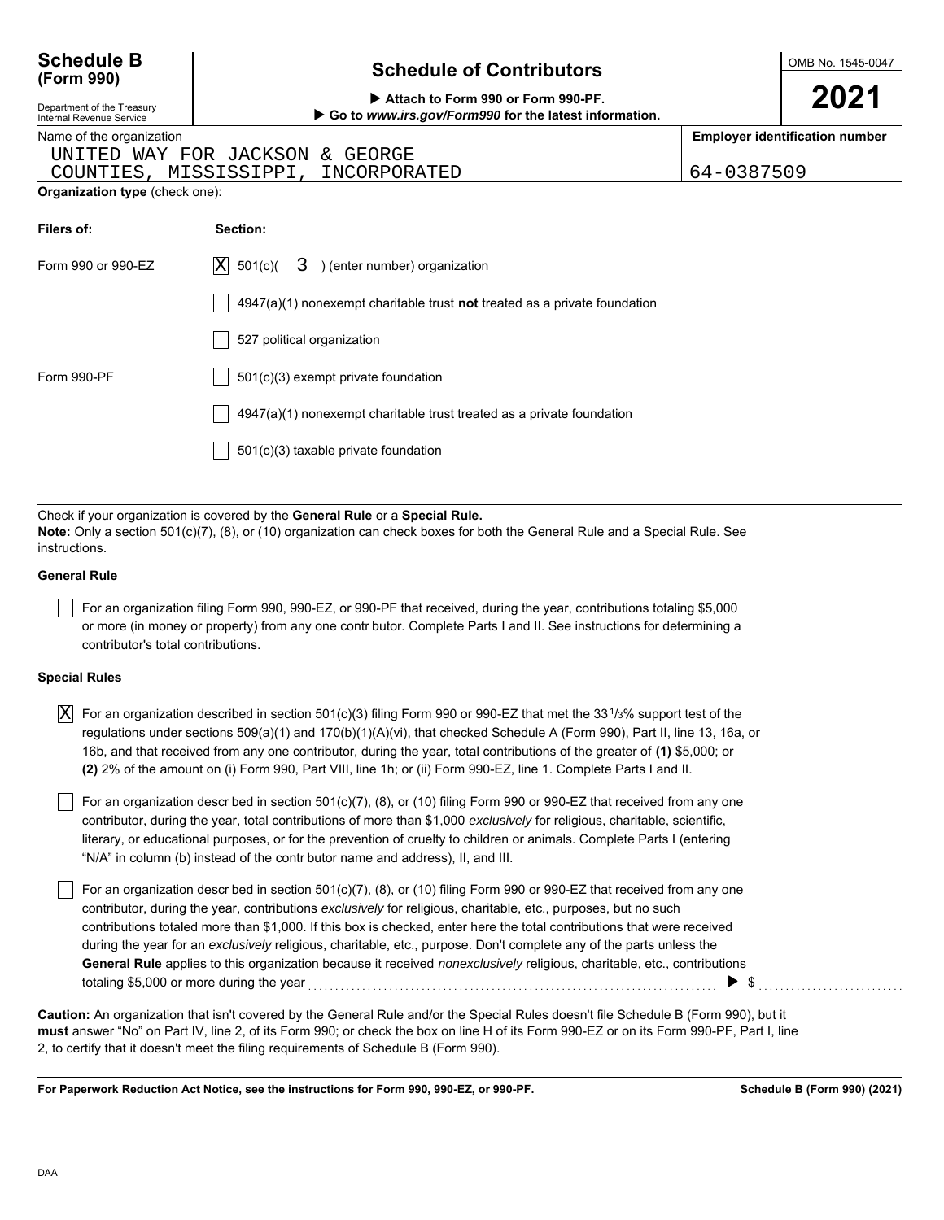# Schedule B (Form 990)

Department of the Treasury
Internal Revenue Service

## Schedule of Contributors

▶ Attach to Form 990 or Form 990-PF.
▶ Go to *www.irs.gov/Form990* for the latest information.

OMB No. 1545-0047

**2021**

| Name of the organization | Employer identification number |
|---|---|
| UNITED WAY FOR JACKSON & GEORGE COUNTIES, MISSISSIPPI, INCORPORATED | 64-0387509 |

**Organization type** (check one):

| Filers of: | Section: |
|---|---|
| Form 990 or 990-EZ | [X] 501(c)( 3 ) (enter number) organization |
| | [ ] 4947(a)(1) nonexempt charitable trust **not** treated as a private foundation |
| | [ ] 527 political organization |
| Form 990-PF | [ ] 501(c)(3) exempt private foundation |
| | [ ] 4947(a)(1) nonexempt charitable trust treated as a private foundation |
| | [ ] 501(c)(3) taxable private foundation |

Check if your organization is covered by the **General Rule** or a **Special Rule.**

**Note:** Only a section 501(c)(7), (8), or (10) organization can check boxes for both the General Rule and a Special Rule. See instructions.

### General Rule

[ ] For an organization filing Form 990, 990-EZ, or 990-PF that received, during the year, contributions totaling $5,000 or more (in money or property) from any one contr butor. Complete Parts I and II. See instructions for determining a contributor's total contributions.

### Special Rules

[X] For an organization described in section 501(c)(3) filing Form 990 or 990-EZ that met the 33 1/3% support test of the regulations under sections 509(a)(1) and 170(b)(1)(A)(vi), that checked Schedule A (Form 990), Part II, line 13, 16a, or 16b, and that received from any one contributor, during the year, total contributions of the greater of **(1)** $5,000; or **(2)** 2% of the amount on (i) Form 990, Part VIII, line 1h; or (ii) Form 990-EZ, line 1. Complete Parts I and II.

[ ] For an organization descr bed in section 501(c)(7), (8), or (10) filing Form 990 or 990-EZ that received from any one contributor, during the year, total contributions of more than $1,000 *exclusively* for religious, charitable, scientific, literary, or educational purposes, or for the prevention of cruelty to children or animals. Complete Parts I (entering "N/A" in column (b) instead of the contr butor name and address), II, and III.

[ ] For an organization descr bed in section 501(c)(7), (8), or (10) filing Form 990 or 990-EZ that received from any one contributor, during the year, contributions *exclusively* for religious, charitable, etc., purposes, but no such contributions totaled more than $1,000. If this box is checked, enter here the total contributions that were received during the year for an *exclusively* religious, charitable, etc., purpose. Don't complete any of the parts unless the **General Rule** applies to this organization because it received *nonexclusively* religious, charitable, etc., contributions totaling $5,000 or more during the year ▶ $

**Caution:** An organization that isn't covered by the General Rule and/or the Special Rules doesn't file Schedule B (Form 990), but it **must** answer "No" on Part IV, line 2, of its Form 990; or check the box on line H of its Form 990-EZ or on its Form 990-PF, Part I, line 2, to certify that it doesn't meet the filing requirements of Schedule B (Form 990).

**For Paperwork Reduction Act Notice, see the instructions for Form 990, 990-EZ, or 990-PF.** **Schedule B (Form 990) (2021)**

DAA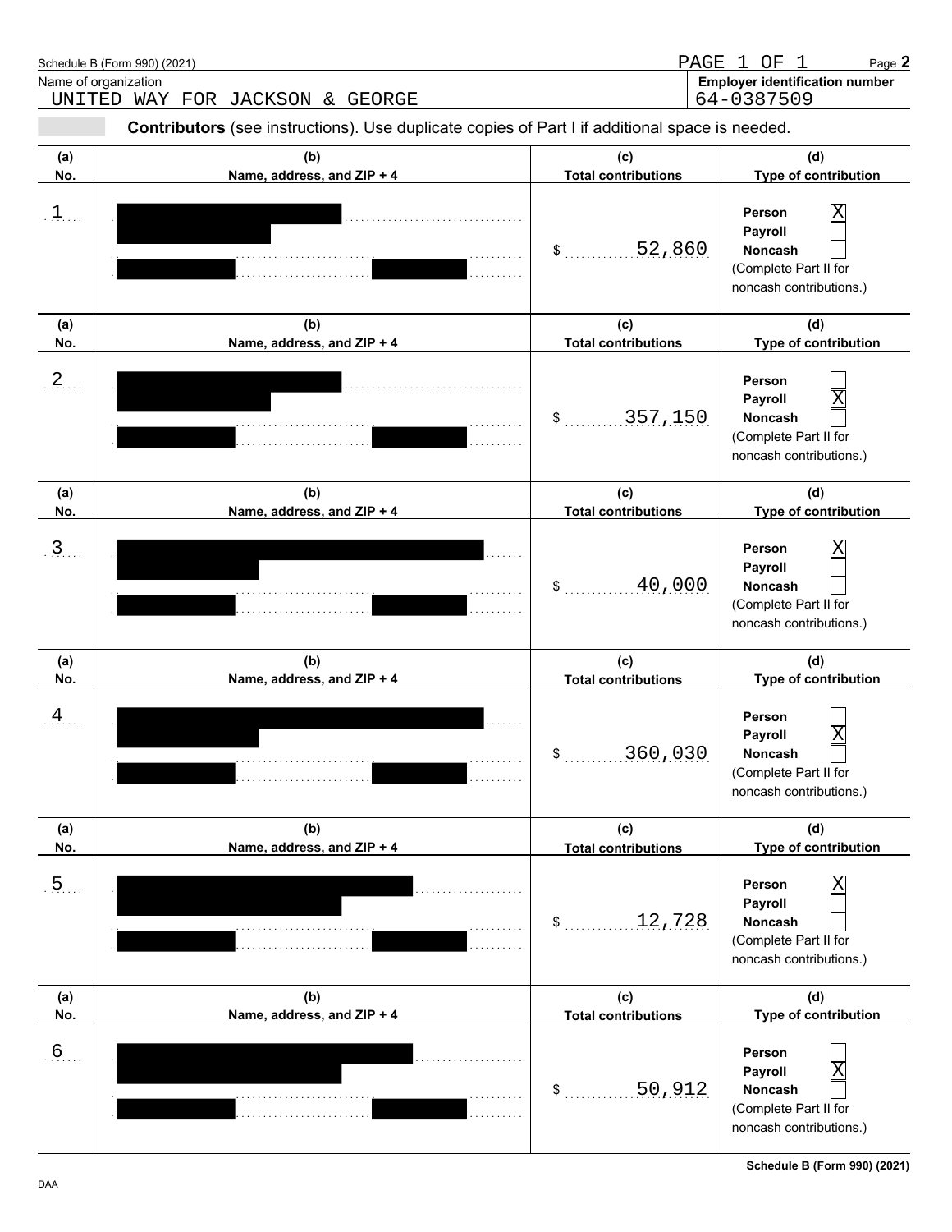Schedule B (Form 990) (2021)

PAGE 1 OF 1

Page **2**

Name of organization
UNITED WAY FOR JACKSON & GEORGE

**Employer identification number**
64-0387509

**Part I** **Contributors** (see instructions). Use duplicate copies of Part I if additional space is needed.

| (a) No. | (b) Name, address, and ZIP + 4 | (c) Total contributions | (d) Type of contribution |
|---|---|---|---|
| 1 | | $ 52,860 | Person [X] Payroll [ ] Noncash [ ] (Complete Part II for noncash contributions.) |
| 2 | | $ 357,150 | Person [ ] Payroll [X] Noncash [ ] (Complete Part II for noncash contributions.) |
| 3 | | $ 40,000 | Person [X] Payroll [ ] Noncash [ ] (Complete Part II for noncash contributions.) |
| 4 | | $ 360,030 | Person [ ] Payroll [X] Noncash [ ] (Complete Part II for noncash contributions.) |
| 5 | | $ 12,728 | Person [X] Payroll [ ] Noncash [ ] (Complete Part II for noncash contributions.) |
| 6 | | $ 50,912 | Person [ ] Payroll [X] Noncash [ ] (Complete Part II for noncash contributions.) |

DAA

**Schedule B (Form 990) (2021)**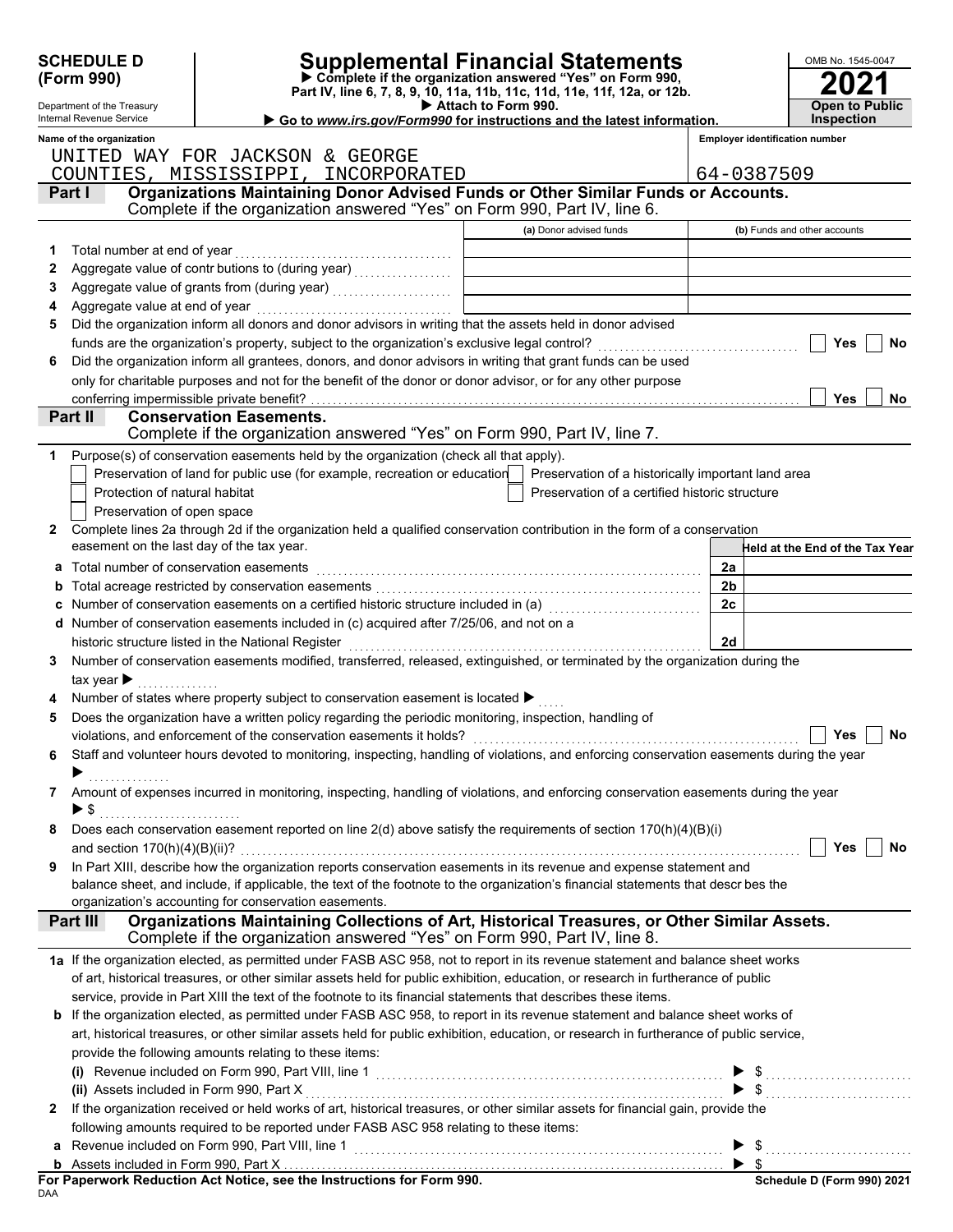**SCHEDULE D (Form 990)**

Department of the Treasury
Internal Revenue Service

# Supplemental Financial Statements

▶ Complete if the organization answered "Yes" on Form 990, Part IV, line 6, 7, 8, 9, 10, 11a, 11b, 11c, 11d, 11e, 11f, 12a, or 12b.
▶ Attach to Form 990.
▶ Go to *www.irs.gov/Form990* for instructions and the latest information.

OMB No. 1545-0047
**2021**
**Open to Public Inspection**

**Name of the organization**
UNITED WAY FOR JACKSON & GEORGE COUNTIES, MISSISSIPPI, INCORPORATED

**Employer identification number**
64-0387509

## Part I Organizations Maintaining Donor Advised Funds or Other Similar Funds or Accounts.
Complete if the organization answered "Yes" on Form 990, Part IV, line 6.

| | | (a) Donor advised funds | (b) Funds and other accounts |
|---|---|---|---|
| 1 | Total number at end of year | | |
| 2 | Aggregate value of contributions to (during year) | | |
| 3 | Aggregate value of grants from (during year) | | |
| 4 | Aggregate value at end of year | | |

5 Did the organization inform all donors and donor advisors in writing that the assets held in donor advised funds are the organization's property, subject to the organization's exclusive legal control? ☐ Yes ☐ No

6 Did the organization inform all grantees, donors, and donor advisors in writing that grant funds can be used only for charitable purposes and not for the benefit of the donor or donor advisor, or for any other purpose conferring impermissible private benefit? ☐ Yes ☐ No

## Part II Conservation Easements.
Complete if the organization answered "Yes" on Form 990, Part IV, line 7.

1 Purpose(s) of conservation easements held by the organization (check all that apply).
- ☐ Preservation of land for public use (for example, recreation or education)
- ☐ Preservation of a historically important land area
- ☐ Protection of natural habitat
- ☐ Preservation of a certified historic structure
- ☐ Preservation of open space

2 Complete lines 2a through 2d if the organization held a qualified conservation contribution in the form of a conservation easement on the last day of the tax year.

| | | | Held at the End of the Tax Year |
|---|---|---|---|
| a | Total number of conservation easements | 2a | |
| b | Total acreage restricted by conservation easements | 2b | |
| c | Number of conservation easements on a certified historic structure included in (a) | 2c | |
| d | Number of conservation easements included in (c) acquired after 7/25/06, and not on a historic structure listed in the National Register | 2d | |

3 Number of conservation easements modified, transferred, released, extinguished, or terminated by the organization during the tax year ▶

4 Number of states where property subject to conservation easement is located ▶

5 Does the organization have a written policy regarding the periodic monitoring, inspection, handling of violations, and enforcement of the conservation easements it holds? ☐ Yes ☐ No

6 Staff and volunteer hours devoted to monitoring, inspecting, handling of violations, and enforcing conservation easements during the year ▶

7 Amount of expenses incurred in monitoring, inspecting, handling of violations, and enforcing conservation easements during the year ▶ $

8 Does each conservation easement reported on line 2(d) above satisfy the requirements of section 170(h)(4)(B)(i) and section 170(h)(4)(B)(ii)? ☐ Yes ☐ No

9 In Part XIII, describe how the organization reports conservation easements in its revenue and expense statement and balance sheet, and include, if applicable, the text of the footnote to the organization's financial statements that describes the organization's accounting for conservation easements.

## Part III Organizations Maintaining Collections of Art, Historical Treasures, or Other Similar Assets.
Complete if the organization answered "Yes" on Form 990, Part IV, line 8.

1a If the organization elected, as permitted under FASB ASC 958, not to report in its revenue statement and balance sheet works of art, historical treasures, or other similar assets held for public exhibition, education, or research in furtherance of public service, provide in Part XIII the text of the footnote to its financial statements that describes these items.

b If the organization elected, as permitted under FASB ASC 958, to report in its revenue statement and balance sheet works of art, historical treasures, or other similar assets held for public exhibition, education, or research in furtherance of public service, provide the following amounts relating to these items:

(i) Revenue included on Form 990, Part VIII, line 1 ▶ $

(ii) Assets included in Form 990, Part X ▶ $

2 If the organization received or held works of art, historical treasures, or other similar assets for financial gain, provide the following amounts required to be reported under FASB ASC 958 relating to these items:

a Revenue included on Form 990, Part VIII, line 1 ▶ $

b Assets included in Form 990, Part X ▶ $

**For Paperwork Reduction Act Notice, see the Instructions for Form 990.**
DAA
**Schedule D (Form 990) 2021**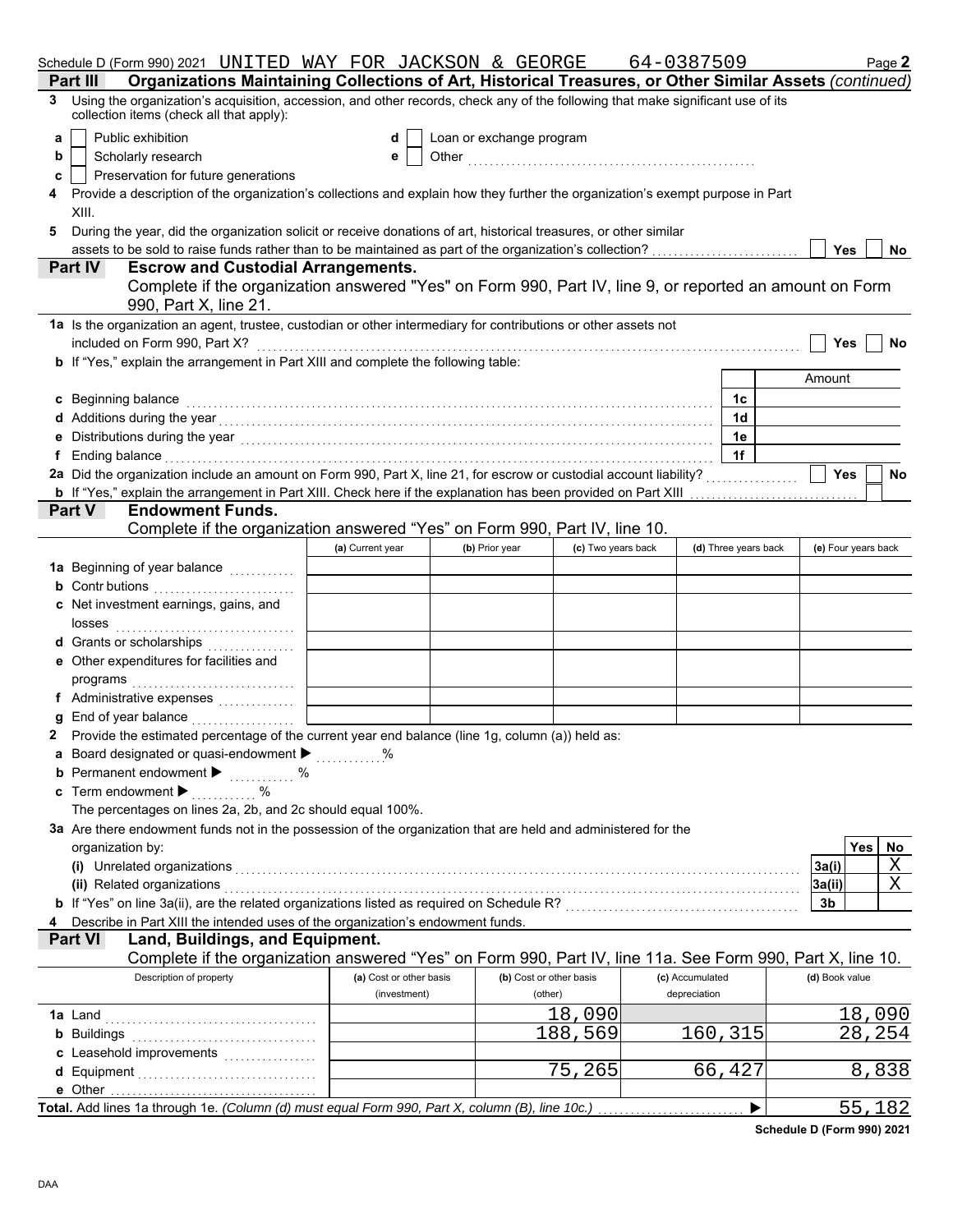Schedule D (Form 990) 2021 UNITED WAY FOR JACKSON & GEORGE 64-0387509 Page **2**

## Part III Organizations Maintaining Collections of Art, Historical Treasures, or Other Similar Assets *(continued)*

**3** Using the organization's acquisition, accession, and other records, check any of the following that make significant use of its collection items (check all that apply):

- **a** ☐ Public exhibition
- **b** ☐ Scholarly research
- **c** ☐ Preservation for future generations
- **d** ☐ Loan or exchange program
- **e** ☐ Other ..............................

**4** Provide a description of the organization's collections and explain how they further the organization's exempt purpose in Part XIII.

**5** During the year, did the organization solicit or receive donations of art, historical treasures, or other similar assets to be sold to raise funds rather than to be maintained as part of the organization's collection? ☐ Yes ☐ No

## Part IV Escrow and Custodial Arrangements.

Complete if the organization answered "Yes" on Form 990, Part IV, line 9, or reported an amount on Form 990, Part X, line 21.

**1a** Is the organization an agent, trustee, custodian or other intermediary for contributions or other assets not included on Form 990, Part X? ☐ Yes ☐ No

**b** If "Yes," explain the arrangement in Part XIII and complete the following table:

| | | Amount |
|---|---|---|
| **c** Beginning balance | 1c | |
| **d** Additions during the year | 1d | |
| **e** Distributions during the year | 1e | |
| **f** Ending balance | 1f | |

**2a** Did the organization include an amount on Form 990, Part X, line 21, for escrow or custodial account liability? ☐ Yes ☐ No

**b** If "Yes," explain the arrangement in Part XIII. Check here if the explanation has been provided on Part XIII ☐

## Part V Endowment Funds.

Complete if the organization answered "Yes" on Form 990, Part IV, line 10.

| | (a) Current year | (b) Prior year | (c) Two years back | (d) Three years back | (e) Four years back |
|---|---|---|---|---|---|
| **1a** Beginning of year balance | | | | | |
| **b** Contributions | | | | | |
| **c** Net investment earnings, gains, and losses | | | | | |
| **d** Grants or scholarships | | | | | |
| **e** Other expenditures for facilities and programs | | | | | |
| **f** Administrative expenses | | | | | |
| **g** End of year balance | | | | | |

**2** Provide the estimated percentage of the current year end balance (line 1g, column (a)) held as:

- **a** Board designated or quasi-endowment ▶ ........ %
- **b** Permanent endowment ▶ ........ %
- **c** Term endowment ▶ ........ %

The percentages on lines 2a, 2b, and 2c should equal 100%.

**3a** Are there endowment funds not in the possession of the organization that are held and administered for the organization by:

| | | Yes | No |
|---|---|---|---|
| (i) Unrelated organizations | 3a(i) | | X |
| (ii) Related organizations | 3a(ii) | | X |
| **b** If "Yes" on line 3a(ii), are the related organizations listed as required on Schedule R? | 3b | | |

**4** Describe in Part XIII the intended uses of the organization's endowment funds.

## Part VI Land, Buildings, and Equipment.

Complete if the organization answered "Yes" on Form 990, Part IV, line 11a. See Form 990, Part X, line 10.

| Description of property | (a) Cost or other basis (investment) | (b) Cost or other basis (other) | (c) Accumulated depreciation | (d) Book value |
|---|---|---|---|---|
| **1a** Land | | 18,090 | | 18,090 |
| **b** Buildings | | 188,569 | 160,315 | 28,254 |
| **c** Leasehold improvements | | | | |
| **d** Equipment | | 75,265 | 66,427 | 8,838 |
| **e** Other | | | | |
| **Total.** Add lines 1a through 1e. *(Column (d) must equal Form 990, Part X, column (B), line 10c.)* ▶ | | | | 55,182 |

**Schedule D (Form 990) 2021**

DAA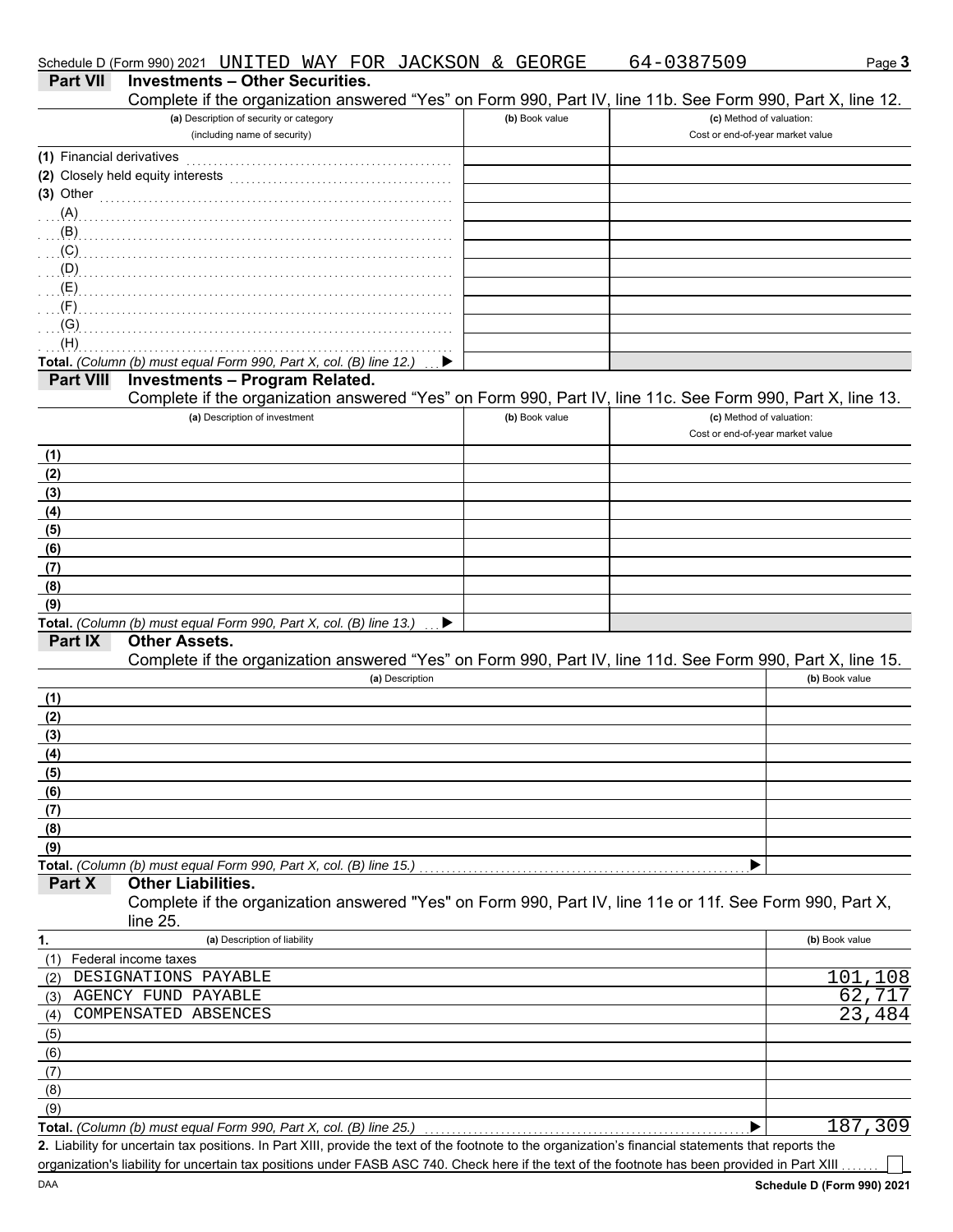Schedule D (Form 990) 2021 UNITED WAY FOR JACKSON & GEORGE 64-0387509

## Part VII Investments – Other Securities.

Complete if the organization answered "Yes" on Form 990, Part IV, line 11b. See Form 990, Part X, line 12.

| (a) Description of security or category (including name of security) | (b) Book value | (c) Method of valuation: Cost or end-of-year market value |
|---|---|---|
| (1) Financial derivatives | | |
| (2) Closely held equity interests | | |
| (3) Other | | |
| (A) | | |
| (B) | | |
| (C) | | |
| (D) | | |
| (E) | | |
| (F) | | |
| (G) | | |
| (H) | | |
| **Total.** *(Column (b) must equal Form 990, Part X, col. (B) line 12.)* ▶ | | |

## Part VIII Investments – Program Related.

Complete if the organization answered "Yes" on Form 990, Part IV, line 11c. See Form 990, Part X, line 13.

| (a) Description of investment | (b) Book value | (c) Method of valuation: Cost or end-of-year market value |
|---|---|---|
| (1) | | |
| (2) | | |
| (3) | | |
| (4) | | |
| (5) | | |
| (6) | | |
| (7) | | |
| (8) | | |
| (9) | | |
| **Total.** *(Column (b) must equal Form 990, Part X, col. (B) line 13.)* ▶ | | |

## Part IX Other Assets.

Complete if the organization answered "Yes" on Form 990, Part IV, line 11d. See Form 990, Part X, line 15.

| (a) Description | (b) Book value |
|---|---|
| (1) | |
| (2) | |
| (3) | |
| (4) | |
| (5) | |
| (6) | |
| (7) | |
| (8) | |
| (9) | |
| **Total.** *(Column (b) must equal Form 990, Part X, col. (B) line 15.)* ▶ | |

## Part X Other Liabilities.

Complete if the organization answered "Yes" on Form 990, Part IV, line 11e or 11f. See Form 990, Part X, line 25.

| 1. (a) Description of liability | (b) Book value |
|---|---|
| (1) Federal income taxes | |
| (2) DESIGNATIONS PAYABLE | 101,108 |
| (3) AGENCY FUND PAYABLE | 62,717 |
| (4) COMPENSATED ABSENCES | 23,484 |
| (5) | |
| (6) | |
| (7) | |
| (8) | |
| (9) | |
| **Total.** *(Column (b) must equal Form 990, Part X, col. (B) line 25.)* ▶ | 187,309 |

**2.** Liability for uncertain tax positions. In Part XIII, provide the text of the footnote to the organization's financial statements that reports the organization's liability for uncertain tax positions under FASB ASC 740. Check here if the text of the footnote has been provided in Part XIII ☐

DAA

**Schedule D (Form 990) 2021**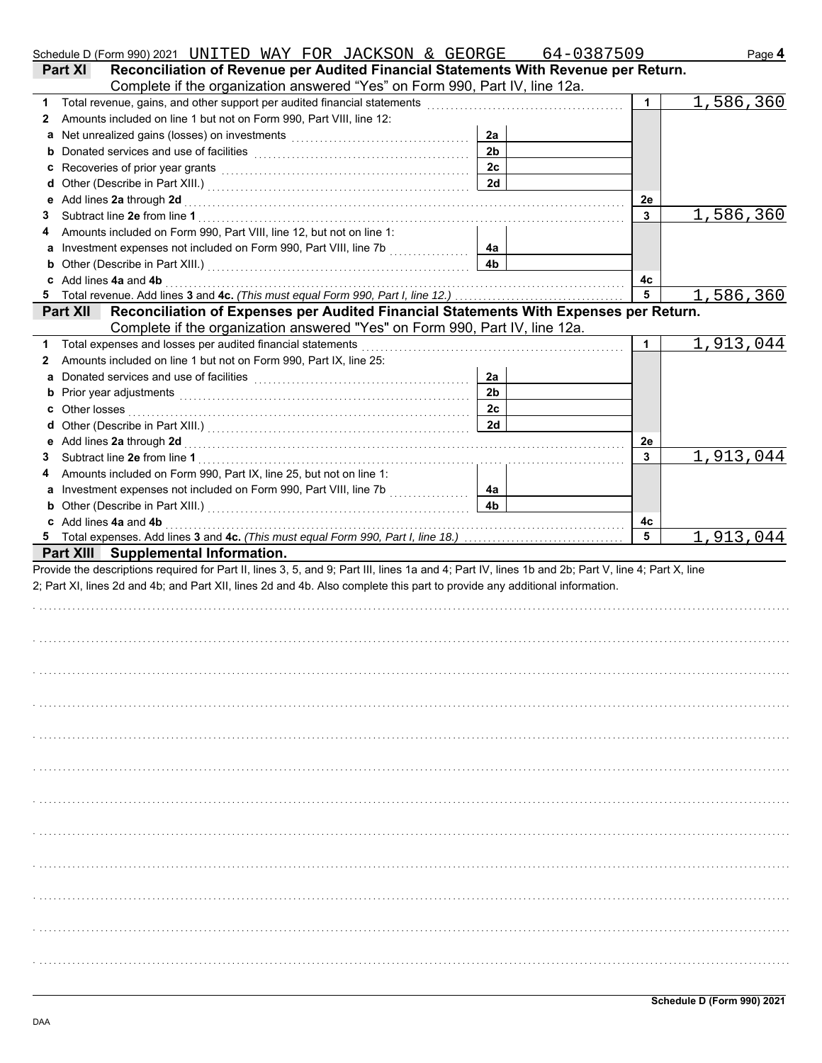Schedule D (Form 990) 2021 UNITED WAY FOR JACKSON & GEORGE 64-0387509

## Part XI Reconciliation of Revenue per Audited Financial Statements With Revenue per Return.

Complete if the organization answered "Yes" on Form 990, Part IV, line 12a.

| | | | | | |
|---|---|---|---|---|---|
| 1 | Total revenue, gains, and other support per audited financial statements | | | 1 | 1,586,360 |
| 2 | Amounts included on line 1 but not on Form 990, Part VIII, line 12: | | | | |
| a | Net unrealized gains (losses) on investments | 2a | | | |
| b | Donated services and use of facilities | 2b | | | |
| c | Recoveries of prior year grants | 2c | | | |
| d | Other (Describe in Part XIII.) | 2d | | | |
| e | Add lines **2a** through **2d** | | | 2e | |
| 3 | Subtract line **2e** from line **1** | | | 3 | 1,586,360 |
| 4 | Amounts included on Form 990, Part VIII, line 12, but not on line 1: | | | | |
| a | Investment expenses not included on Form 990, Part VIII, line 7b | 4a | | | |
| b | Other (Describe in Part XIII.) | 4b | | | |
| c | Add lines **4a** and **4b** | | | 4c | |
| 5 | Total revenue. Add lines **3** and **4c.** *(This must equal Form 990, Part I, line 12.)* | | | 5 | 1,586,360 |

## Part XII Reconciliation of Expenses per Audited Financial Statements With Expenses per Return.

Complete if the organization answered "Yes" on Form 990, Part IV, line 12a.

| | | | | | |
|---|---|---|---|---|---|
| 1 | Total expenses and losses per audited financial statements | | | 1 | 1,913,044 |
| 2 | Amounts included on line 1 but not on Form 990, Part IX, line 25: | | | | |
| a | Donated services and use of facilities | 2a | | | |
| b | Prior year adjustments | 2b | | | |
| c | Other losses | 2c | | | |
| d | Other (Describe in Part XIII.) | 2d | | | |
| e | Add lines **2a** through **2d** | | | 2e | |
| 3 | Subtract line **2e** from line **1** | | | 3 | 1,913,044 |
| 4 | Amounts included on Form 990, Part IX, line 25, but not on line 1: | | | | |
| a | Investment expenses not included on Form 990, Part VIII, line 7b | 4a | | | |
| b | Other (Describe in Part XIII.) | 4b | | | |
| c | Add lines **4a** and **4b** | | | 4c | |
| 5 | Total expenses. Add lines **3** and **4c.** *(This must equal Form 990, Part I, line 18.)* | | | 5 | 1,913,044 |

## Part XIII Supplemental Information.

Provide the descriptions required for Part II, lines 3, 5, and 9; Part III, lines 1a and 4; Part IV, lines 1b and 2b; Part V, line 4; Part X, line 2; Part XI, lines 2d and 4b; and Part XII, lines 2d and 4b. Also complete this part to provide any additional information.

Schedule D (Form 990) 2021

DAA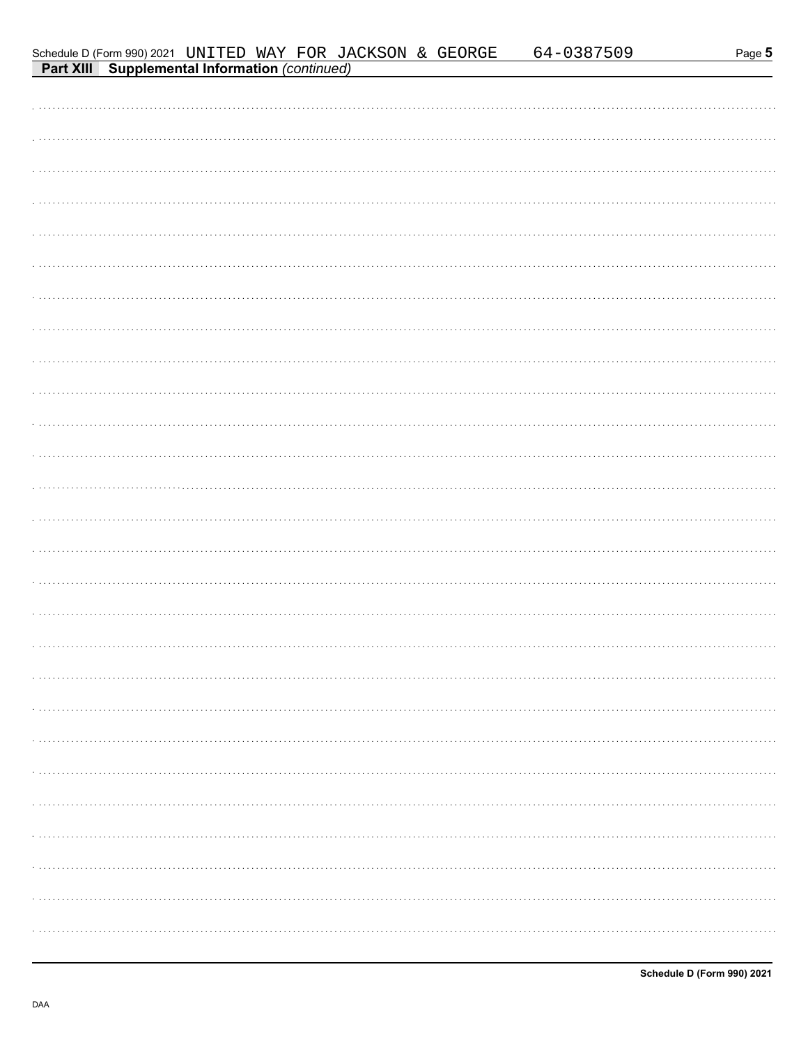Schedule D (Form 990) 2021 UNITED WAY FOR JACKSON & GEORGE 64-0387509

## Part XIII Supplemental Information *(continued)*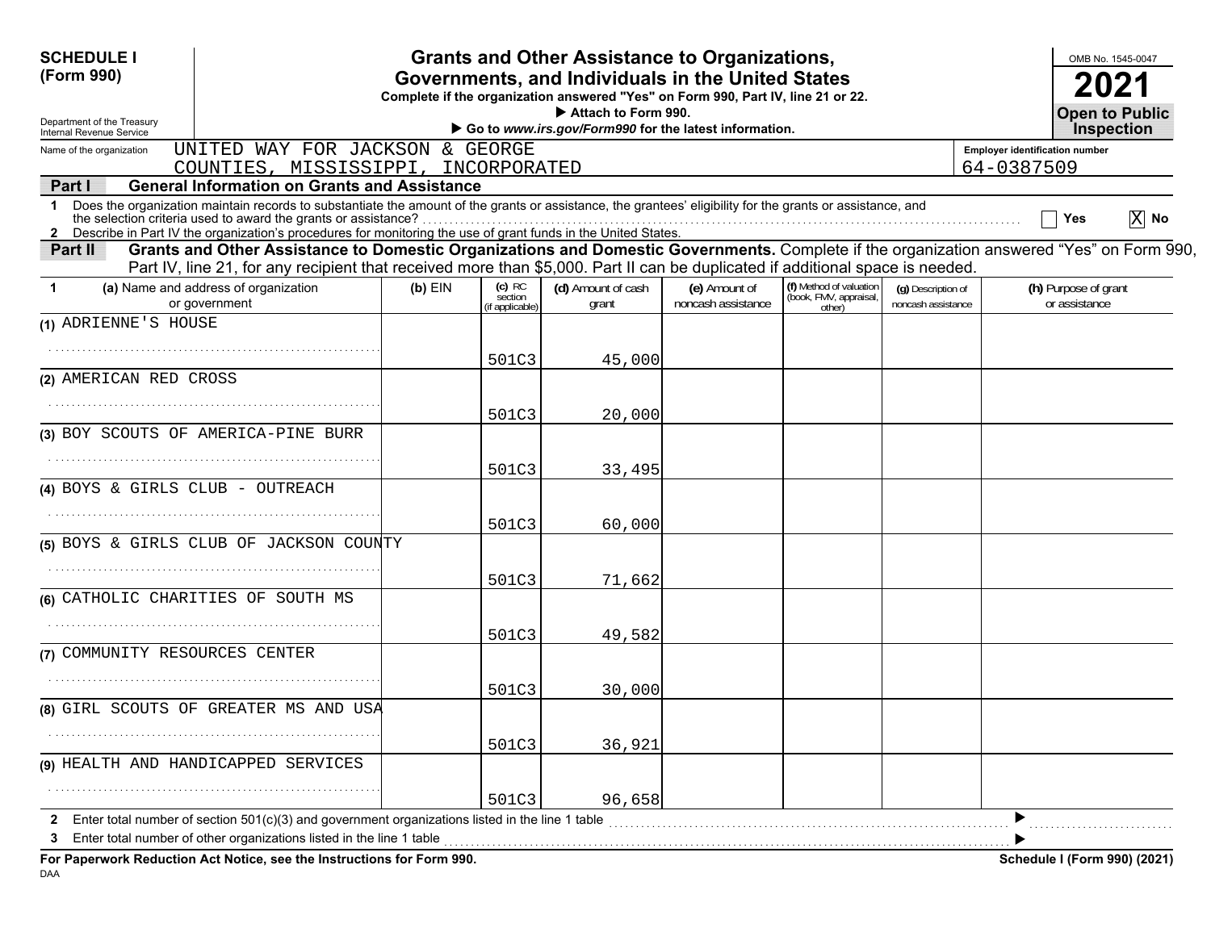**SCHEDULE I (Form 990)**

Department of the Treasury
Internal Revenue Service

# Grants and Other Assistance to Organizations, Governments, and Individuals in the United States

**Complete if the organization answered "Yes" on Form 990, Part IV, line 21 or 22.**

▶ **Attach to Form 990.**

▶ **Go to *www.irs.gov/Form990* for the latest information.**

OMB No. 1545-0047

**2021**

**Open to Public Inspection**

Name of the organization: UNITED WAY FOR JACKSON & GEORGE COUNTIES, MISSISSIPPI, INCORPORATED

Employer identification number: 64-0387509

## Part I — General Information on Grants and Assistance

1 Does the organization maintain records to substantiate the amount of the grants or assistance, the grantees' eligibility for the grants or assistance, and the selection criteria used to award the grants or assistance? ☐ Yes ☒ No

2 Describe in Part IV the organization's procedures for monitoring the use of grant funds in the United States.

## Part II — Grants and Other Assistance to Domestic Organizations and Domestic Governments.

Complete if the organization answered "Yes" on Form 990, Part IV, line 21, for any recipient that received more than $5,000. Part II can be duplicated if additional space is needed.

| 1 (a) Name and address of organization or government | (b) EIN | (c) IRC section (if applicable) | (d) Amount of cash grant | (e) Amount of noncash assistance | (f) Method of valuation (book, FMV, appraisal, other) | (g) Description of noncash assistance | (h) Purpose of grant or assistance |
|---|---|---|---|---|---|---|---|
| (1) ADRIENNE'S HOUSE | | 501C3 | 45,000 | | | | |
| (2) AMERICAN RED CROSS | | 501C3 | 20,000 | | | | |
| (3) BOY SCOUTS OF AMERICA-PINE BURR | | 501C3 | 33,495 | | | | |
| (4) BOYS & GIRLS CLUB - OUTREACH | | 501C3 | 60,000 | | | | |
| (5) BOYS & GIRLS CLUB OF JACKSON COUNTY | | 501C3 | 71,662 | | | | |
| (6) CATHOLIC CHARITIES OF SOUTH MS | | 501C3 | 49,582 | | | | |
| (7) COMMUNITY RESOURCES CENTER | | 501C3 | 30,000 | | | | |
| (8) GIRL SCOUTS OF GREATER MS AND USA | | 501C3 | 36,921 | | | | |
| (9) HEALTH AND HANDICAPPED SERVICES | | 501C3 | 96,658 | | | | |

2 Enter total number of section 501(c)(3) and government organizations listed in the line 1 table ▶

3 Enter total number of other organizations listed in the line 1 table ▶

**For Paperwork Reduction Act Notice, see the Instructions for Form 990.**

DAA

**Schedule I (Form 990) (2021)**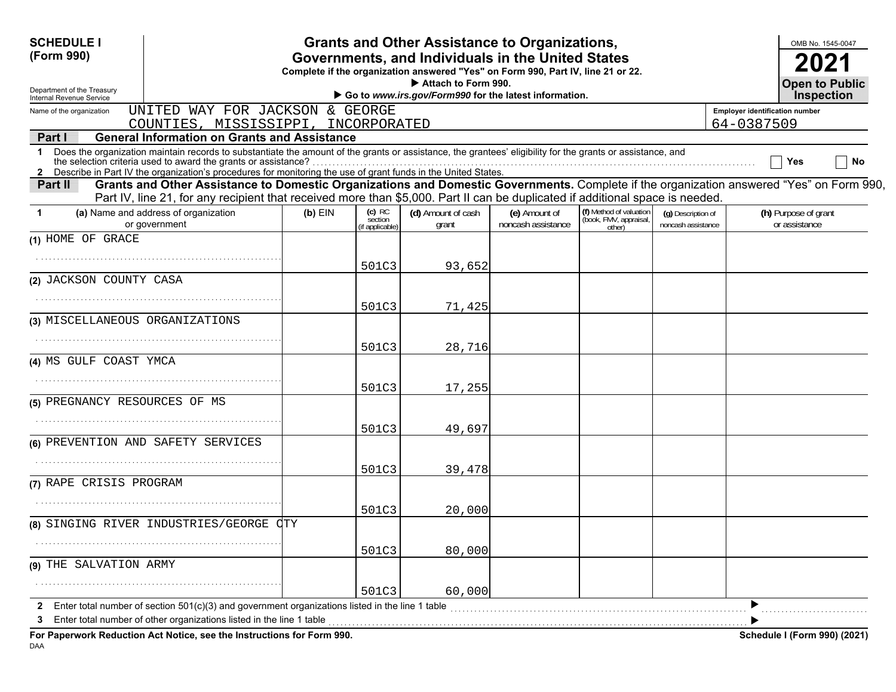**SCHEDULE I (Form 990)**

Department of the Treasury
Internal Revenue Service

# Grants and Other Assistance to Organizations, Governments, and Individuals in the United States

**Complete if the organization answered "Yes" on Form 990, Part IV, line 21 or 22.**
▶ **Attach to Form 990.**
▶ **Go to *www.irs.gov/Form990* for the latest information.**

OMB No. 1545-0047
**2021**
**Open to Public Inspection**

Name of the organization: UNITED WAY FOR JACKSON & GEORGE COUNTIES, MISSISSIPPI, INCORPORATED

Employer identification number: 64-0387509

**Part I — General Information on Grants and Assistance**

1 Does the organization maintain records to substantiate the amount of the grants or assistance, the grantees' eligibility for the grants or assistance, and the selection criteria used to award the grants or assistance? ☐ Yes ☐ No

2 Describe in Part IV the organization's procedures for monitoring the use of grant funds in the United States.

**Part II — Grants and Other Assistance to Domestic Organizations and Domestic Governments.** Complete if the organization answered "Yes" on Form 990, Part IV, line 21, for any recipient that received more than $5,000. Part II can be duplicated if additional space is needed.

| 1 (a) Name and address of organization or government | (b) EIN | (c) IRC section (if applicable) | (d) Amount of cash grant | (e) Amount of noncash assistance | (f) Method of valuation (book, FMV, appraisal, other) | (g) Description of noncash assistance | (h) Purpose of grant or assistance |
|---|---|---|---|---|---|---|---|
| (1) HOME OF GRACE | | 501C3 | 93,652 | | | | |
| (2) JACKSON COUNTY CASA | | 501C3 | 71,425 | | | | |
| (3) MISCELLANEOUS ORGANIZATIONS | | 501C3 | 28,716 | | | | |
| (4) MS GULF COAST YMCA | | 501C3 | 17,255 | | | | |
| (5) PREGNANCY RESOURCES OF MS | | 501C3 | 49,697 | | | | |
| (6) PREVENTION AND SAFETY SERVICES | | 501C3 | 39,478 | | | | |
| (7) RAPE CRISIS PROGRAM | | 501C3 | 20,000 | | | | |
| (8) SINGING RIVER INDUSTRIES/GEORGE CTY | | 501C3 | 80,000 | | | | |
| (9) THE SALVATION ARMY | | 501C3 | 60,000 | | | | |

2 Enter total number of section 501(c)(3) and government organizations listed in the line 1 table ▶

3 Enter total number of other organizations listed in the line 1 table ▶

**For Paperwork Reduction Act Notice, see the Instructions for Form 990.** **Schedule I (Form 990) (2021)**

DAA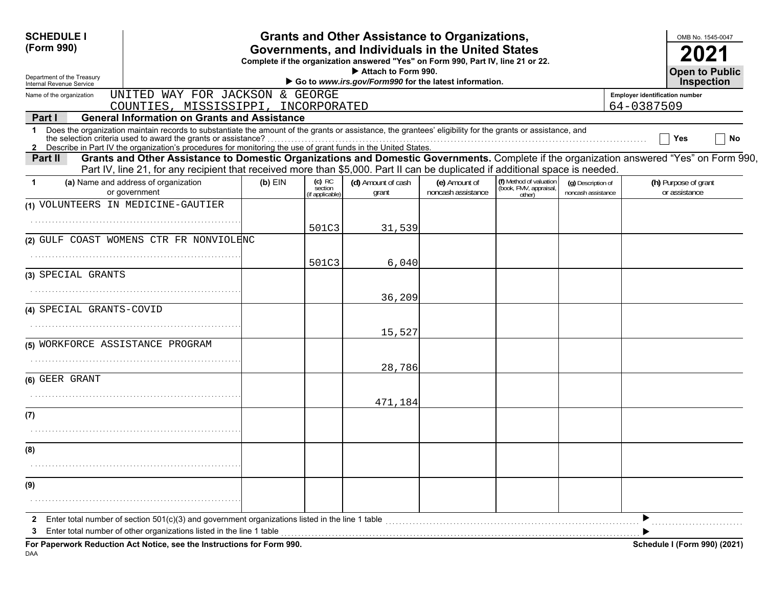**SCHEDULE I (Form 990)**

Department of the Treasury
Internal Revenue Service

# Grants and Other Assistance to Organizations, Governments, and Individuals in the United States

**Complete if the organization answered "Yes" on Form 990, Part IV, line 21 or 22.**
**▶ Attach to Form 990.**
**▶ Go to *www.irs.gov/Form990* for the latest information.**

OMB No. 1545-0047
**2021**
**Open to Public Inspection**

Name of the organization: UNITED WAY FOR JACKSON & GEORGE COUNTIES, MISSISSIPPI, INCORPORATED

Employer identification number: 64-0387509

## Part I General Information on Grants and Assistance

1 Does the organization maintain records to substantiate the amount of the grants or assistance, the grantees' eligibility for the grants or assistance, and the selection criteria used to award the grants or assistance? ☐ Yes ☐ No

2 Describe in Part IV the organization's procedures for monitoring the use of grant funds in the United States.

## Part II Grants and Other Assistance to Domestic Organizations and Domestic Governments.

Complete if the organization answered "Yes" on Form 990, Part IV, line 21, for any recipient that received more than $5,000. Part II can be duplicated if additional space is needed.

| 1 | (a) Name and address of organization or government | (b) EIN | (c) IRC section (if applicable) | (d) Amount of cash grant | (e) Amount of noncash assistance | (f) Method of valuation (book, FMV, appraisal, other) | (g) Description of noncash assistance | (h) Purpose of grant or assistance |
|---|---|---|---|---|---|---|---|---|
| (1) | VOLUNTEERS IN MEDICINE-GAUTIER | | 501C3 | 31,539 | | | | |
| (2) | GULF COAST WOMENS CTR FR NONVIOLENC | | 501C3 | 6,040 | | | | |
| (3) | SPECIAL GRANTS | | | 36,209 | | | | |
| (4) | SPECIAL GRANTS-COVID | | | 15,527 | | | | |
| (5) | WORKFORCE ASSISTANCE PROGRAM | | | 28,786 | | | | |
| (6) | GEER GRANT | | | 471,184 | | | | |
| (7) | | | | | | | | |
| (8) | | | | | | | | |
| (9) | | | | | | | | |

2 Enter total number of section 501(c)(3) and government organizations listed in the line 1 table ▶

3 Enter total number of other organizations listed in the line 1 table ▶

**For Paperwork Reduction Act Notice, see the Instructions for Form 990.** **Schedule I (Form 990) (2021)**

DAA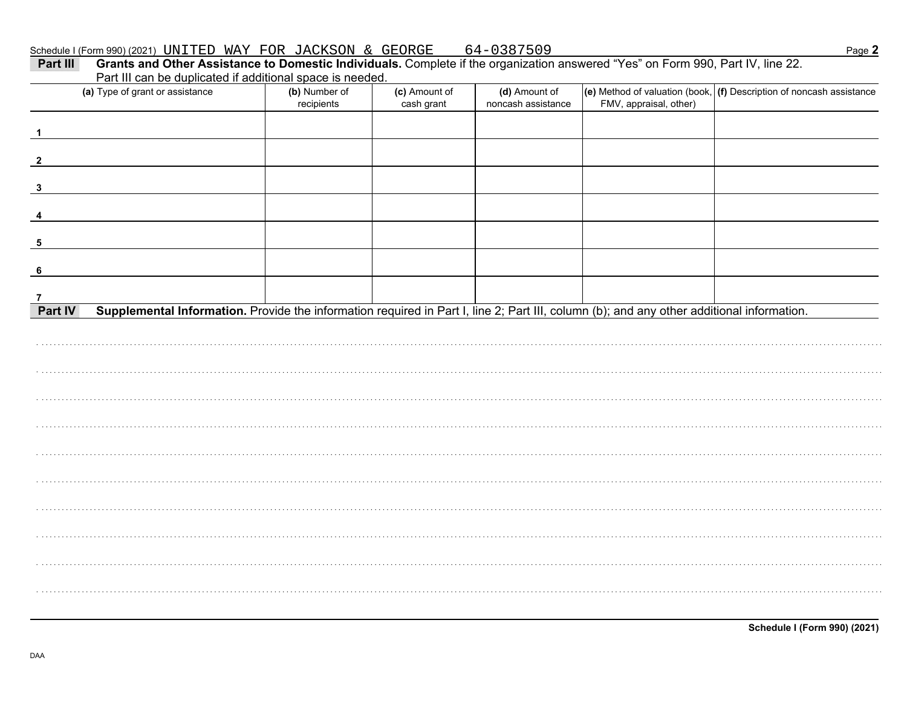Schedule I (Form 990) (2021) UNITED WAY FOR JACKSON & GEORGE 64-0387509 Page **2**

**Part III** **Grants and Other Assistance to Domestic Individuals.** Complete if the organization answered "Yes" on Form 990, Part IV, line 22. Part III can be duplicated if additional space is needed.

| (a) Type of grant or assistance | (b) Number of recipients | (c) Amount of cash grant | (d) Amount of noncash assistance | (e) Method of valuation (book, FMV, appraisal, other) | (f) Description of noncash assistance |
|---|---|---|---|---|---|
| 1 | | | | | |
| 2 | | | | | |
| 3 | | | | | |
| 4 | | | | | |
| 5 | | | | | |
| 6 | | | | | |
| 7 | | | | | |

**Part IV** **Supplemental Information.** Provide the information required in Part I, line 2; Part III, column (b); and any other additional information.

**Schedule I (Form 990) (2021)**

DAA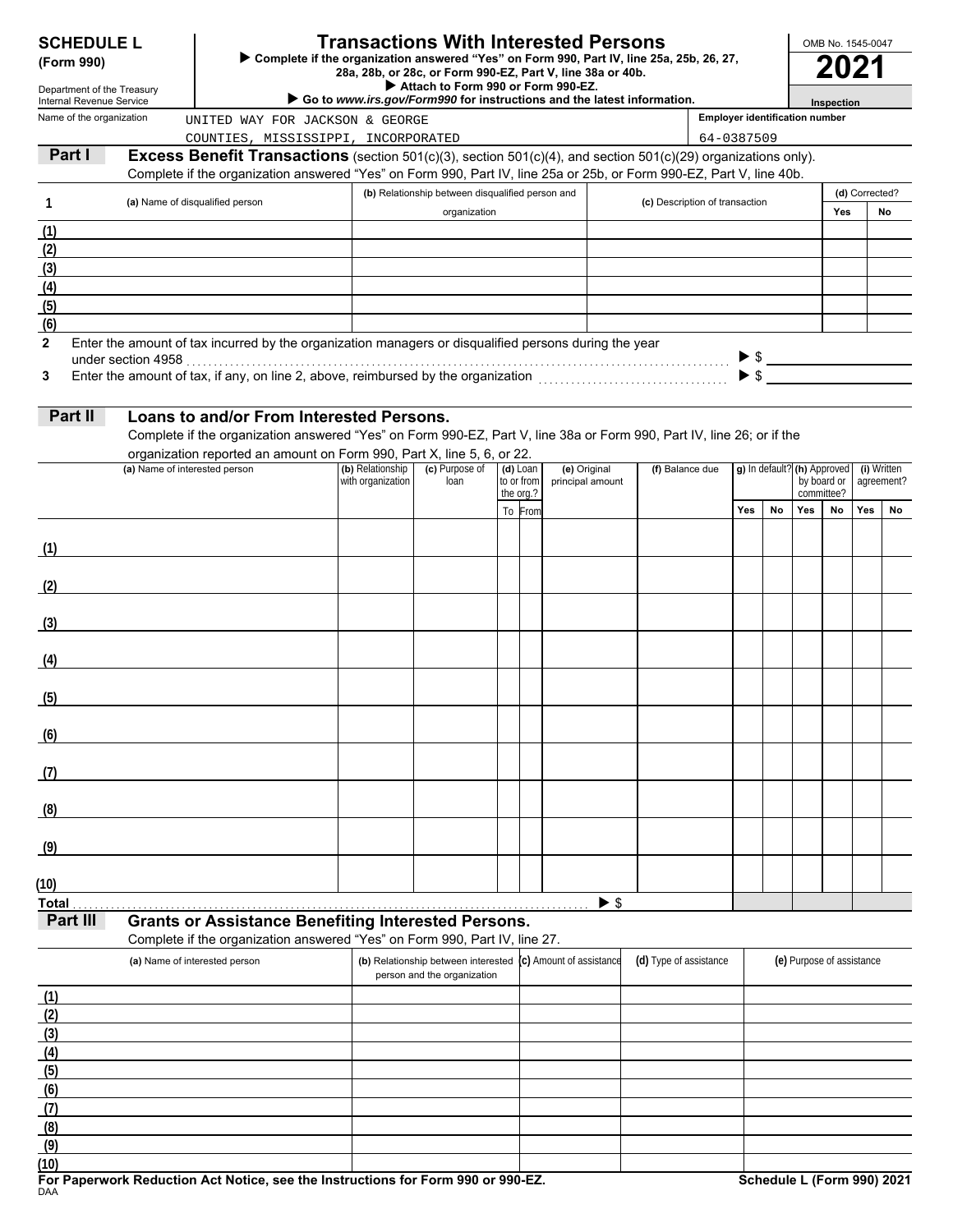# SCHEDULE L (Form 990)

Department of the Treasury
Internal Revenue Service

## Transactions With Interested Persons

▶ Complete if the organization answered "Yes" on Form 990, Part IV, line 25a, 25b, 26, 27, 28a, 28b, or 28c, or Form 990-EZ, Part V, line 38a or 40b.

▶ Attach to Form 990 or Form 990-EZ.

▶ Go to *www.irs.gov/Form990* for instructions and the latest information.

OMB No. 1545-0047

**2021**

**Open To Public Inspection**

Name of the organization: UNITED WAY FOR JACKSON & GEORGE COUNTIES, MISSISSIPPI, INCORPORATED

Employer identification number: 64-0387509

### Part I — Excess Benefit Transactions (section 501(c)(3), section 501(c)(4), and section 501(c)(29) organizations only).

Complete if the organization answered "Yes" on Form 990, Part IV, line 25a or 25b, or Form 990-EZ, Part V, line 40b.

| 1 | (a) Name of disqualified person | (b) Relationship between disqualified person and organization | (c) Description of transaction | (d) Corrected? Yes | No |
|---|---|---|---|---|---|
| (1) | | | | | |
| (2) | | | | | |
| (3) | | | | | |
| (4) | | | | | |
| (5) | | | | | |
| (6) | | | | | |

2 Enter the amount of tax incurred by the organization managers or disqualified persons during the year under section 4958 ▶ $

3 Enter the amount of tax, if any, on line 2, above, reimbursed by the organization ▶ $

### Part II — Loans to and/or From Interested Persons.

Complete if the organization answered "Yes" on Form 990-EZ, Part V, line 38a or Form 990, Part IV, line 26; or if the organization reported an amount on Form 990, Part X, line 5, 6, or 22.

| | (a) Name of interested person | (b) Relationship with organization | (c) Purpose of loan | (d) Loan to or from the org.? To | From | (e) Original principal amount | (f) Balance due | (g) In default? Yes | No | (h) Approved by board or committee? Yes | No | (i) Written agreement? Yes | No |
|---|---|---|---|---|---|---|---|---|---|---|---|---|---|
| (1) | | | | | | | | | | | | | |
| (2) | | | | | | | | | | | | | |
| (3) | | | | | | | | | | | | | |
| (4) | | | | | | | | | | | | | |
| (5) | | | | | | | | | | | | | |
| (6) | | | | | | | | | | | | | |
| (7) | | | | | | | | | | | | | |
| (8) | | | | | | | | | | | | | |
| (9) | | | | | | | | | | | | | |
| (10) | | | | | | | | | | | | | |
| Total | | | | | | ▶ $ | | | | | | | |

### Part III — Grants or Assistance Benefiting Interested Persons.

Complete if the organization answered "Yes" on Form 990, Part IV, line 27.

| | (a) Name of interested person | (b) Relationship between interested person and the organization | (c) Amount of assistance | (d) Type of assistance | (e) Purpose of assistance |
|---|---|---|---|---|---|
| (1) | | | | | |
| (2) | | | | | |
| (3) | | | | | |
| (4) | | | | | |
| (5) | | | | | |
| (6) | | | | | |
| (7) | | | | | |
| (8) | | | | | |
| (9) | | | | | |
| (10) | | | | | |

**For Paperwork Reduction Act Notice, see the Instructions for Form 990 or 990-EZ.** **Schedule L (Form 990) 2021**

DAA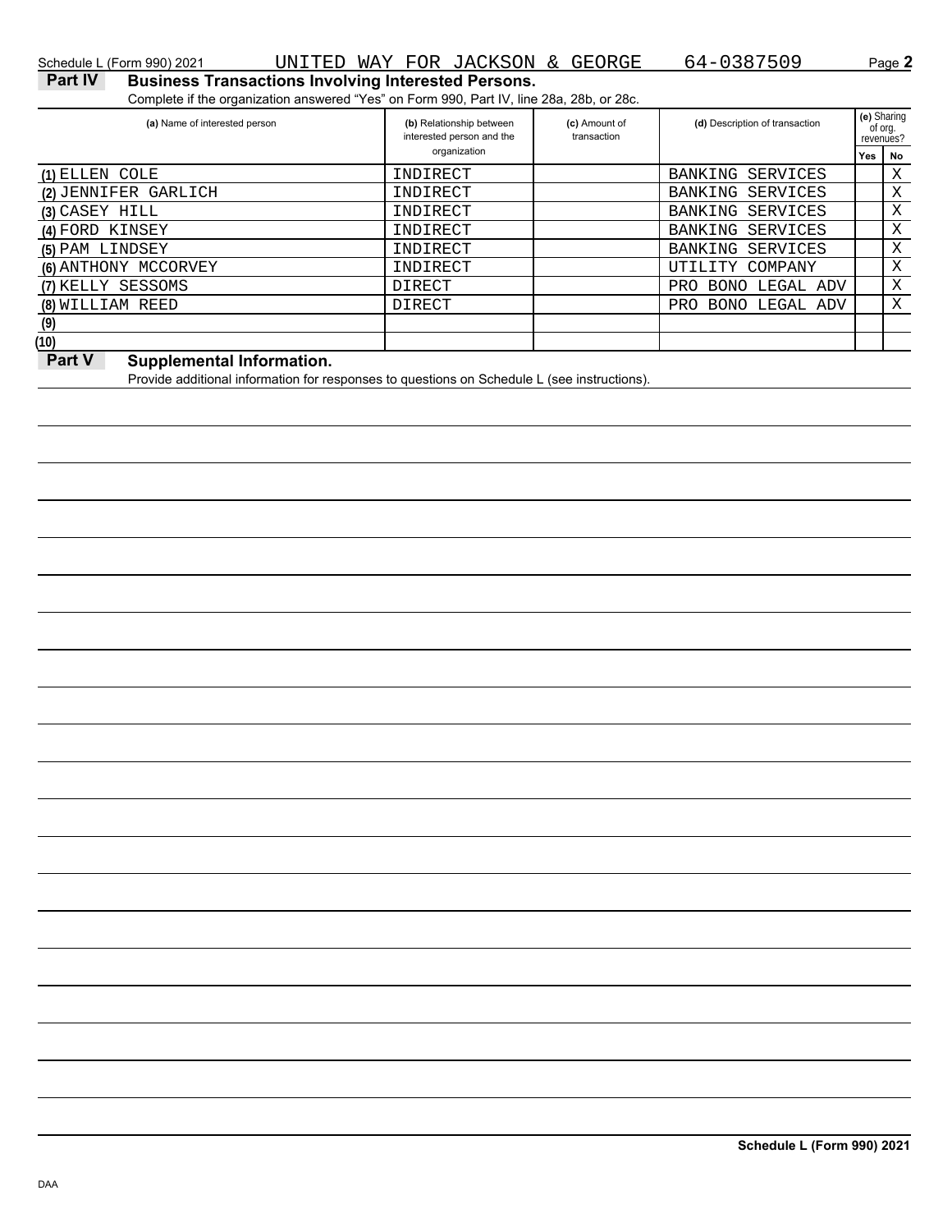Schedule L (Form 990) 2021 UNITED WAY FOR JACKSON & GEORGE 64-0387509 Page **2**

## Part IV Business Transactions Involving Interested Persons.

Complete if the organization answered "Yes" on Form 990, Part IV, line 28a, 28b, or 28c.

| (a) Name of interested person | (b) Relationship between interested person and the organization | (c) Amount of transaction | (d) Description of transaction | (e) Sharing of org. revenues? Yes | No |
|---|---|---|---|---|---|
| (1) ELLEN COLE | INDIRECT | | BANKING SERVICES | | X |
| (2) JENNIFER GARLICH | INDIRECT | | BANKING SERVICES | | X |
| (3) CASEY HILL | INDIRECT | | BANKING SERVICES | | X |
| (4) FORD KINSEY | INDIRECT | | BANKING SERVICES | | X |
| (5) PAM LINDSEY | INDIRECT | | BANKING SERVICES | | X |
| (6) ANTHONY MCCORVEY | INDIRECT | | UTILITY COMPANY | | X |
| (7) KELLY SESSOMS | DIRECT | | PRO BONO LEGAL ADV | | X |
| (8) WILLIAM REED | DIRECT | | PRO BONO LEGAL ADV | | X |
| (9) | | | | | |
| (10) | | | | | |

## Part V Supplemental Information.

Provide additional information for responses to questions on Schedule L (see instructions).

Schedule L (Form 990) 2021

DAA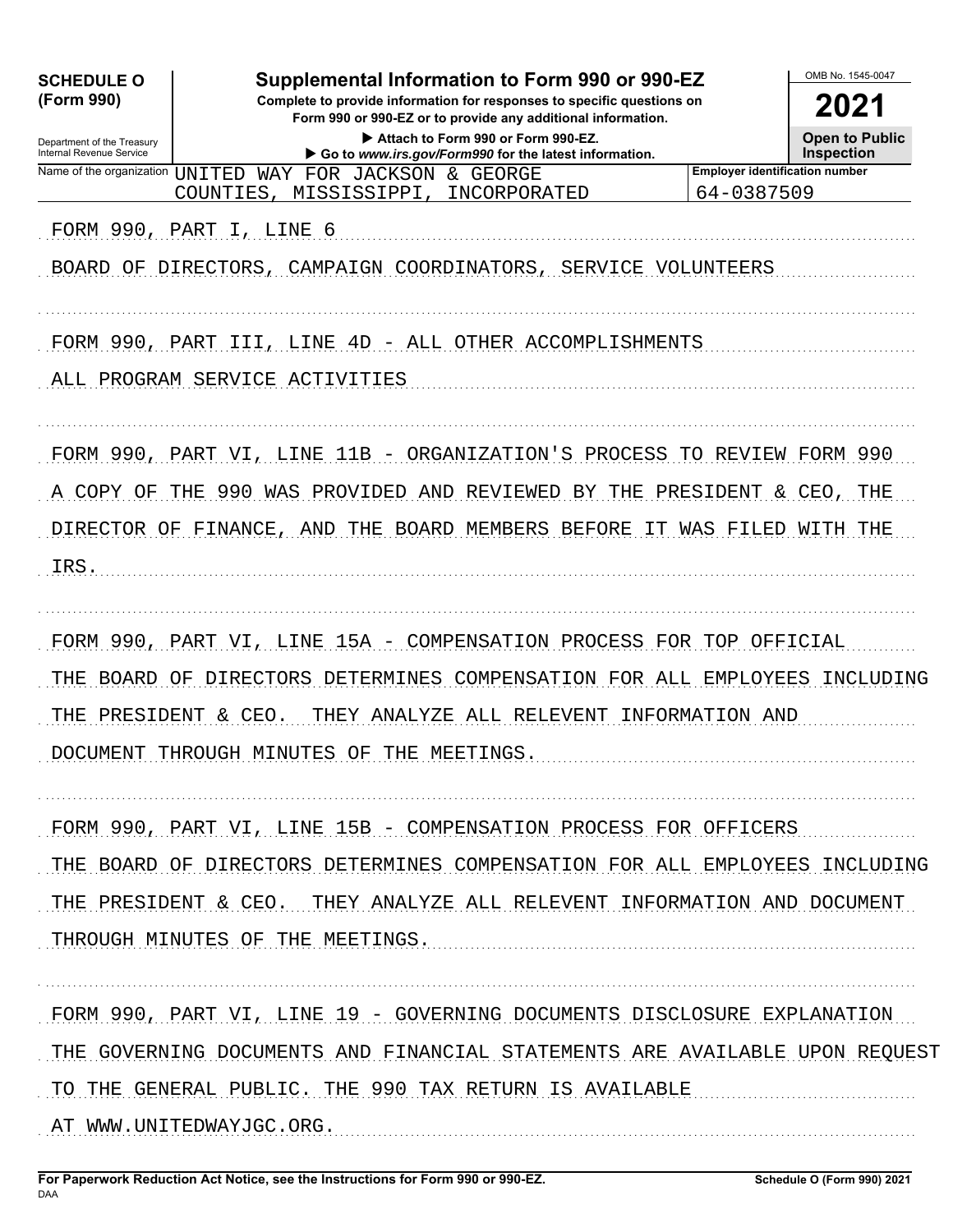**SCHEDULE O (Form 990)**

Department of the Treasury
Internal Revenue Service

# Supplemental Information to Form 990 or 990-EZ

**Complete to provide information for responses to specific questions on Form 990 or 990-EZ or to provide any additional information.**

▶ Attach to Form 990 or Form 990-EZ.
▶ Go to *www.irs.gov/Form990* for the latest information.

OMB No. 1545-0047

**2021**

**Open to Public Inspection**

| Name of the organization | Employer identification number |
|---|---|
| UNITED WAY FOR JACKSON & GEORGE COUNTIES, MISSISSIPPI, INCORPORATED | 64-0387509 |

FORM 990, PART I, LINE 6

BOARD OF DIRECTORS, CAMPAIGN COORDINATORS, SERVICE VOLUNTEERS

FORM 990, PART III, LINE 4D - ALL OTHER ACCOMPLISHMENTS

ALL PROGRAM SERVICE ACTIVITIES

FORM 990, PART VI, LINE 11B - ORGANIZATION'S PROCESS TO REVIEW FORM 990

A COPY OF THE 990 WAS PROVIDED AND REVIEWED BY THE PRESIDENT & CEO, THE DIRECTOR OF FINANCE, AND THE BOARD MEMBERS BEFORE IT WAS FILED WITH THE IRS.

FORM 990, PART VI, LINE 15A - COMPENSATION PROCESS FOR TOP OFFICIAL

THE BOARD OF DIRECTORS DETERMINES COMPENSATION FOR ALL EMPLOYEES INCLUDING THE PRESIDENT & CEO. THEY ANALYZE ALL RELEVENT INFORMATION AND DOCUMENT THROUGH MINUTES OF THE MEETINGS.

FORM 990, PART VI, LINE 15B - COMPENSATION PROCESS FOR OFFICERS

THE BOARD OF DIRECTORS DETERMINES COMPENSATION FOR ALL EMPLOYEES INCLUDING THE PRESIDENT & CEO. THEY ANALYZE ALL RELEVENT INFORMATION AND DOCUMENT THROUGH MINUTES OF THE MEETINGS.

FORM 990, PART VI, LINE 19 - GOVERNING DOCUMENTS DISCLOSURE EXPLANATION

THE GOVERNING DOCUMENTS AND FINANCIAL STATEMENTS ARE AVAILABLE UPON REQUEST TO THE GENERAL PUBLIC. THE 990 TAX RETURN IS AVAILABLE AT WWW.UNITEDWAYJGC.ORG.

**For Paperwork Reduction Act Notice, see the Instructions for Form 990 or 990-EZ.** DAA **Schedule O (Form 990) 2021**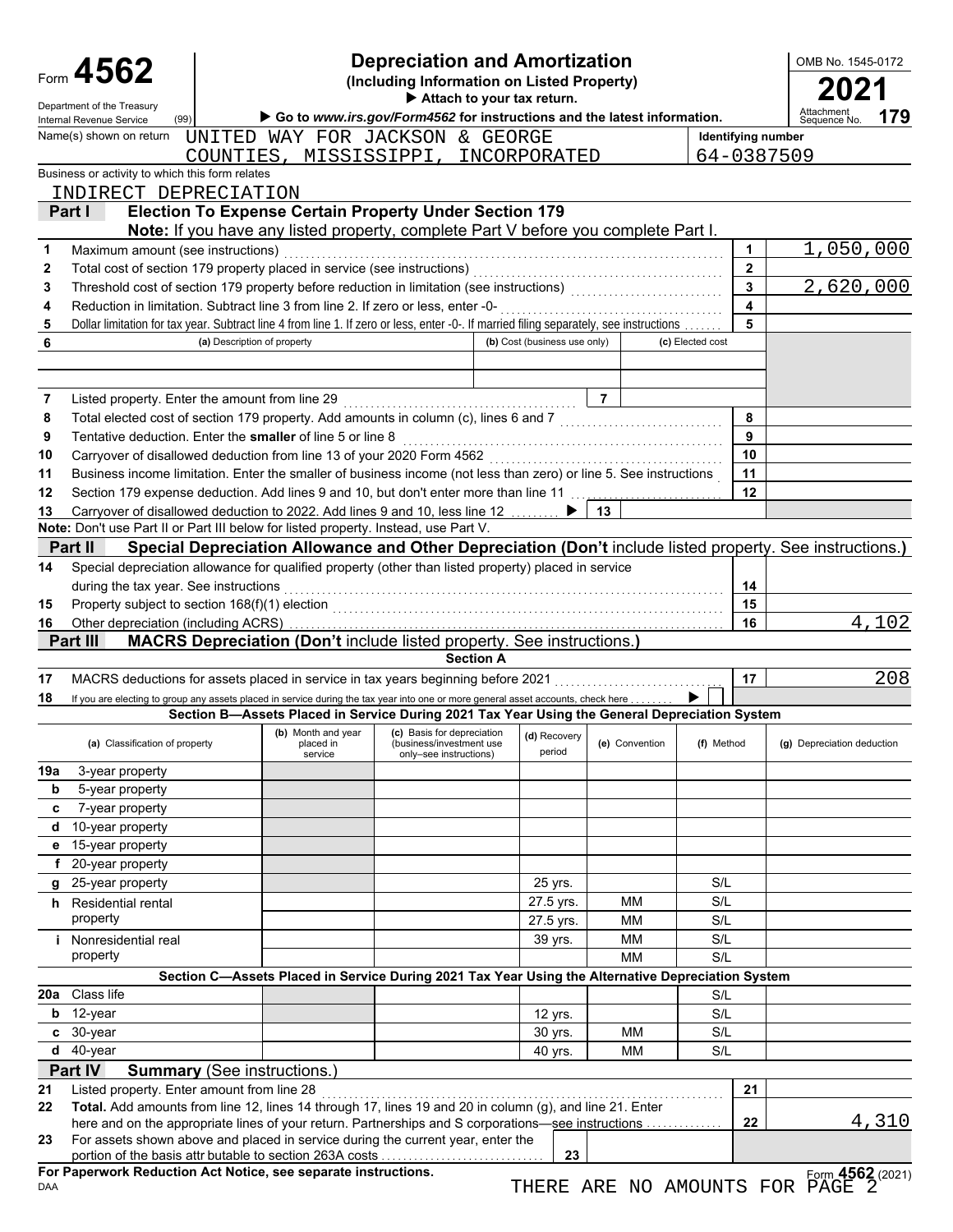# Form 4562 — Depreciation and Amortization

**(Including Information on Listed Property)**

▶ Attach to your tax return.

▶ Go to *www.irs.gov/Form4562* for instructions and the latest information.

Department of the Treasury
Internal Revenue Service (99)

OMB No. 1545-0172

**2021**

Attachment Sequence No. **179**

Name(s) shown on return: UNITED WAY FOR JACKSON & GEORGE COUNTIES, MISSISSIPPI, INCORPORATED

Identifying number: 64-0387509

Business or activity to which this form relates: INDIRECT DEPRECIATION

## Part I Election To Expense Certain Property Under Section 179

**Note:** If you have any listed property, complete Part V before you complete Part I.

| Line | Description | | Amount |
|---|---|---|---|
| 1 | Maximum amount (see instructions) | 1 | 1,050,000 |
| 2 | Total cost of section 179 property placed in service (see instructions) | 2 | |
| 3 | Threshold cost of section 179 property before reduction in limitation (see instructions) | 3 | 2,620,000 |
| 4 | Reduction in limitation. Subtract line 3 from line 2. If zero or less, enter -0- | 4 | |
| 5 | Dollar limitation for tax year. Subtract line 4 from line 1. If zero or less, enter -0-. If married filing separately, see instructions | 5 | |

| 6 (a) Description of property | (b) Cost (business use only) | (c) Elected cost |
|---|---|---|
| | | |
| | | |

| Line | Description | | Amount |
|---|---|---|---|
| 7 | Listed property. Enter the amount from line 29 | 7 | |
| 8 | Total elected cost of section 179 property. Add amounts in column (c), lines 6 and 7 | 8 | |
| 9 | Tentative deduction. Enter the **smaller** of line 5 or line 8 | 9 | |
| 10 | Carryover of disallowed deduction from line 13 of your 2020 Form 4562 | 10 | |
| 11 | Business income limitation. Enter the smaller of business income (not less than zero) or line 5. See instructions | 11 | |
| 12 | Section 179 expense deduction. Add lines 9 and 10, but don't enter more than line 11 | 12 | |
| 13 | Carryover of disallowed deduction to 2022. Add lines 9 and 10, less line 12 ▶ | 13 | |

**Note:** Don't use Part II or Part III below for listed property. Instead, use Part V.

## Part II Special Depreciation Allowance and Other Depreciation (Don't include listed property. See instructions.)

| Line | Description | | Amount |
|---|---|---|---|
| 14 | Special depreciation allowance for qualified property (other than listed property) placed in service during the tax year. See instructions | 14 | |
| 15 | Property subject to section 168(f)(1) election | 15 | |
| 16 | Other depreciation (including ACRS) | 16 | 4,102 |

## Part III MACRS Depreciation (Don't include listed property. See instructions.)

**Section A**

| Line | Description | | Amount |
|---|---|---|---|
| 17 | MACRS deductions for assets placed in service in tax years beginning before 2021 | 17 | 208 |
| 18 | If you are electing to group any assets placed in service during the tax year into one or more general asset accounts, check here ▶ ☐ | | |

**Section B—Assets Placed in Service During 2021 Tax Year Using the General Depreciation System**

| (a) Classification of property | (b) Month and year placed in service | (c) Basis for depreciation (business/investment use only–see instructions) | (d) Recovery period | (e) Convention | (f) Method | (g) Depreciation deduction |
|---|---|---|---|---|---|---|
| 19a 3-year property | | | | | | |
| b 5-year property | | | | | | |
| c 7-year property | | | | | | |
| d 10-year property | | | | | | |
| e 15-year property | | | | | | |
| f 20-year property | | | | | | |
| g 25-year property | | | 25 yrs. | | S/L | |
| h Residential rental property | | | 27.5 yrs. | MM | S/L | |
| | | | 27.5 yrs. | MM | S/L | |
| i Nonresidential real property | | | 39 yrs. | MM | S/L | |
| | | | | MM | S/L | |

**Section C—Assets Placed in Service During 2021 Tax Year Using the Alternative Depreciation System**

| (a) Classification of property | (b) Month and year placed in service | (c) Basis for depreciation | (d) Recovery period | (e) Convention | (f) Method | (g) Depreciation deduction |
|---|---|---|---|---|---|---|
| 20a Class life | | | | | S/L | |
| b 12-year | | | 12 yrs. | | S/L | |
| c 30-year | | | 30 yrs. | MM | S/L | |
| d 40-year | | | 40 yrs. | MM | S/L | |

## Part IV Summary (See instructions.)

| Line | Description | | Amount |
|---|---|---|---|
| 21 | Listed property. Enter amount from line 28 | 21 | |
| 22 | **Total.** Add amounts from line 12, lines 14 through 17, lines 19 and 20 in column (g), and line 21. Enter here and on the appropriate lines of your return. Partnerships and S corporations—see instructions | 22 | 4,310 |
| 23 | For assets shown above and placed in service during the current year, enter the portion of the basis attributable to section 263A costs | 23 | |

**For Paperwork Reduction Act Notice, see separate instructions.**

DAA

Form **4562** (2021)

THERE ARE NO AMOUNTS FOR PAGE 2